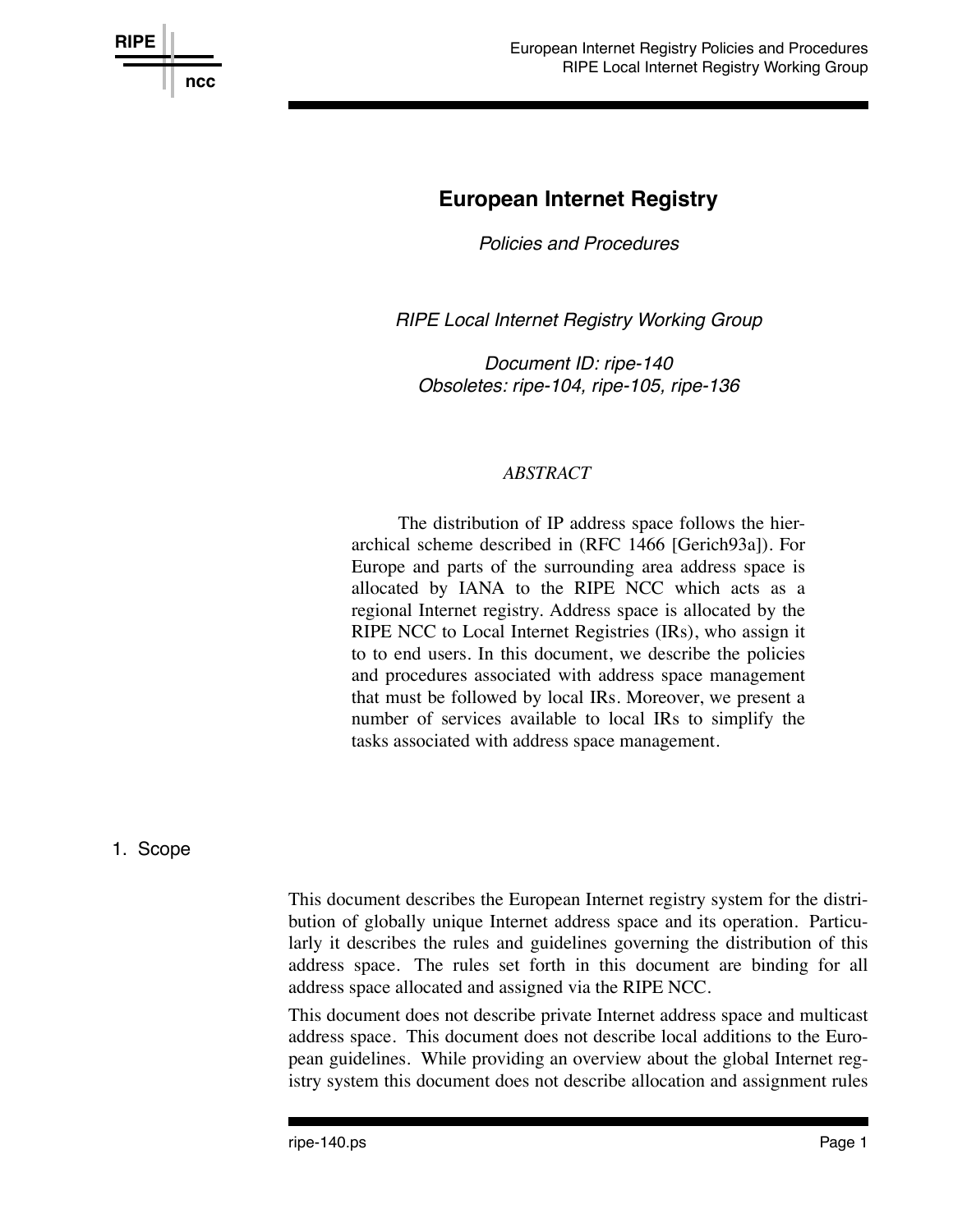# European Internet Registry

*Policies and Procedures*

*RIPE Local Internet Registry Working Group*

*Document ID: ripe-140*
*Obsoletes: ripe-104, ripe-105, ripe-136*

*ABSTRACT*

The distribution of IP address space follows the hierarchical scheme described in (RFC 1466 [Gerich93a]). For Europe and parts of the surrounding area address space is allocated by IANA to the RIPE NCC which acts as a regional Internet registry. Address space is allocated by the RIPE NCC to Local Internet Registries (IRs), who assign it to to end users. In this document, we describe the policies and procedures associated with address space management that must be followed by local IRs. Moreover, we present a number of services available to local IRs to simplify the tasks associated with address space management.

## 1. Scope

This document describes the European Internet registry system for the distribution of globally unique Internet address space and its operation. Particularly it describes the rules and guidelines governing the distribution of this address space. The rules set forth in this document are binding for all address space allocated and assigned via the RIPE NCC.

This document does not describe private Internet address space and multicast address space. This document does not describe local additions to the European guidelines. While providing an overview about the global Internet registry system this document does not describe allocation and assignment rules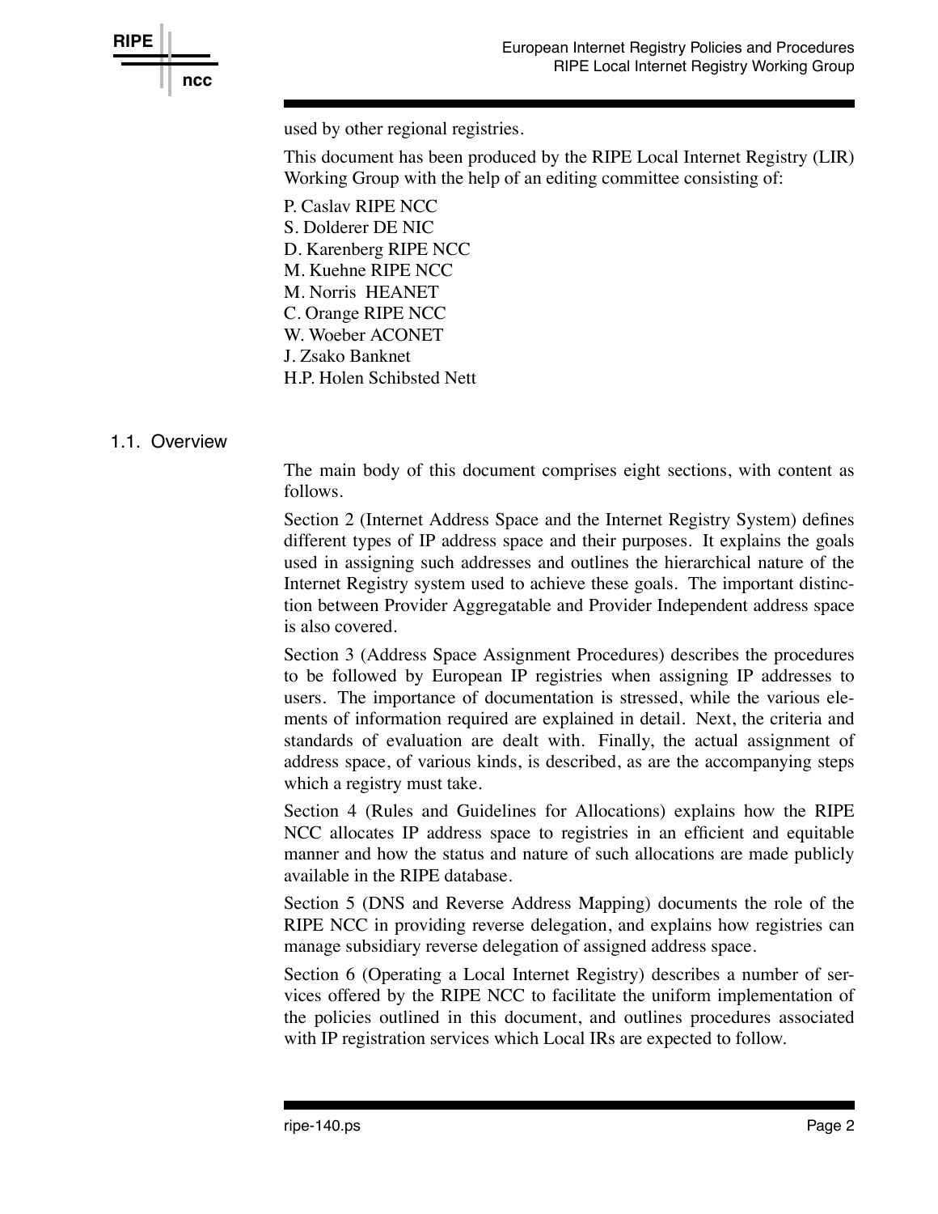used by other regional registries.

This document has been produced by the RIPE Local Internet Registry (LIR) Working Group with the help of an editing committee consisting of:

P. Caslav RIPE NCC
S. Dolderer DE NIC
D. Karenberg RIPE NCC
M. Kuehne RIPE NCC
M. Norris HEANET
C. Orange RIPE NCC
W. Woeber ACONET
J. Zsako Banknet
H.P. Holen Schibsted Nett

## 1.1. Overview

The main body of this document comprises eight sections, with content as follows.

Section 2 (Internet Address Space and the Internet Registry System) defines different types of IP address space and their purposes. It explains the goals used in assigning such addresses and outlines the hierarchical nature of the Internet Registry system used to achieve these goals. The important distinction between Provider Aggregatable and Provider Independent address space is also covered.

Section 3 (Address Space Assignment Procedures) describes the procedures to be followed by European IP registries when assigning IP addresses to users. The importance of documentation is stressed, while the various elements of information required are explained in detail. Next, the criteria and standards of evaluation are dealt with. Finally, the actual assignment of address space, of various kinds, is described, as are the accompanying steps which a registry must take.

Section 4 (Rules and Guidelines for Allocations) explains how the RIPE NCC allocates IP address space to registries in an efficient and equitable manner and how the status and nature of such allocations are made publicly available in the RIPE database.

Section 5 (DNS and Reverse Address Mapping) documents the role of the RIPE NCC in providing reverse delegation, and explains how registries can manage subsidiary reverse delegation of assigned address space.

Section 6 (Operating a Local Internet Registry) describes a number of services offered by the RIPE NCC to facilitate the uniform implementation of the policies outlined in this document, and outlines procedures associated with IP registration services which Local IRs are expected to follow.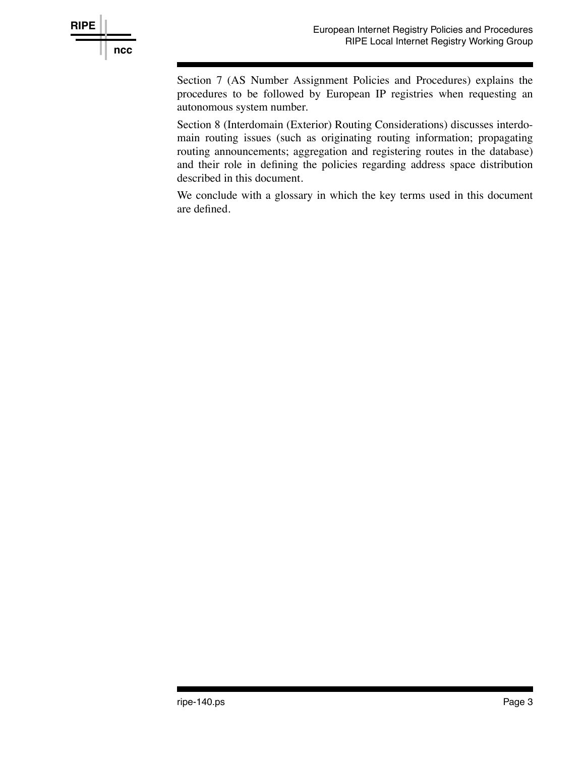Section 7 (AS Number Assignment Policies and Procedures) explains the procedures to be followed by European IP registries when requesting an autonomous system number.

Section 8 (Interdomain (Exterior) Routing Considerations) discusses interdomain routing issues (such as originating routing information; propagating routing announcements; aggregation and registering routes in the database) and their role in defining the policies regarding address space distribution described in this document.

We conclude with a glossary in which the key terms used in this document are defined.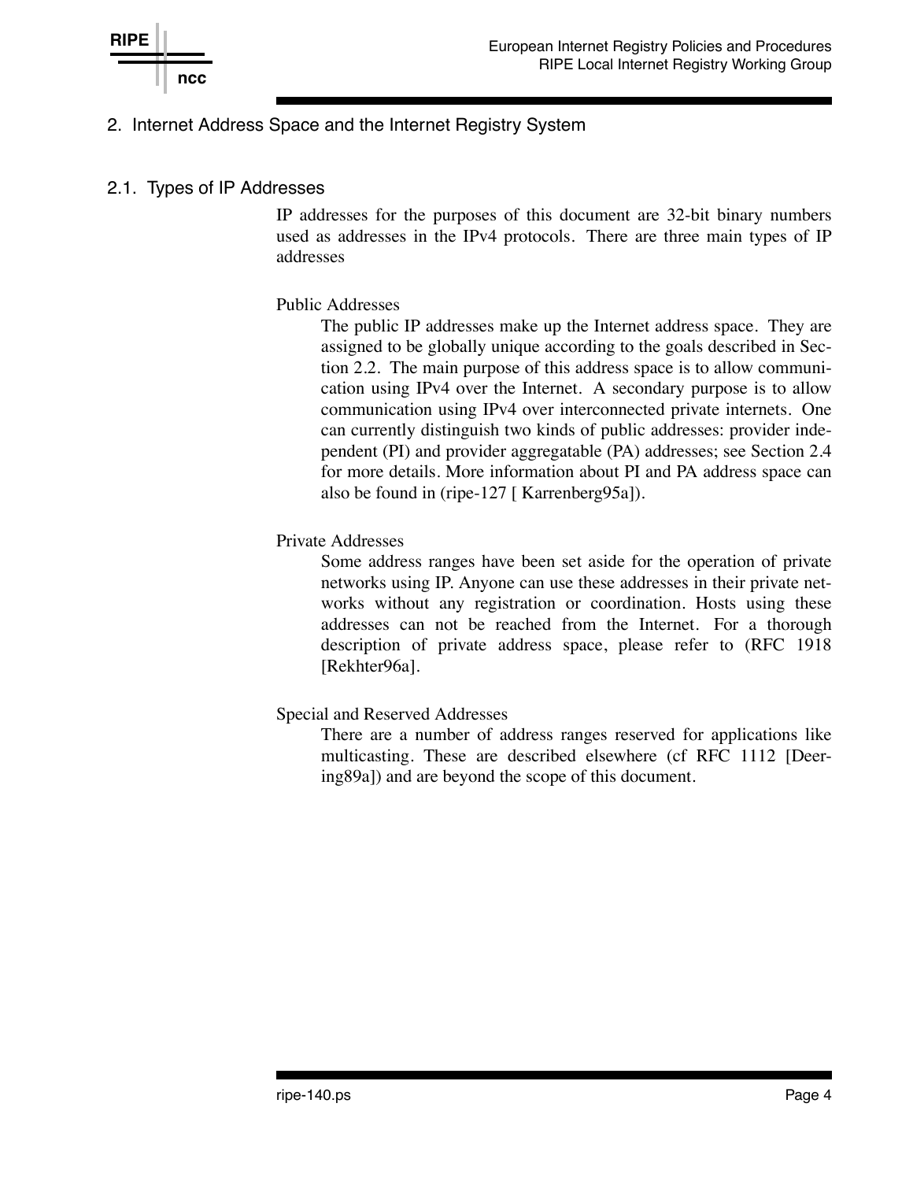## 2. Internet Address Space and the Internet Registry System

### 2.1. Types of IP Addresses

IP addresses for the purposes of this document are 32-bit binary numbers used as addresses in the IPv4 protocols. There are three main types of IP addresses

**Public Addresses**

The public IP addresses make up the Internet address space. They are assigned to be globally unique according to the goals described in Section 2.2. The main purpose of this address space is to allow communication using IPv4 over the Internet. A secondary purpose is to allow communication using IPv4 over interconnected private internets. One can currently distinguish two kinds of public addresses: provider independent (PI) and provider aggregatable (PA) addresses; see Section 2.4 for more details. More information about PI and PA address space can also be found in (ripe-127 [ Karrenberg95a]).

**Private Addresses**

Some address ranges have been set aside for the operation of private networks using IP. Anyone can use these addresses in their private networks without any registration or coordination. Hosts using these addresses can not be reached from the Internet. For a thorough description of private address space, please refer to (RFC 1918 [Rekhter96a].

**Special and Reserved Addresses**

There are a number of address ranges reserved for applications like multicasting. These are described elsewhere (cf RFC 1112 [Deering89a]) and are beyond the scope of this document.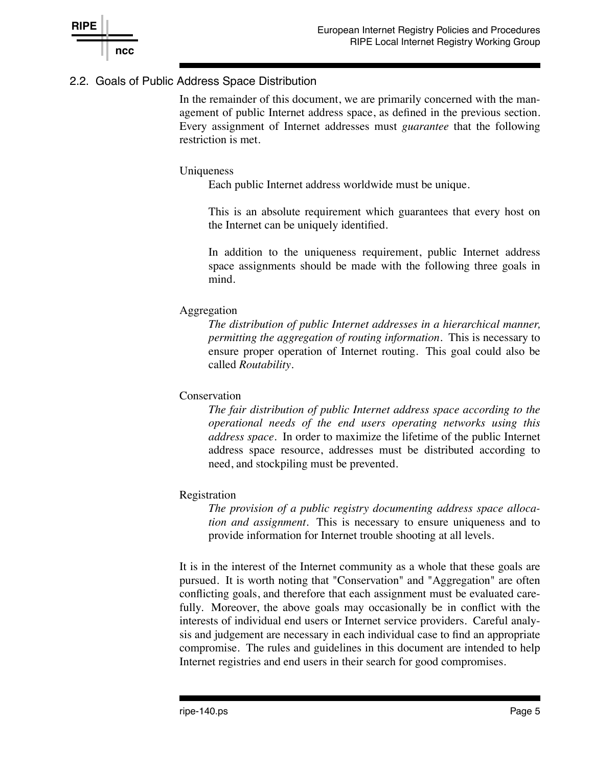## 2.2. Goals of Public Address Space Distribution

In the remainder of this document, we are primarily concerned with the management of public Internet address space, as defined in the previous section. Every assignment of Internet addresses must *guarantee* that the following restriction is met.

Uniqueness

Each public Internet address worldwide must be unique.

This is an absolute requirement which guarantees that every host on the Internet can be uniquely identified.

In addition to the uniqueness requirement, public Internet address space assignments should be made with the following three goals in mind.

Aggregation

*The distribution of public Internet addresses in a hierarchical manner, permitting the aggregation of routing information.* This is necessary to ensure proper operation of Internet routing. This goal could also be called *Routability*.

Conservation

*The fair distribution of public Internet address space according to the operational needs of the end users operating networks using this address space.* In order to maximize the lifetime of the public Internet address space resource, addresses must be distributed according to need, and stockpiling must be prevented.

Registration

*The provision of a public registry documenting address space allocation and assignment.* This is necessary to ensure uniqueness and to provide information for Internet trouble shooting at all levels.

It is in the interest of the Internet community as a whole that these goals are pursued. It is worth noting that "Conservation" and "Aggregation" are often conflicting goals, and therefore that each assignment must be evaluated carefully. Moreover, the above goals may occasionally be in conflict with the interests of individual end users or Internet service providers. Careful analysis and judgement are necessary in each individual case to find an appropriate compromise. The rules and guidelines in this document are intended to help Internet registries and end users in their search for good compromises.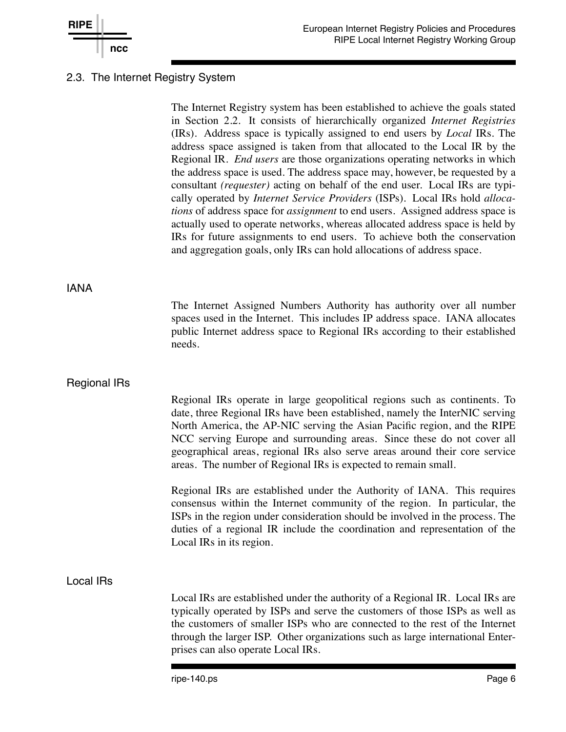## 2.3. The Internet Registry System

The Internet Registry system has been established to achieve the goals stated in Section 2.2. It consists of hierarchically organized *Internet Registries* (IRs). Address space is typically assigned to end users by *Local* IRs. The address space assigned is taken from that allocated to the Local IR by the Regional IR. *End users* are those organizations operating networks in which the address space is used. The address space may, however, be requested by a consultant *(requester)* acting on behalf of the end user. Local IRs are typically operated by *Internet Service Providers* (ISPs). Local IRs hold *allocations* of address space for *assignment* to end users. Assigned address space is actually used to operate networks, whereas allocated address space is held by IRs for future assignments to end users. To achieve both the conservation and aggregation goals, only IRs can hold allocations of address space.

### IANA

The Internet Assigned Numbers Authority has authority over all number spaces used in the Internet. This includes IP address space. IANA allocates public Internet address space to Regional IRs according to their established needs.

### Regional IRs

Regional IRs operate in large geopolitical regions such as continents. To date, three Regional IRs have been established, namely the InterNIC serving North America, the AP-NIC serving the Asian Pacific region, and the RIPE NCC serving Europe and surrounding areas. Since these do not cover all geographical areas, regional IRs also serve areas around their core service areas. The number of Regional IRs is expected to remain small.

Regional IRs are established under the Authority of IANA. This requires consensus within the Internet community of the region. In particular, the ISPs in the region under consideration should be involved in the process. The duties of a regional IR include the coordination and representation of the Local IRs in its region.

### Local IRs

Local IRs are established under the authority of a Regional IR. Local IRs are typically operated by ISPs and serve the customers of those ISPs as well as the customers of smaller ISPs who are connected to the rest of the Internet through the larger ISP. Other organizations such as large international Enterprises can also operate Local IRs.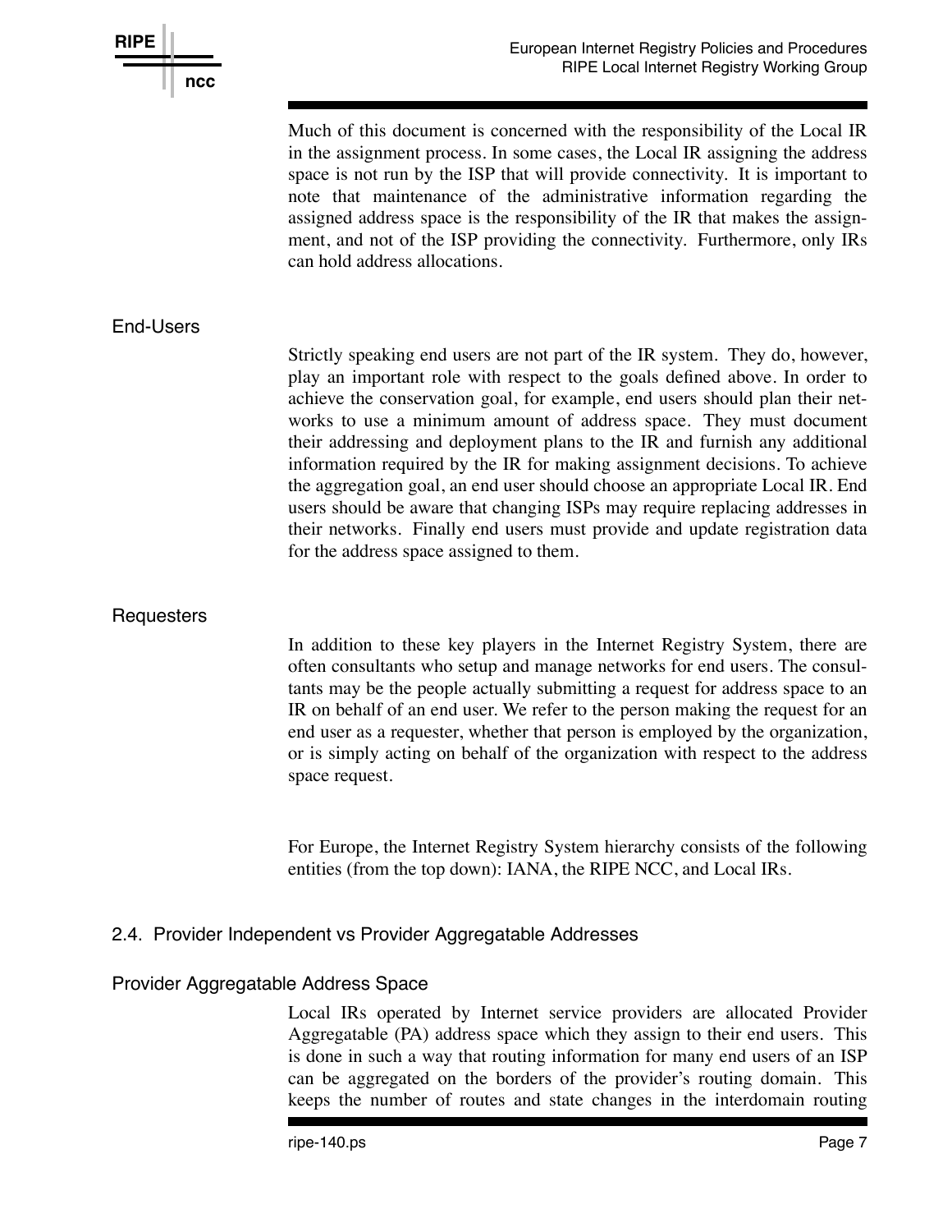Much of this document is concerned with the responsibility of the Local IR in the assignment process. In some cases, the Local IR assigning the address space is not run by the ISP that will provide connectivity. It is important to note that maintenance of the administrative information regarding the assigned address space is the responsibility of the IR that makes the assignment, and not of the ISP providing the connectivity. Furthermore, only IRs can hold address allocations.

### End-Users

Strictly speaking end users are not part of the IR system. They do, however, play an important role with respect to the goals defined above. In order to achieve the conservation goal, for example, end users should plan their networks to use a minimum amount of address space. They must document their addressing and deployment plans to the IR and furnish any additional information required by the IR for making assignment decisions. To achieve the aggregation goal, an end user should choose an appropriate Local IR. End users should be aware that changing ISPs may require replacing addresses in their networks. Finally end users must provide and update registration data for the address space assigned to them.

### Requesters

In addition to these key players in the Internet Registry System, there are often consultants who setup and manage networks for end users. The consultants may be the people actually submitting a request for address space to an IR on behalf of an end user. We refer to the person making the request for an end user as a requester, whether that person is employed by the organization, or is simply acting on behalf of the organization with respect to the address space request.

For Europe, the Internet Registry System hierarchy consists of the following entities (from the top down): IANA, the RIPE NCC, and Local IRs.

## 2.4. Provider Independent vs Provider Aggregatable Addresses

### Provider Aggregatable Address Space

Local IRs operated by Internet service providers are allocated Provider Aggregatable (PA) address space which they assign to their end users. This is done in such a way that routing information for many end users of an ISP can be aggregated on the borders of the provider's routing domain. This keeps the number of routes and state changes in the interdomain routing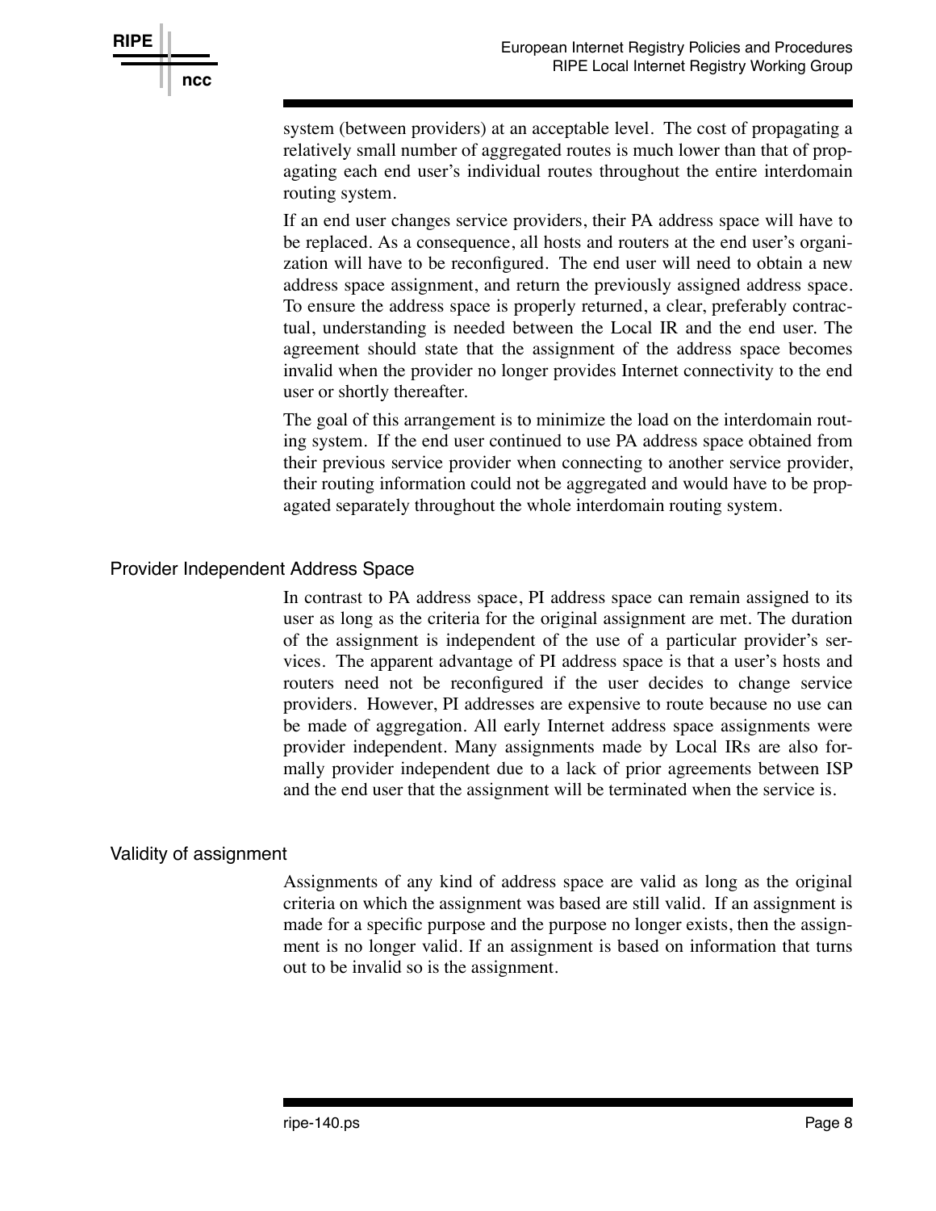system (between providers) at an acceptable level. The cost of propagating a relatively small number of aggregated routes is much lower than that of propagating each end user's individual routes throughout the entire interdomain routing system.

If an end user changes service providers, their PA address space will have to be replaced. As a consequence, all hosts and routers at the end user's organization will have to be reconfigured. The end user will need to obtain a new address space assignment, and return the previously assigned address space. To ensure the address space is properly returned, a clear, preferably contractual, understanding is needed between the Local IR and the end user. The agreement should state that the assignment of the address space becomes invalid when the provider no longer provides Internet connectivity to the end user or shortly thereafter.

The goal of this arrangement is to minimize the load on the interdomain routing system. If the end user continued to use PA address space obtained from their previous service provider when connecting to another service provider, their routing information could not be aggregated and would have to be propagated separately throughout the whole interdomain routing system.

### Provider Independent Address Space

In contrast to PA address space, PI address space can remain assigned to its user as long as the criteria for the original assignment are met. The duration of the assignment is independent of the use of a particular provider's services. The apparent advantage of PI address space is that a user's hosts and routers need not be reconfigured if the user decides to change service providers. However, PI addresses are expensive to route because no use can be made of aggregation. All early Internet address space assignments were provider independent. Many assignments made by Local IRs are also formally provider independent due to a lack of prior agreements between ISP and the end user that the assignment will be terminated when the service is.

### Validity of assignment

Assignments of any kind of address space are valid as long as the original criteria on which the assignment was based are still valid. If an assignment is made for a specific purpose and the purpose no longer exists, then the assignment is no longer valid. If an assignment is based on information that turns out to be invalid so is the assignment.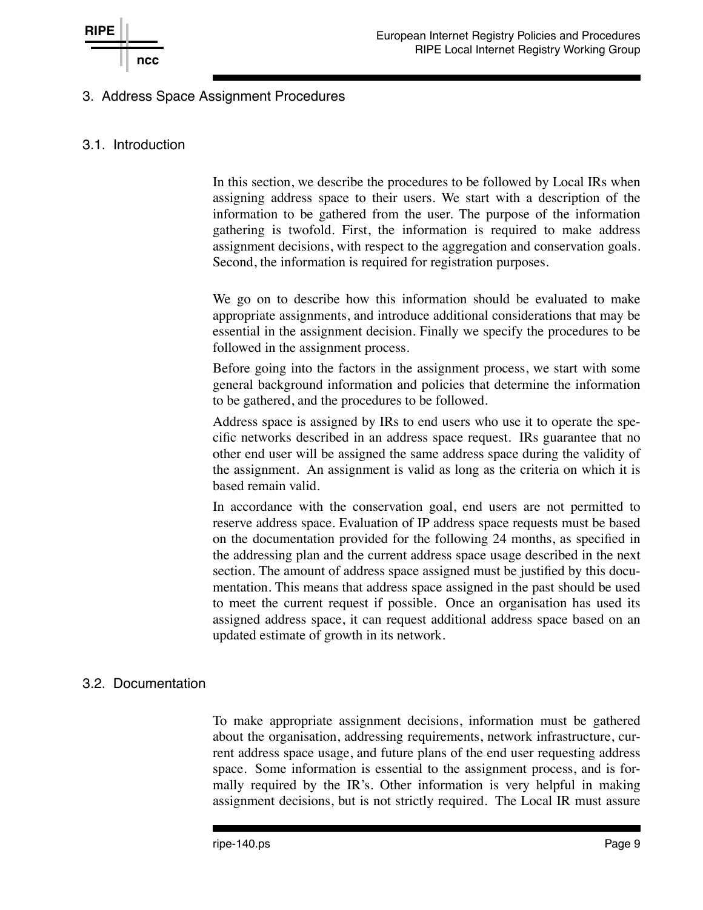# 3. Address Space Assignment Procedures

## 3.1. Introduction

In this section, we describe the procedures to be followed by Local IRs when assigning address space to their users. We start with a description of the information to be gathered from the user. The purpose of the information gathering is twofold. First, the information is required to make address assignment decisions, with respect to the aggregation and conservation goals. Second, the information is required for registration purposes.

We go on to describe how this information should be evaluated to make appropriate assignments, and introduce additional considerations that may be essential in the assignment decision. Finally we specify the procedures to be followed in the assignment process.

Before going into the factors in the assignment process, we start with some general background information and policies that determine the information to be gathered, and the procedures to be followed.

Address space is assigned by IRs to end users who use it to operate the specific networks described in an address space request. IRs guarantee that no other end user will be assigned the same address space during the validity of the assignment. An assignment is valid as long as the criteria on which it is based remain valid.

In accordance with the conservation goal, end users are not permitted to reserve address space. Evaluation of IP address space requests must be based on the documentation provided for the following 24 months, as specified in the addressing plan and the current address space usage described in the next section. The amount of address space assigned must be justified by this documentation. This means that address space assigned in the past should be used to meet the current request if possible. Once an organisation has used its assigned address space, it can request additional address space based on an updated estimate of growth in its network.

## 3.2. Documentation

To make appropriate assignment decisions, information must be gathered about the organisation, addressing requirements, network infrastructure, current address space usage, and future plans of the end user requesting address space. Some information is essential to the assignment process, and is formally required by the IR's. Other information is very helpful in making assignment decisions, but is not strictly required. The Local IR must assure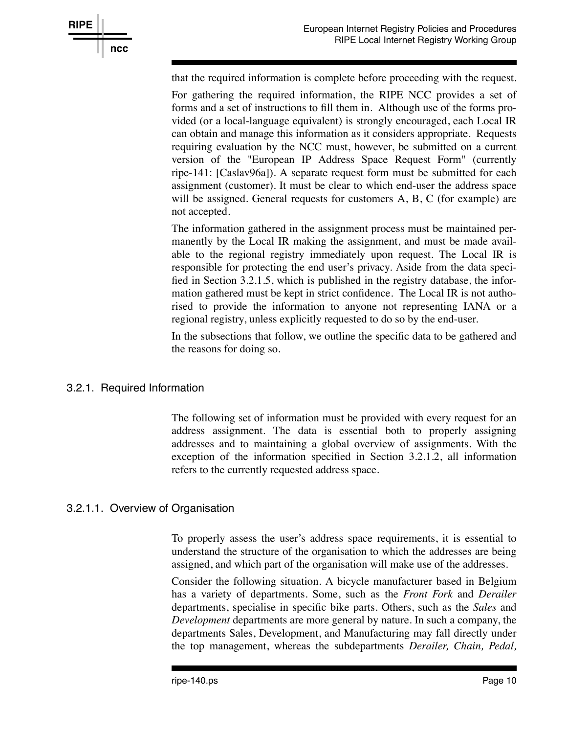that the required information is complete before proceeding with the request.

For gathering the required information, the RIPE NCC provides a set of forms and a set of instructions to fill them in. Although use of the forms provided (or a local-language equivalent) is strongly encouraged, each Local IR can obtain and manage this information as it considers appropriate. Requests requiring evaluation by the NCC must, however, be submitted on a current version of the "European IP Address Space Request Form" (currently ripe-141: [Caslav96a]). A separate request form must be submitted for each assignment (customer). It must be clear to which end-user the address space will be assigned. General requests for customers A, B, C (for example) are not accepted.

The information gathered in the assignment process must be maintained permanently by the Local IR making the assignment, and must be made available to the regional registry immediately upon request. The Local IR is responsible for protecting the end user's privacy. Aside from the data specified in Section 3.2.1.5, which is published in the registry database, the information gathered must be kept in strict confidence. The Local IR is not authorised to provide the information to anyone not representing IANA or a regional registry, unless explicitly requested to do so by the end-user.

In the subsections that follow, we outline the specific data to be gathered and the reasons for doing so.

### 3.2.1. Required Information

The following set of information must be provided with every request for an address assignment. The data is essential both to properly assigning addresses and to maintaining a global overview of assignments. With the exception of the information specified in Section 3.2.1.2, all information refers to the currently requested address space.

#### 3.2.1.1. Overview of Organisation

To properly assess the user's address space requirements, it is essential to understand the structure of the organisation to which the addresses are being assigned, and which part of the organisation will make use of the addresses.

Consider the following situation. A bicycle manufacturer based in Belgium has a variety of departments. Some, such as the *Front Fork* and *Derailer* departments, specialise in specific bike parts. Others, such as the *Sales* and *Development* departments are more general by nature. In such a company, the departments Sales, Development, and Manufacturing may fall directly under the top management, whereas the subdepartments *Derailer, Chain, Pedal,*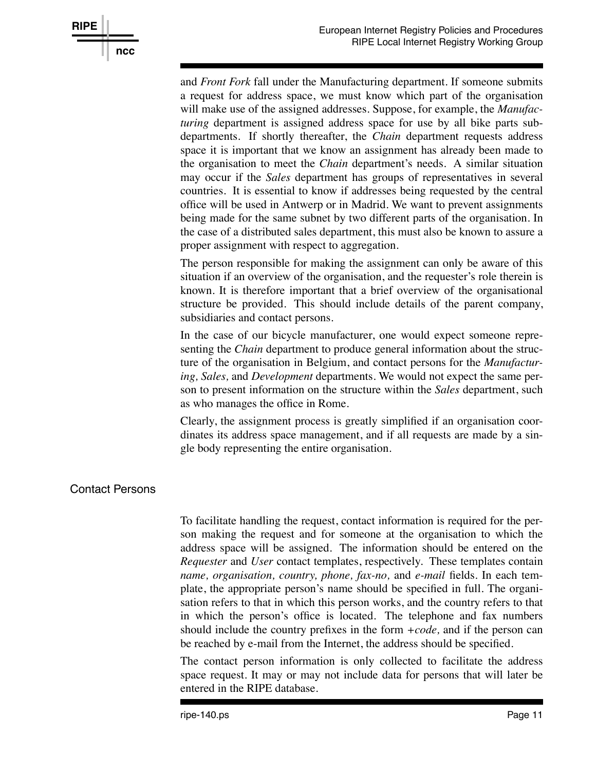and *Front Fork* fall under the Manufacturing department. If someone submits a request for address space, we must know which part of the organisation will make use of the assigned addresses. Suppose, for example, the *Manufacturing* department is assigned address space for use by all bike parts sub-departments. If shortly thereafter, the *Chain* department requests address space it is important that we know an assignment has already been made to the organisation to meet the *Chain* department's needs. A similar situation may occur if the *Sales* department has groups of representatives in several countries. It is essential to know if addresses being requested by the central office will be used in Antwerp or in Madrid. We want to prevent assignments being made for the same subnet by two different parts of the organisation. In the case of a distributed sales department, this must also be known to assure a proper assignment with respect to aggregation.

The person responsible for making the assignment can only be aware of this situation if an overview of the organisation, and the requester's role therein is known. It is therefore important that a brief overview of the organisational structure be provided. This should include details of the parent company, subsidiaries and contact persons.

In the case of our bicycle manufacturer, one would expect someone representing the *Chain* department to produce general information about the structure of the organisation in Belgium, and contact persons for the *Manufacturing, Sales,* and *Development* departments. We would not expect the same person to present information on the structure within the *Sales* department, such as who manages the office in Rome.

Clearly, the assignment process is greatly simplified if an organisation coordinates its address space management, and if all requests are made by a single body representing the entire organisation.

## Contact Persons

To facilitate handling the request, contact information is required for the person making the request and for someone at the organisation to which the address space will be assigned. The information should be entered on the *Requester* and *User* contact templates, respectively. These templates contain *name, organisation, country, phone, fax-no,* and *e-mail* fields. In each template, the appropriate person's name should be specified in full. The organisation refers to that in which this person works, and the country refers to that in which the person's office is located. The telephone and fax numbers should include the country prefixes in the form *+code,* and if the person can be reached by e-mail from the Internet, the address should be specified.

The contact person information is only collected to facilitate the address space request. It may or may not include data for persons that will later be entered in the RIPE database.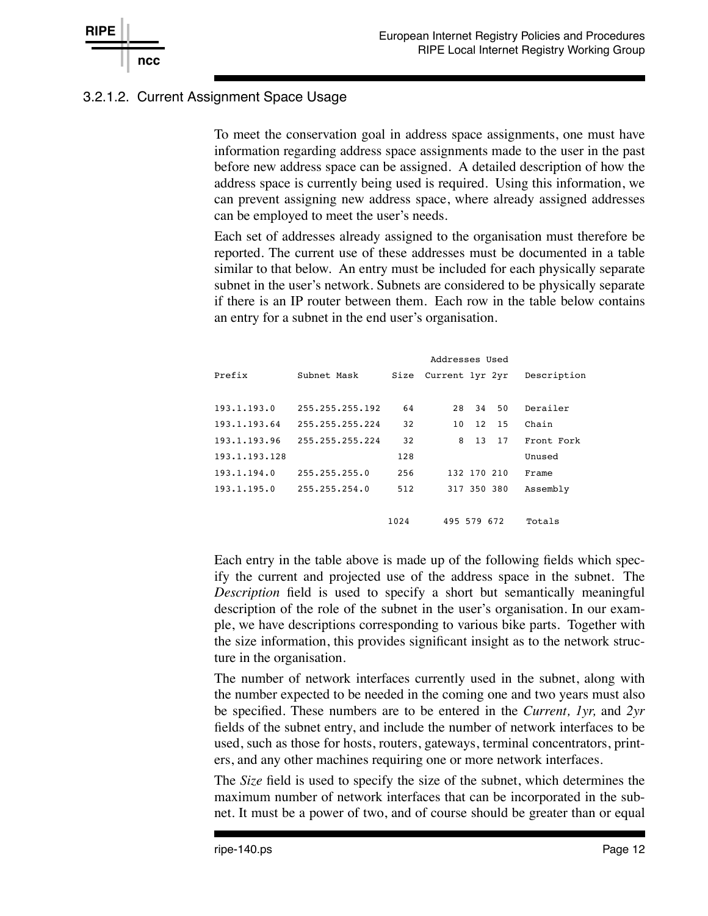### 3.2.1.2. Current Assignment Space Usage

To meet the conservation goal in address space assignments, one must have information regarding address space assignments made to the user in the past before new address space can be assigned. A detailed description of how the address space is currently being used is required. Using this information, we can prevent assigning new address space, where already assigned addresses can be employed to meet the user's needs.

Each set of addresses already assigned to the organisation must therefore be reported. The current use of these addresses must be documented in a table similar to that below. An entry must be included for each physically separate subnet in the user's network. Subnets are considered to be physically separate if there is an IP router between them. Each row in the table below contains an entry for a subnet in the end user's organisation.

| Prefix | Subnet Mask | Size | Addresses Used | | | Description |
|---|---|---|---|---|---|---|
| | | | Current | 1yr | 2yr | |
| 193.1.193.0 | 255.255.255.192 | 64 | 28 | 34 | 50 | Derailer |
| 193.1.193.64 | 255.255.255.224 | 32 | 10 | 12 | 15 | Chain |
| 193.1.193.96 | 255.255.255.224 | 32 | 8 | 13 | 17 | Front Fork |
| 193.1.193.128 | | 128 | | | | Unused |
| 193.1.194.0 | 255.255.255.0 | 256 | 132 | 170 | 210 | Frame |
| 193.1.195.0 | 255.255.254.0 | 512 | 317 | 350 | 380 | Assembly |
| | | 1024 | 495 | 579 | 672 | Totals |

Each entry in the table above is made up of the following fields which specify the current and projected use of the address space in the subnet. The *Description* field is used to specify a short but semantically meaningful description of the role of the subnet in the user's organisation. In our example, we have descriptions corresponding to various bike parts. Together with the size information, this provides significant insight as to the network structure in the organisation.

The number of network interfaces currently used in the subnet, along with the number expected to be needed in the coming one and two years must also be specified. These numbers are to be entered in the *Current, 1yr,* and *2yr* fields of the subnet entry, and include the number of network interfaces to be used, such as those for hosts, routers, gateways, terminal concentrators, printers, and any other machines requiring one or more network interfaces.

The *Size* field is used to specify the size of the subnet, which determines the maximum number of network interfaces that can be incorporated in the subnet. It must be a power of two, and of course should be greater than or equal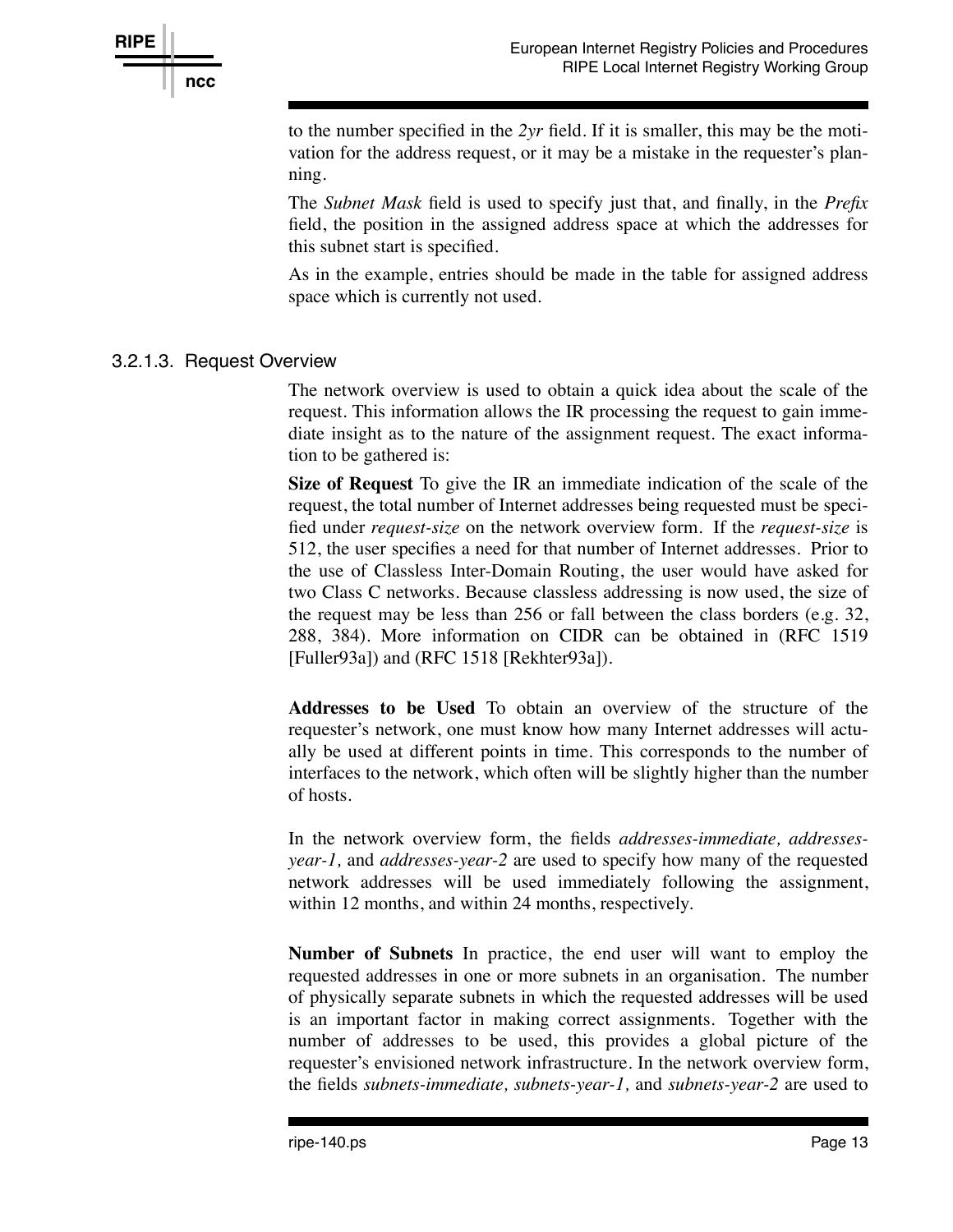to the number specified in the *2yr* field. If it is smaller, this may be the motivation for the address request, or it may be a mistake in the requester's planning.

The *Subnet Mask* field is used to specify just that, and finally, in the *Prefix* field, the position in the assigned address space at which the addresses for this subnet start is specified.

As in the example, entries should be made in the table for assigned address space which is currently not used.

### 3.2.1.3. Request Overview

The network overview is used to obtain a quick idea about the scale of the request. This information allows the IR processing the request to gain immediate insight as to the nature of the assignment request. The exact information to be gathered is:

**Size of Request** To give the IR an immediate indication of the scale of the request, the total number of Internet addresses being requested must be specified under *request-size* on the network overview form. If the *request-size* is 512, the user specifies a need for that number of Internet addresses. Prior to the use of Classless Inter-Domain Routing, the user would have asked for two Class C networks. Because classless addressing is now used, the size of the request may be less than 256 or fall between the class borders (e.g. 32, 288, 384). More information on CIDR can be obtained in (RFC 1519 [Fuller93a]) and (RFC 1518 [Rekhter93a]).

**Addresses to be Used** To obtain an overview of the structure of the requester's network, one must know how many Internet addresses will actually be used at different points in time. This corresponds to the number of interfaces to the network, which often will be slightly higher than the number of hosts.

In the network overview form, the fields *addresses-immediate, addresses-year-1,* and *addresses-year-2* are used to specify how many of the requested network addresses will be used immediately following the assignment, within 12 months, and within 24 months, respectively.

**Number of Subnets** In practice, the end user will want to employ the requested addresses in one or more subnets in an organisation. The number of physically separate subnets in which the requested addresses will be used is an important factor in making correct assignments. Together with the number of addresses to be used, this provides a global picture of the requester's envisioned network infrastructure. In the network overview form, the fields *subnets-immediate, subnets-year-1,* and *subnets-year-2* are used to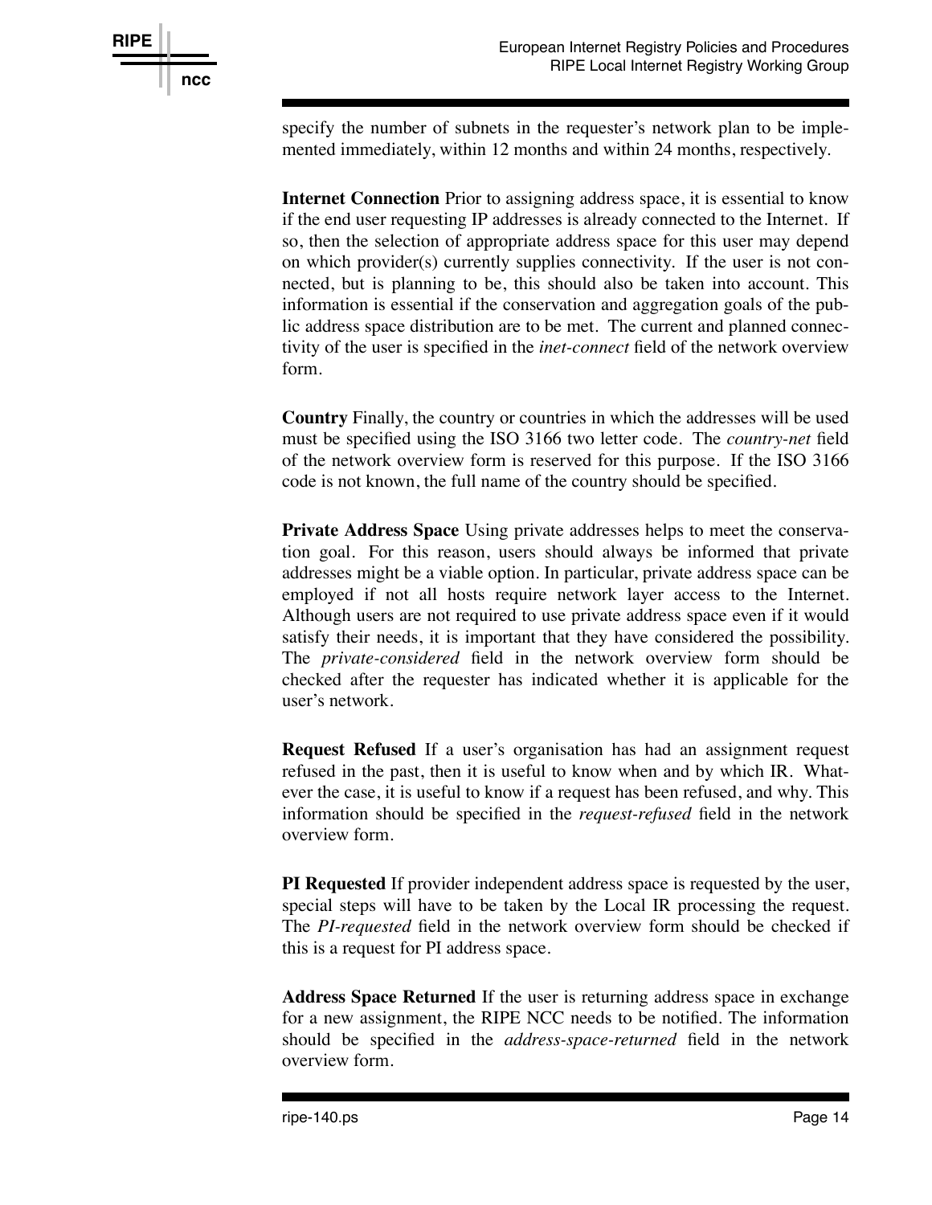specify the number of subnets in the requester's network plan to be implemented immediately, within 12 months and within 24 months, respectively.

**Internet Connection** Prior to assigning address space, it is essential to know if the end user requesting IP addresses is already connected to the Internet. If so, then the selection of appropriate address space for this user may depend on which provider(s) currently supplies connectivity. If the user is not connected, but is planning to be, this should also be taken into account. This information is essential if the conservation and aggregation goals of the public address space distribution are to be met. The current and planned connectivity of the user is specified in the *inet-connect* field of the network overview form.

**Country** Finally, the country or countries in which the addresses will be used must be specified using the ISO 3166 two letter code. The *country-net* field of the network overview form is reserved for this purpose. If the ISO 3166 code is not known, the full name of the country should be specified.

**Private Address Space** Using private addresses helps to meet the conservation goal. For this reason, users should always be informed that private addresses might be a viable option. In particular, private address space can be employed if not all hosts require network layer access to the Internet. Although users are not required to use private address space even if it would satisfy their needs, it is important that they have considered the possibility. The *private-considered* field in the network overview form should be checked after the requester has indicated whether it is applicable for the user's network.

**Request Refused** If a user's organisation has had an assignment request refused in the past, then it is useful to know when and by which IR. Whatever the case, it is useful to know if a request has been refused, and why. This information should be specified in the *request-refused* field in the network overview form.

**PI Requested** If provider independent address space is requested by the user, special steps will have to be taken by the Local IR processing the request. The *PI-requested* field in the network overview form should be checked if this is a request for PI address space.

**Address Space Returned** If the user is returning address space in exchange for a new assignment, the RIPE NCC needs to be notified. The information should be specified in the *address-space-returned* field in the network overview form.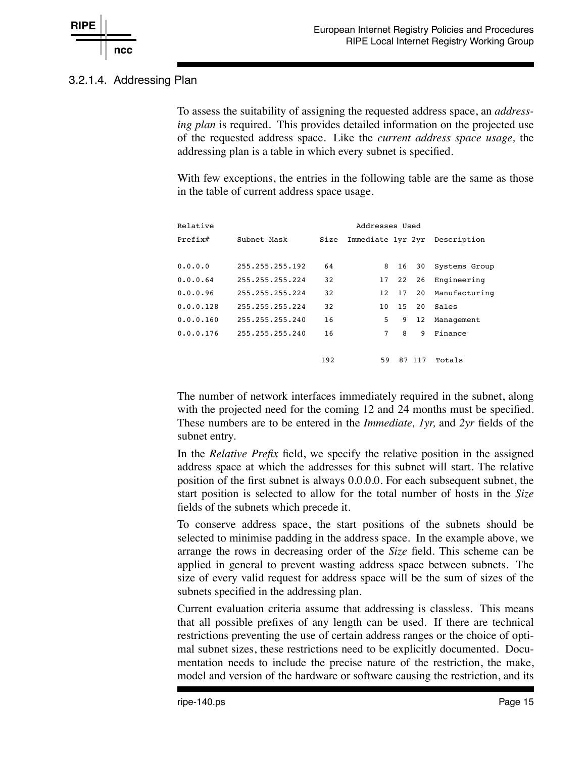### 3.2.1.4. Addressing Plan

To assess the suitability of assigning the requested address space, an *addressing plan* is required. This provides detailed information on the projected use of the requested address space. Like the *current address space usage,* the addressing plan is a table in which every subnet is specified.

With few exceptions, the entries in the following table are the same as those in the table of current address space usage.

| Relative Prefix# | Subnet Mask | Size | Addresses Used Immediate | 1yr | 2yr | Description |
|---|---|---|---|---|---|---|
| 0.0.0.0 | 255.255.255.192 | 64 | 8 | 16 | 30 | Systems Group |
| 0.0.0.64 | 255.255.255.224 | 32 | 17 | 22 | 26 | Engineering |
| 0.0.0.96 | 255.255.255.224 | 32 | 12 | 17 | 20 | Manufacturing |
| 0.0.0.128 | 255.255.255.224 | 32 | 10 | 15 | 20 | Sales |
| 0.0.0.160 | 255.255.255.240 | 16 | 5 | 9 | 12 | Management |
| 0.0.0.176 | 255.255.255.240 | 16 | 7 | 8 | 9 | Finance |
| | | 192 | 59 | 87 | 117 | Totals |

The number of network interfaces immediately required in the subnet, along with the projected need for the coming 12 and 24 months must be specified. These numbers are to be entered in the *Immediate, 1yr,* and *2yr* fields of the subnet entry.

In the *Relative Prefix* field, we specify the relative position in the assigned address space at which the addresses for this subnet will start. The relative position of the first subnet is always 0.0.0.0. For each subsequent subnet, the start position is selected to allow for the total number of hosts in the *Size* fields of the subnets which precede it.

To conserve address space, the start positions of the subnets should be selected to minimise padding in the address space. In the example above, we arrange the rows in decreasing order of the *Size* field. This scheme can be applied in general to prevent wasting address space between subnets. The size of every valid request for address space will be the sum of sizes of the subnets specified in the addressing plan.

Current evaluation criteria assume that addressing is classless. This means that all possible prefixes of any length can be used. If there are technical restrictions preventing the use of certain address ranges or the choice of optimal subnet sizes, these restrictions need to be explicitly documented. Documentation needs to include the precise nature of the restriction, the make, model and version of the hardware or software causing the restriction, and its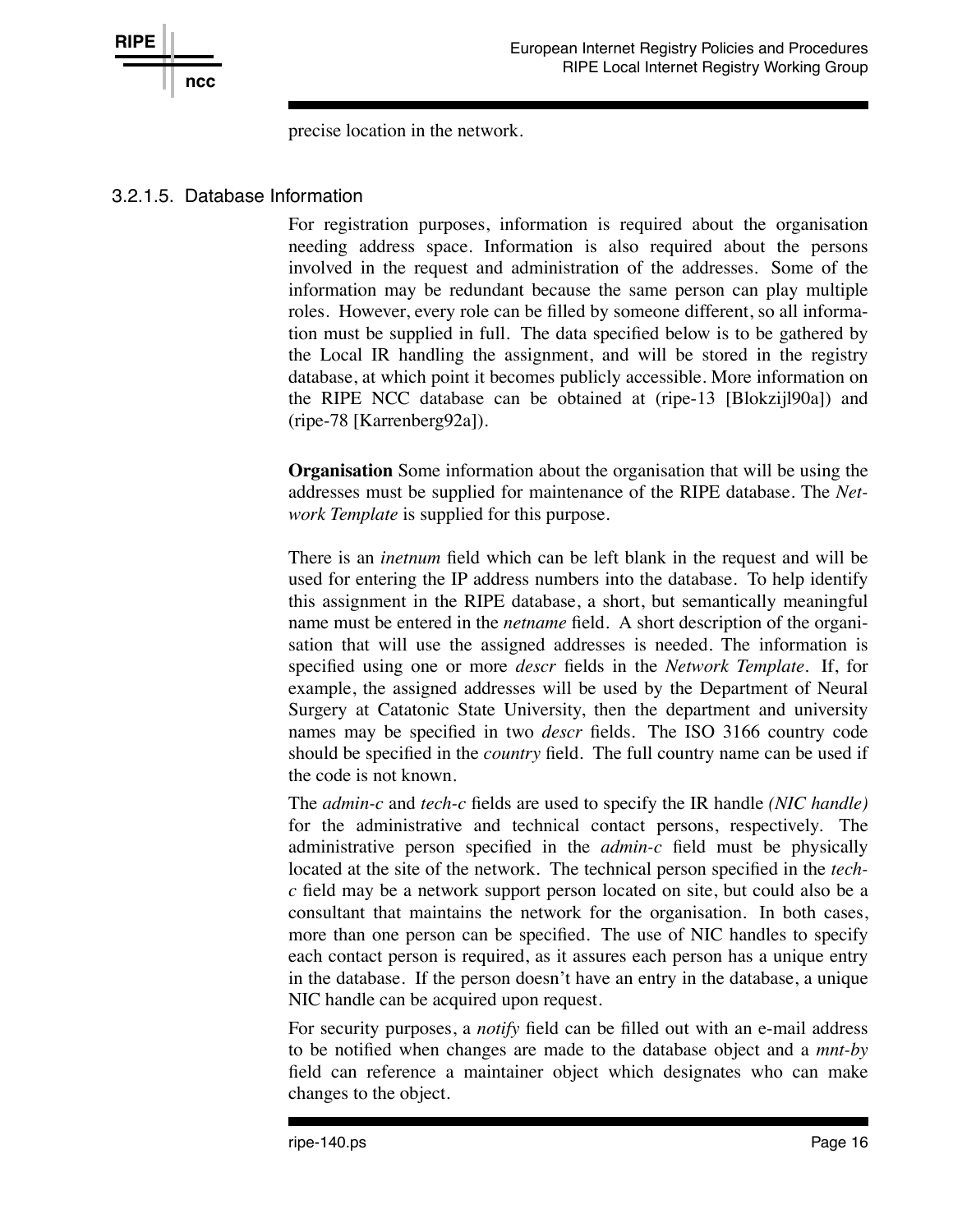precise location in the network.

### 3.2.1.5. Database Information

For registration purposes, information is required about the organisation needing address space. Information is also required about the persons involved in the request and administration of the addresses. Some of the information may be redundant because the same person can play multiple roles. However, every role can be filled by someone different, so all information must be supplied in full. The data specified below is to be gathered by the Local IR handling the assignment, and will be stored in the registry database, at which point it becomes publicly accessible. More information on the RIPE NCC database can be obtained at (ripe-13 [Blokzijl90a]) and (ripe-78 [Karrenberg92a]).

**Organisation** Some information about the organisation that will be using the addresses must be supplied for maintenance of the RIPE database. The *Network Template* is supplied for this purpose.

There is an *inetnum* field which can be left blank in the request and will be used for entering the IP address numbers into the database. To help identify this assignment in the RIPE database, a short, but semantically meaningful name must be entered in the *netname* field. A short description of the organisation that will use the assigned addresses is needed. The information is specified using one or more *descr* fields in the *Network Template*. If, for example, the assigned addresses will be used by the Department of Neural Surgery at Catatonic State University, then the department and university names may be specified in two *descr* fields. The ISO 3166 country code should be specified in the *country* field. The full country name can be used if the code is not known.

The *admin-c* and *tech-c* fields are used to specify the IR handle *(NIC handle)* for the administrative and technical contact persons, respectively. The administrative person specified in the *admin-c* field must be physically located at the site of the network. The technical person specified in the *tech-c* field may be a network support person located on site, but could also be a consultant that maintains the network for the organisation. In both cases, more than one person can be specified. The use of NIC handles to specify each contact person is required, as it assures each person has a unique entry in the database. If the person doesn't have an entry in the database, a unique NIC handle can be acquired upon request.

For security purposes, a *notify* field can be filled out with an e-mail address to be notified when changes are made to the database object and a *mnt-by* field can reference a maintainer object which designates who can make changes to the object.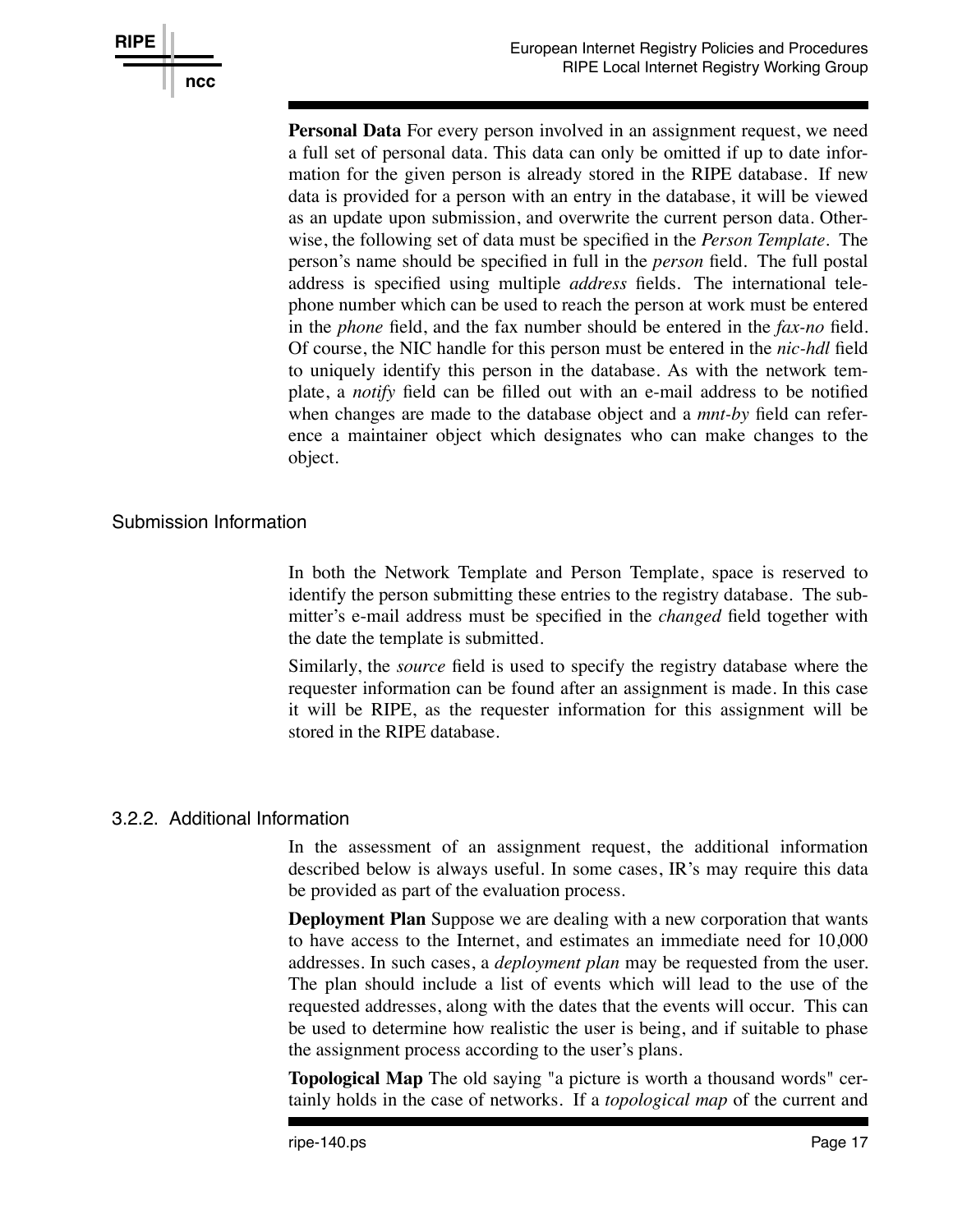**Personal Data** For every person involved in an assignment request, we need a full set of personal data. This data can only be omitted if up to date information for the given person is already stored in the RIPE database. If new data is provided for a person with an entry in the database, it will be viewed as an update upon submission, and overwrite the current person data. Otherwise, the following set of data must be specified in the *Person Template*. The person's name should be specified in full in the *person* field. The full postal address is specified using multiple *address* fields. The international telephone number which can be used to reach the person at work must be entered in the *phone* field, and the fax number should be entered in the *fax-no* field. Of course, the NIC handle for this person must be entered in the *nic-hdl* field to uniquely identify this person in the database. As with the network template, a *notify* field can be filled out with an e-mail address to be notified when changes are made to the database object and a *mnt-by* field can reference a maintainer object which designates who can make changes to the object.

### Submission Information

In both the Network Template and Person Template, space is reserved to identify the person submitting these entries to the registry database. The submitter's e-mail address must be specified in the *changed* field together with the date the template is submitted.

Similarly, the *source* field is used to specify the registry database where the requester information can be found after an assignment is made. In this case it will be RIPE, as the requester information for this assignment will be stored in the RIPE database.

## 3.2.2. Additional Information

In the assessment of an assignment request, the additional information described below is always useful. In some cases, IR's may require this data be provided as part of the evaluation process.

**Deployment Plan** Suppose we are dealing with a new corporation that wants to have access to the Internet, and estimates an immediate need for 10,000 addresses. In such cases, a *deployment plan* may be requested from the user. The plan should include a list of events which will lead to the use of the requested addresses, along with the dates that the events will occur. This can be used to determine how realistic the user is being, and if suitable to phase the assignment process according to the user's plans.

**Topological Map** The old saying "a picture is worth a thousand words" certainly holds in the case of networks. If a *topological map* of the current and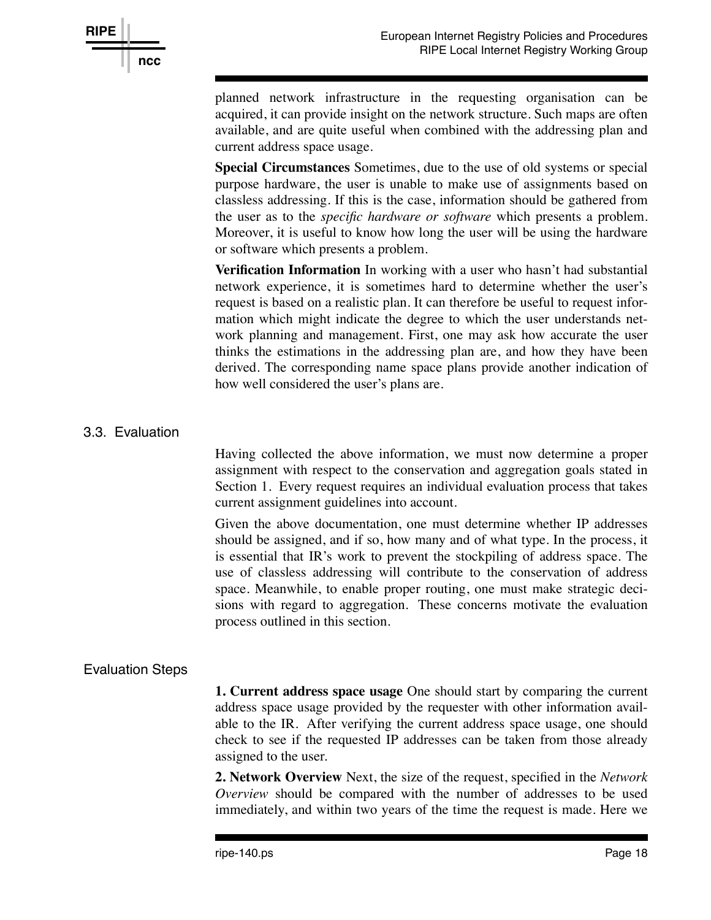planned network infrastructure in the requesting organisation can be acquired, it can provide insight on the network structure. Such maps are often available, and are quite useful when combined with the addressing plan and current address space usage.

**Special Circumstances** Sometimes, due to the use of old systems or special purpose hardware, the user is unable to make use of assignments based on classless addressing. If this is the case, information should be gathered from the user as to the *specific hardware or software* which presents a problem. Moreover, it is useful to know how long the user will be using the hardware or software which presents a problem.

**Verification Information** In working with a user who hasn't had substantial network experience, it is sometimes hard to determine whether the user's request is based on a realistic plan. It can therefore be useful to request information which might indicate the degree to which the user understands network planning and management. First, one may ask how accurate the user thinks the estimations in the addressing plan are, and how they have been derived. The corresponding name space plans provide another indication of how well considered the user's plans are.

## 3.3. Evaluation

Having collected the above information, we must now determine a proper assignment with respect to the conservation and aggregation goals stated in Section 1. Every request requires an individual evaluation process that takes current assignment guidelines into account.

Given the above documentation, one must determine whether IP addresses should be assigned, and if so, how many and of what type. In the process, it is essential that IR's work to prevent the stockpiling of address space. The use of classless addressing will contribute to the conservation of address space. Meanwhile, to enable proper routing, one must make strategic decisions with regard to aggregation. These concerns motivate the evaluation process outlined in this section.

### Evaluation Steps

**1. Current address space usage** One should start by comparing the current address space usage provided by the requester with other information available to the IR. After verifying the current address space usage, one should check to see if the requested IP addresses can be taken from those already assigned to the user.

**2. Network Overview** Next, the size of the request, specified in the *Network Overview* should be compared with the number of addresses to be used immediately, and within two years of the time the request is made. Here we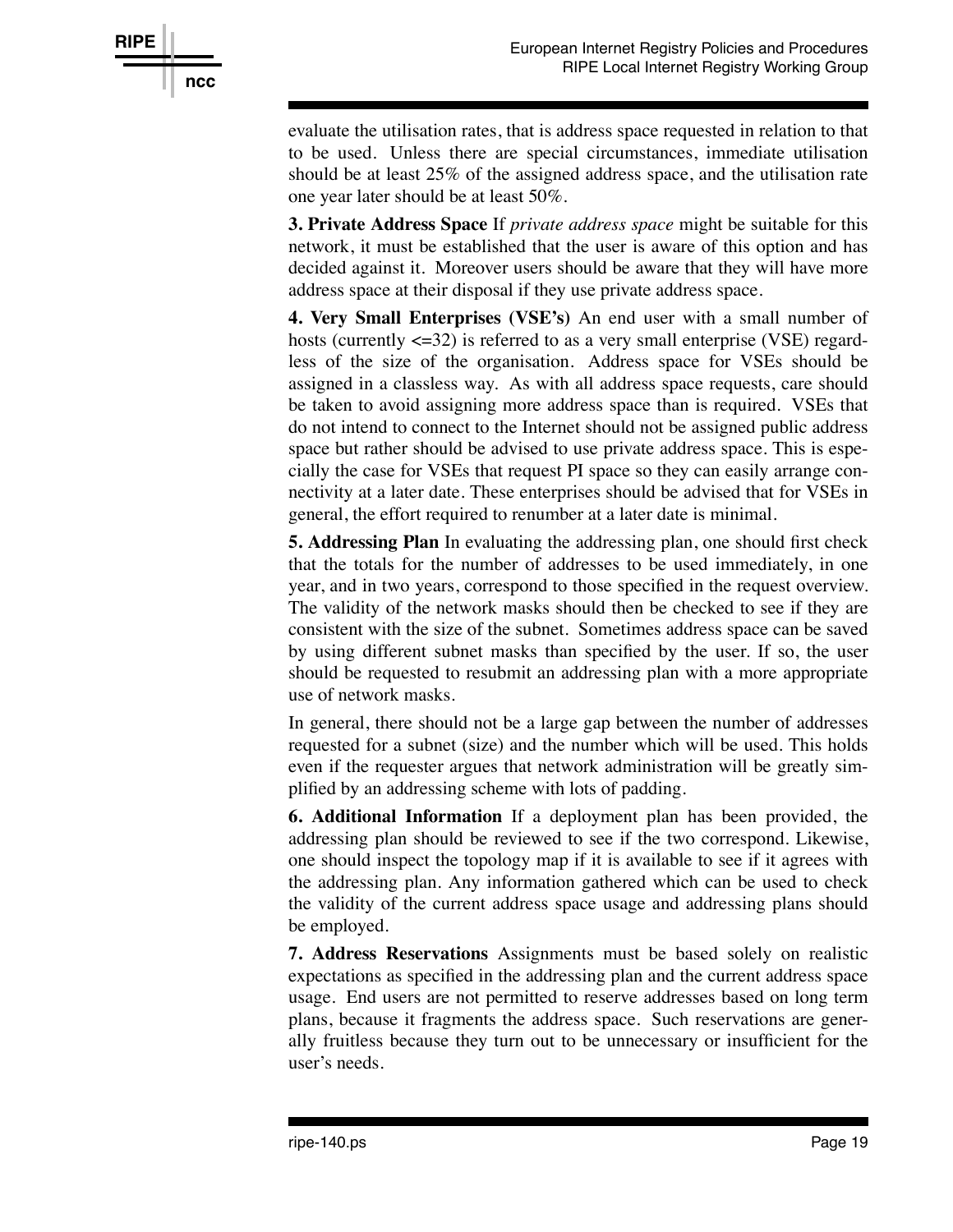evaluate the utilisation rates, that is address space requested in relation to that to be used. Unless there are special circumstances, immediate utilisation should be at least 25% of the assigned address space, and the utilisation rate one year later should be at least 50%.

**3. Private Address Space** If *private address space* might be suitable for this network, it must be established that the user is aware of this option and has decided against it. Moreover users should be aware that they will have more address space at their disposal if they use private address space.

**4. Very Small Enterprises (VSE's)** An end user with a small number of hosts (currently <=32) is referred to as a very small enterprise (VSE) regardless of the size of the organisation. Address space for VSEs should be assigned in a classless way. As with all address space requests, care should be taken to avoid assigning more address space than is required. VSEs that do not intend to connect to the Internet should not be assigned public address space but rather should be advised to use private address space. This is especially the case for VSEs that request PI space so they can easily arrange connectivity at a later date. These enterprises should be advised that for VSEs in general, the effort required to renumber at a later date is minimal.

**5. Addressing Plan** In evaluating the addressing plan, one should first check that the totals for the number of addresses to be used immediately, in one year, and in two years, correspond to those specified in the request overview. The validity of the network masks should then be checked to see if they are consistent with the size of the subnet. Sometimes address space can be saved by using different subnet masks than specified by the user. If so, the user should be requested to resubmit an addressing plan with a more appropriate use of network masks.

In general, there should not be a large gap between the number of addresses requested for a subnet (size) and the number which will be used. This holds even if the requester argues that network administration will be greatly simplified by an addressing scheme with lots of padding.

**6. Additional Information** If a deployment plan has been provided, the addressing plan should be reviewed to see if the two correspond. Likewise, one should inspect the topology map if it is available to see if it agrees with the addressing plan. Any information gathered which can be used to check the validity of the current address space usage and addressing plans should be employed.

**7. Address Reservations** Assignments must be based solely on realistic expectations as specified in the addressing plan and the current address space usage. End users are not permitted to reserve addresses based on long term plans, because it fragments the address space. Such reservations are generally fruitless because they turn out to be unnecessary or insufficient for the user's needs.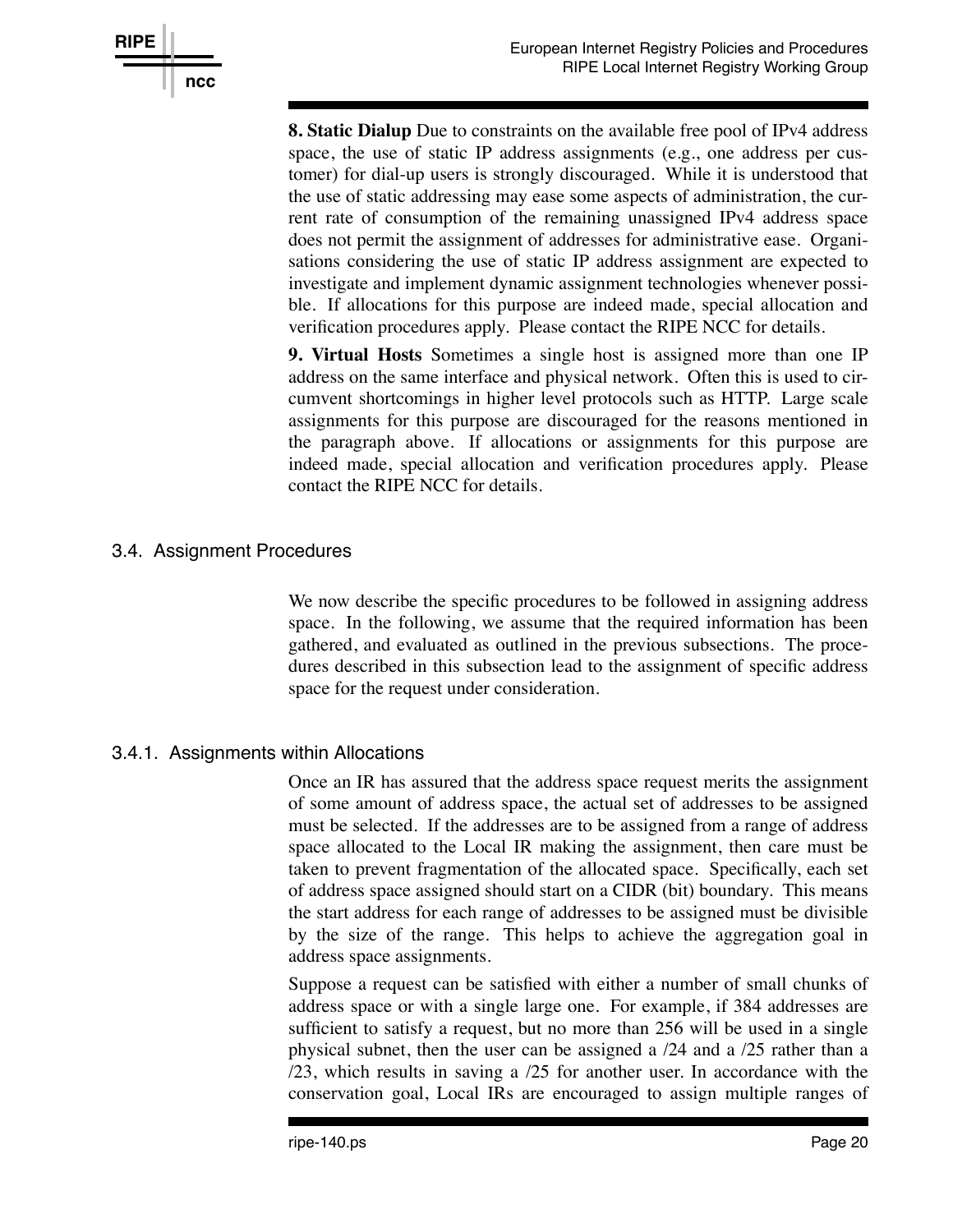**8. Static Dialup** Due to constraints on the available free pool of IPv4 address space, the use of static IP address assignments (e.g., one address per customer) for dial-up users is strongly discouraged. While it is understood that the use of static addressing may ease some aspects of administration, the current rate of consumption of the remaining unassigned IPv4 address space does not permit the assignment of addresses for administrative ease. Organisations considering the use of static IP address assignment are expected to investigate and implement dynamic assignment technologies whenever possible. If allocations for this purpose are indeed made, special allocation and verification procedures apply. Please contact the RIPE NCC for details.

**9. Virtual Hosts** Sometimes a single host is assigned more than one IP address on the same interface and physical network. Often this is used to circumvent shortcomings in higher level protocols such as HTTP. Large scale assignments for this purpose are discouraged for the reasons mentioned in the paragraph above. If allocations or assignments for this purpose are indeed made, special allocation and verification procedures apply. Please contact the RIPE NCC for details.

## 3.4. Assignment Procedures

We now describe the specific procedures to be followed in assigning address space. In the following, we assume that the required information has been gathered, and evaluated as outlined in the previous subsections. The procedures described in this subsection lead to the assignment of specific address space for the request under consideration.

### 3.4.1. Assignments within Allocations

Once an IR has assured that the address space request merits the assignment of some amount of address space, the actual set of addresses to be assigned must be selected. If the addresses are to be assigned from a range of address space allocated to the Local IR making the assignment, then care must be taken to prevent fragmentation of the allocated space. Specifically, each set of address space assigned should start on a CIDR (bit) boundary. This means the start address for each range of addresses to be assigned must be divisible by the size of the range. This helps to achieve the aggregation goal in address space assignments.

Suppose a request can be satisfied with either a number of small chunks of address space or with a single large one. For example, if 384 addresses are sufficient to satisfy a request, but no more than 256 will be used in a single physical subnet, then the user can be assigned a /24 and a /25 rather than a /23, which results in saving a /25 for another user. In accordance with the conservation goal, Local IRs are encouraged to assign multiple ranges of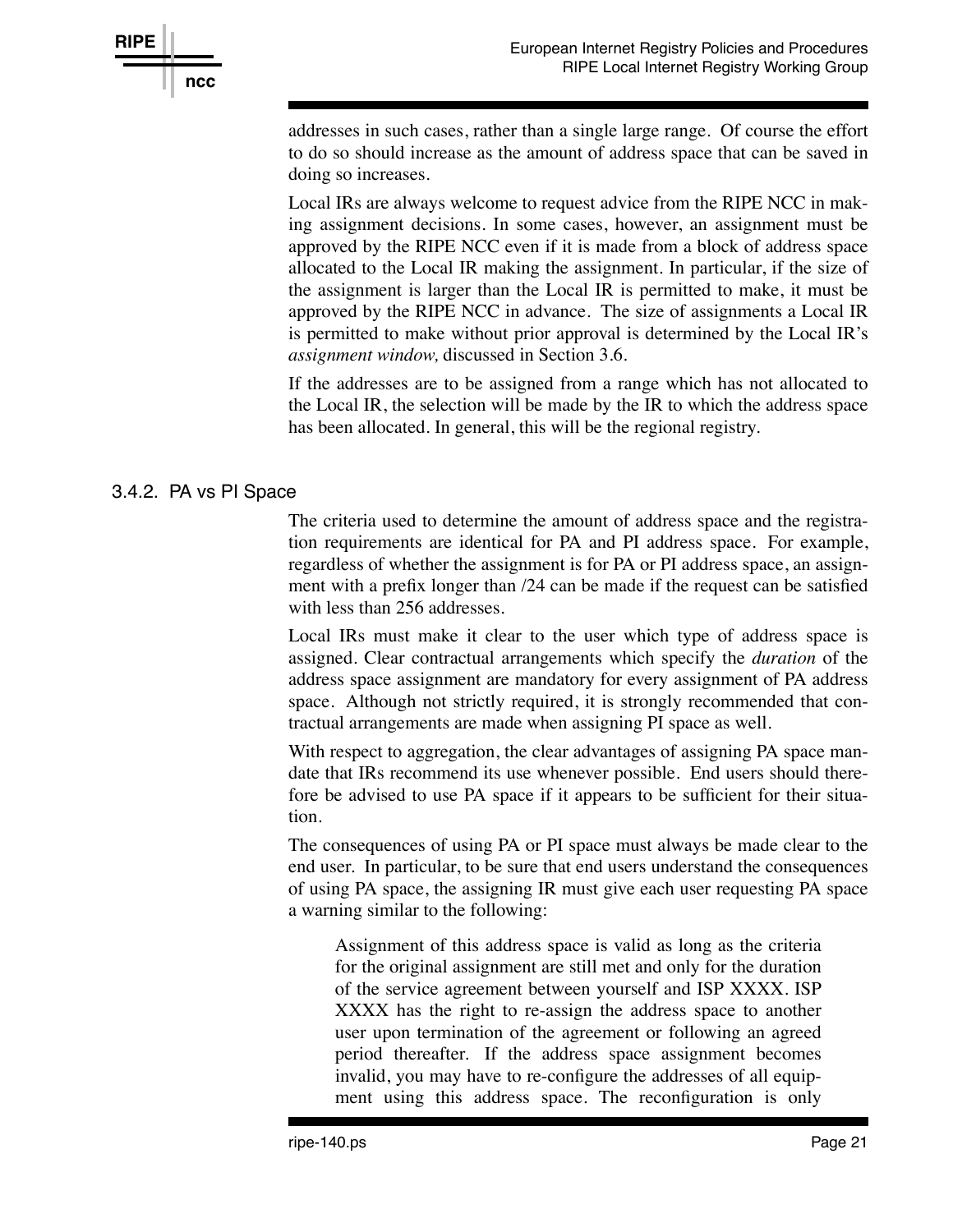addresses in such cases, rather than a single large range. Of course the effort to do so should increase as the amount of address space that can be saved in doing so increases.

Local IRs are always welcome to request advice from the RIPE NCC in making assignment decisions. In some cases, however, an assignment must be approved by the RIPE NCC even if it is made from a block of address space allocated to the Local IR making the assignment. In particular, if the size of the assignment is larger than the Local IR is permitted to make, it must be approved by the RIPE NCC in advance. The size of assignments a Local IR is permitted to make without prior approval is determined by the Local IR's *assignment window,* discussed in Section 3.6.

If the addresses are to be assigned from a range which has not allocated to the Local IR, the selection will be made by the IR to which the address space has been allocated. In general, this will be the regional registry.

### 3.4.2. PA vs PI Space

The criteria used to determine the amount of address space and the registration requirements are identical for PA and PI address space. For example, regardless of whether the assignment is for PA or PI address space, an assignment with a prefix longer than /24 can be made if the request can be satisfied with less than 256 addresses.

Local IRs must make it clear to the user which type of address space is assigned. Clear contractual arrangements which specify the *duration* of the address space assignment are mandatory for every assignment of PA address space. Although not strictly required, it is strongly recommended that contractual arrangements are made when assigning PI space as well.

With respect to aggregation, the clear advantages of assigning PA space mandate that IRs recommend its use whenever possible. End users should therefore be advised to use PA space if it appears to be sufficient for their situation.

The consequences of using PA or PI space must always be made clear to the end user. In particular, to be sure that end users understand the consequences of using PA space, the assigning IR must give each user requesting PA space a warning similar to the following:

> Assignment of this address space is valid as long as the criteria for the original assignment are still met and only for the duration of the service agreement between yourself and ISP XXXX. ISP XXXX has the right to re-assign the address space to another user upon termination of the agreement or following an agreed period thereafter. If the address space assignment becomes invalid, you may have to re-configure the addresses of all equipment using this address space. The reconfiguration is only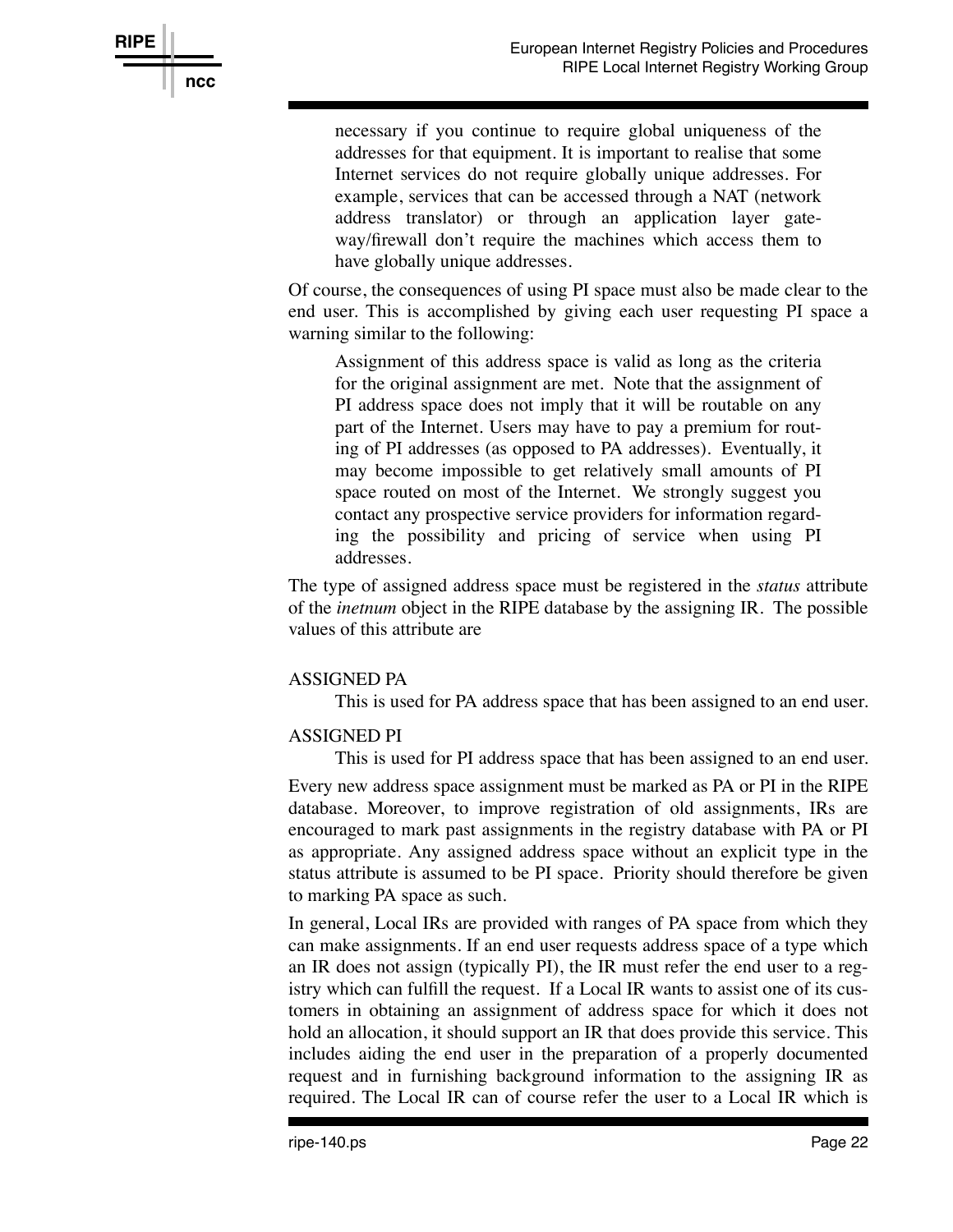> necessary if you continue to require global uniqueness of the addresses for that equipment. It is important to realise that some Internet services do not require globally unique addresses. For example, services that can be accessed through a NAT (network address translator) or through an application layer gateway/firewall don't require the machines which access them to have globally unique addresses.

Of course, the consequences of using PI space must also be made clear to the end user. This is accomplished by giving each user requesting PI space a warning similar to the following:

> Assignment of this address space is valid as long as the criteria for the original assignment are met. Note that the assignment of PI address space does not imply that it will be routable on any part of the Internet. Users may have to pay a premium for routing of PI addresses (as opposed to PA addresses). Eventually, it may become impossible to get relatively small amounts of PI space routed on most of the Internet. We strongly suggest you contact any prospective service providers for information regarding the possibility and pricing of service when using PI addresses.

The type of assigned address space must be registered in the *status* attribute of the *inetnum* object in the RIPE database by the assigning IR. The possible values of this attribute are

ASSIGNED PA
: This is used for PA address space that has been assigned to an end user.

ASSIGNED PI
: This is used for PI address space that has been assigned to an end user.

Every new address space assignment must be marked as PA or PI in the RIPE database. Moreover, to improve registration of old assignments, IRs are encouraged to mark past assignments in the registry database with PA or PI as appropriate. Any assigned address space without an explicit type in the status attribute is assumed to be PI space. Priority should therefore be given to marking PA space as such.

In general, Local IRs are provided with ranges of PA space from which they can make assignments. If an end user requests address space of a type which an IR does not assign (typically PI), the IR must refer the end user to a registry which can fulfill the request. If a Local IR wants to assist one of its customers in obtaining an assignment of address space for which it does not hold an allocation, it should support an IR that does provide this service. This includes aiding the end user in the preparation of a properly documented request and in furnishing background information to the assigning IR as required. The Local IR can of course refer the user to a Local IR which is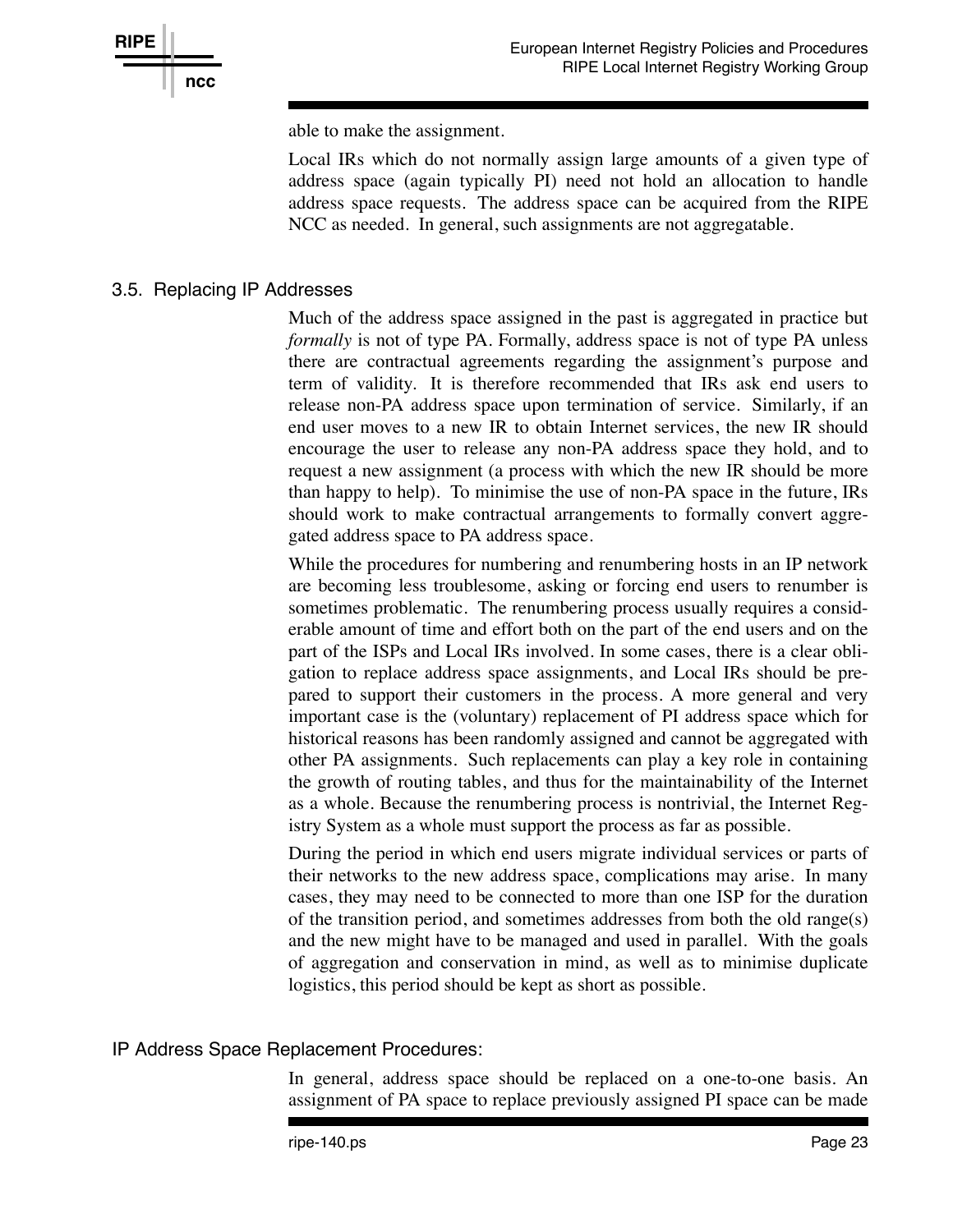able to make the assignment.

Local IRs which do not normally assign large amounts of a given type of address space (again typically PI) need not hold an allocation to handle address space requests. The address space can be acquired from the RIPE NCC as needed. In general, such assignments are not aggregatable.

## 3.5. Replacing IP Addresses

Much of the address space assigned in the past is aggregated in practice but *formally* is not of type PA. Formally, address space is not of type PA unless there are contractual agreements regarding the assignment's purpose and term of validity. It is therefore recommended that IRs ask end users to release non-PA address space upon termination of service. Similarly, if an end user moves to a new IR to obtain Internet services, the new IR should encourage the user to release any non-PA address space they hold, and to request a new assignment (a process with which the new IR should be more than happy to help). To minimise the use of non-PA space in the future, IRs should work to make contractual arrangements to formally convert aggregated address space to PA address space.

While the procedures for numbering and renumbering hosts in an IP network are becoming less troublesome, asking or forcing end users to renumber is sometimes problematic. The renumbering process usually requires a considerable amount of time and effort both on the part of the end users and on the part of the ISPs and Local IRs involved. In some cases, there is a clear obligation to replace address space assignments, and Local IRs should be prepared to support their customers in the process. A more general and very important case is the (voluntary) replacement of PI address space which for historical reasons has been randomly assigned and cannot be aggregated with other PA assignments. Such replacements can play a key role in containing the growth of routing tables, and thus for the maintainability of the Internet as a whole. Because the renumbering process is nontrivial, the Internet Registry System as a whole must support the process as far as possible.

During the period in which end users migrate individual services or parts of their networks to the new address space, complications may arise. In many cases, they may need to be connected to more than one ISP for the duration of the transition period, and sometimes addresses from both the old range(s) and the new might have to be managed and used in parallel. With the goals of aggregation and conservation in mind, as well as to minimise duplicate logistics, this period should be kept as short as possible.

### IP Address Space Replacement Procedures:

In general, address space should be replaced on a one-to-one basis. An assignment of PA space to replace previously assigned PI space can be made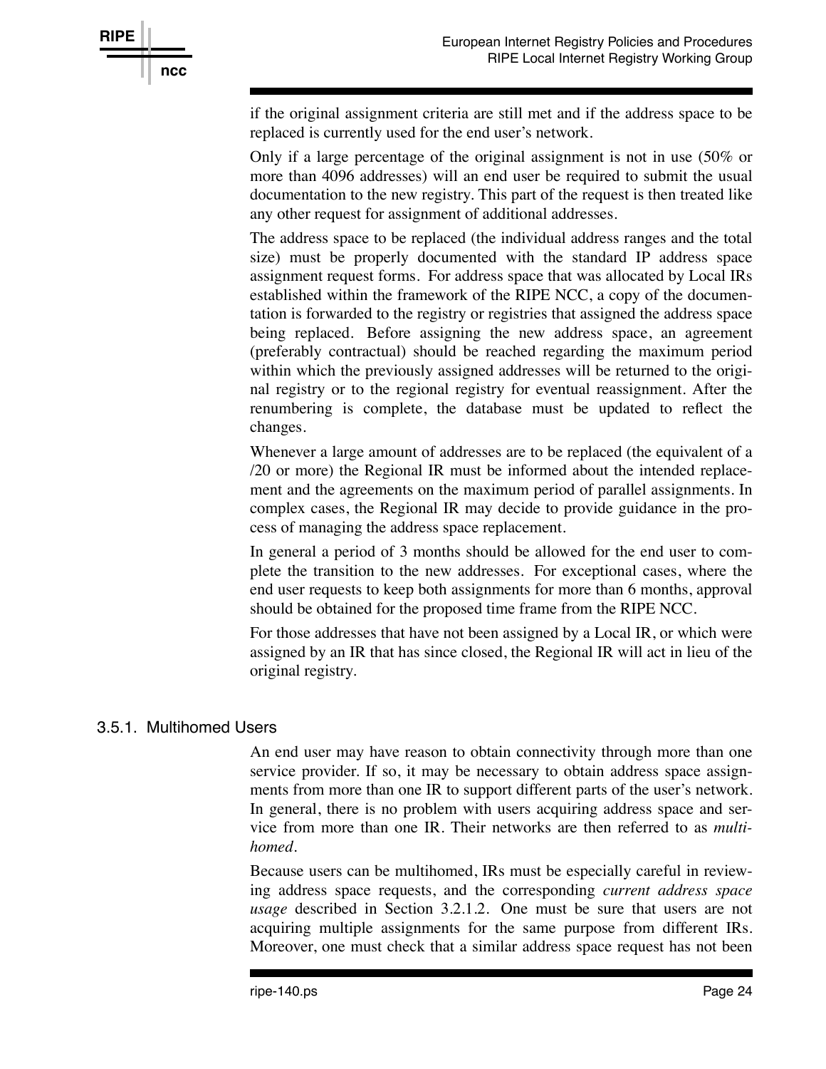if the original assignment criteria are still met and if the address space to be replaced is currently used for the end user's network.

Only if a large percentage of the original assignment is not in use (50% or more than 4096 addresses) will an end user be required to submit the usual documentation to the new registry. This part of the request is then treated like any other request for assignment of additional addresses.

The address space to be replaced (the individual address ranges and the total size) must be properly documented with the standard IP address space assignment request forms. For address space that was allocated by Local IRs established within the framework of the RIPE NCC, a copy of the documentation is forwarded to the registry or registries that assigned the address space being replaced. Before assigning the new address space, an agreement (preferably contractual) should be reached regarding the maximum period within which the previously assigned addresses will be returned to the original registry or to the regional registry for eventual reassignment. After the renumbering is complete, the database must be updated to reflect the changes.

Whenever a large amount of addresses are to be replaced (the equivalent of a /20 or more) the Regional IR must be informed about the intended replacement and the agreements on the maximum period of parallel assignments. In complex cases, the Regional IR may decide to provide guidance in the process of managing the address space replacement.

In general a period of 3 months should be allowed for the end user to complete the transition to the new addresses. For exceptional cases, where the end user requests to keep both assignments for more than 6 months, approval should be obtained for the proposed time frame from the RIPE NCC.

For those addresses that have not been assigned by a Local IR, or which were assigned by an IR that has since closed, the Regional IR will act in lieu of the original registry.

### 3.5.1. Multihomed Users

An end user may have reason to obtain connectivity through more than one service provider. If so, it may be necessary to obtain address space assignments from more than one IR to support different parts of the user's network. In general, there is no problem with users acquiring address space and service from more than one IR. Their networks are then referred to as *multihomed*.

Because users can be multihomed, IRs must be especially careful in reviewing address space requests, and the corresponding *current address space usage* described in Section 3.2.1.2. One must be sure that users are not acquiring multiple assignments for the same purpose from different IRs. Moreover, one must check that a similar address space request has not been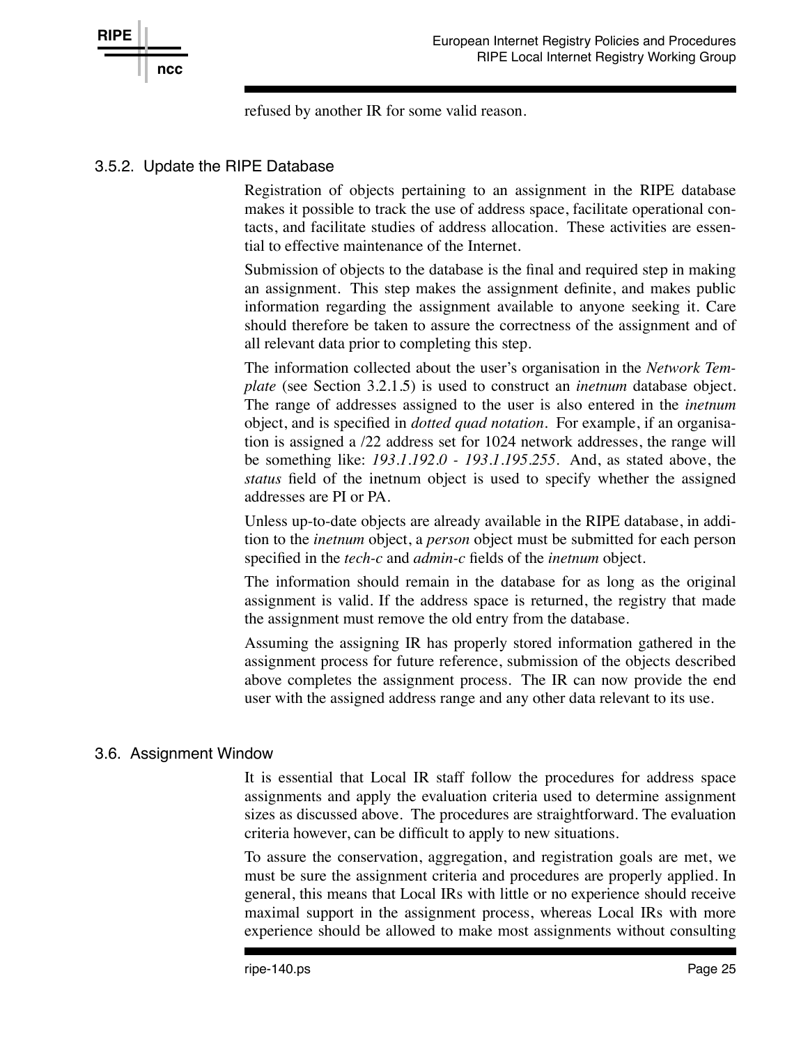refused by another IR for some valid reason.

### 3.5.2. Update the RIPE Database

Registration of objects pertaining to an assignment in the RIPE database makes it possible to track the use of address space, facilitate operational contacts, and facilitate studies of address allocation. These activities are essential to effective maintenance of the Internet.

Submission of objects to the database is the final and required step in making an assignment. This step makes the assignment definite, and makes public information regarding the assignment available to anyone seeking it. Care should therefore be taken to assure the correctness of the assignment and of all relevant data prior to completing this step.

The information collected about the user's organisation in the *Network Template* (see Section 3.2.1.5) is used to construct an *inetnum* database object. The range of addresses assigned to the user is also entered in the *inetnum* object, and is specified in *dotted quad notation*. For example, if an organisation is assigned a /22 address set for 1024 network addresses, the range will be something like: *193.1.192.0 - 193.1.195.255*. And, as stated above, the *status* field of the inetnum object is used to specify whether the assigned addresses are PI or PA.

Unless up-to-date objects are already available in the RIPE database, in addition to the *inetnum* object, a *person* object must be submitted for each person specified in the *tech-c* and *admin-c* fields of the *inetnum* object.

The information should remain in the database for as long as the original assignment is valid. If the address space is returned, the registry that made the assignment must remove the old entry from the database.

Assuming the assigning IR has properly stored information gathered in the assignment process for future reference, submission of the objects described above completes the assignment process. The IR can now provide the end user with the assigned address range and any other data relevant to its use.

## 3.6. Assignment Window

It is essential that Local IR staff follow the procedures for address space assignments and apply the evaluation criteria used to determine assignment sizes as discussed above. The procedures are straightforward. The evaluation criteria however, can be difficult to apply to new situations.

To assure the conservation, aggregation, and registration goals are met, we must be sure the assignment criteria and procedures are properly applied. In general, this means that Local IRs with little or no experience should receive maximal support in the assignment process, whereas Local IRs with more experience should be allowed to make most assignments without consulting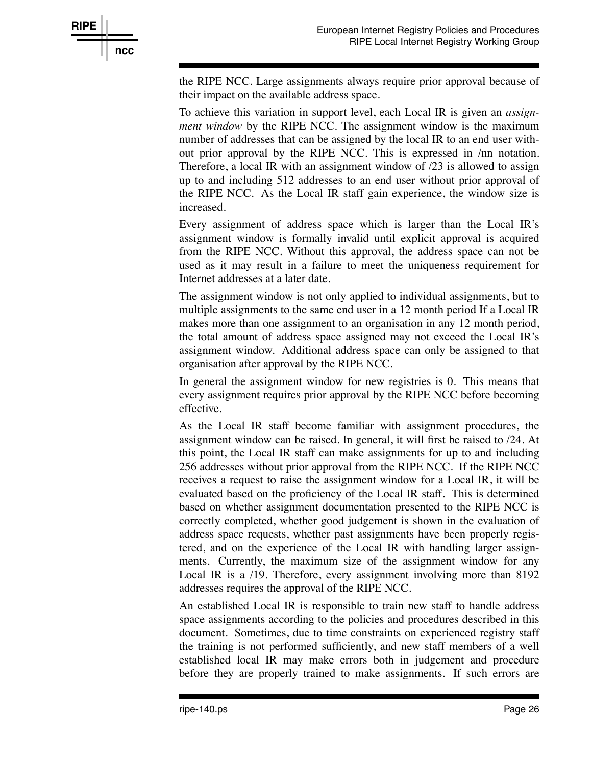the RIPE NCC. Large assignments always require prior approval because of their impact on the available address space.

To achieve this variation in support level, each Local IR is given an *assignment window* by the RIPE NCC. The assignment window is the maximum number of addresses that can be assigned by the local IR to an end user without prior approval by the RIPE NCC. This is expressed in /nn notation. Therefore, a local IR with an assignment window of /23 is allowed to assign up to and including 512 addresses to an end user without prior approval of the RIPE NCC. As the Local IR staff gain experience, the window size is increased.

Every assignment of address space which is larger than the Local IR's assignment window is formally invalid until explicit approval is acquired from the RIPE NCC. Without this approval, the address space can not be used as it may result in a failure to meet the uniqueness requirement for Internet addresses at a later date.

The assignment window is not only applied to individual assignments, but to multiple assignments to the same end user in a 12 month period If a Local IR makes more than one assignment to an organisation in any 12 month period, the total amount of address space assigned may not exceed the Local IR's assignment window. Additional address space can only be assigned to that organisation after approval by the RIPE NCC.

In general the assignment window for new registries is 0. This means that every assignment requires prior approval by the RIPE NCC before becoming effective.

As the Local IR staff become familiar with assignment procedures, the assignment window can be raised. In general, it will first be raised to /24. At this point, the Local IR staff can make assignments for up to and including 256 addresses without prior approval from the RIPE NCC. If the RIPE NCC receives a request to raise the assignment window for a Local IR, it will be evaluated based on the proficiency of the Local IR staff. This is determined based on whether assignment documentation presented to the RIPE NCC is correctly completed, whether good judgement is shown in the evaluation of address space requests, whether past assignments have been properly registered, and on the experience of the Local IR with handling larger assignments. Currently, the maximum size of the assignment window for any Local IR is a /19. Therefore, every assignment involving more than 8192 addresses requires the approval of the RIPE NCC.

An established Local IR is responsible to train new staff to handle address space assignments according to the policies and procedures described in this document. Sometimes, due to time constraints on experienced registry staff the training is not performed sufficiently, and new staff members of a well established local IR may make errors both in judgement and procedure before they are properly trained to make assignments. If such errors are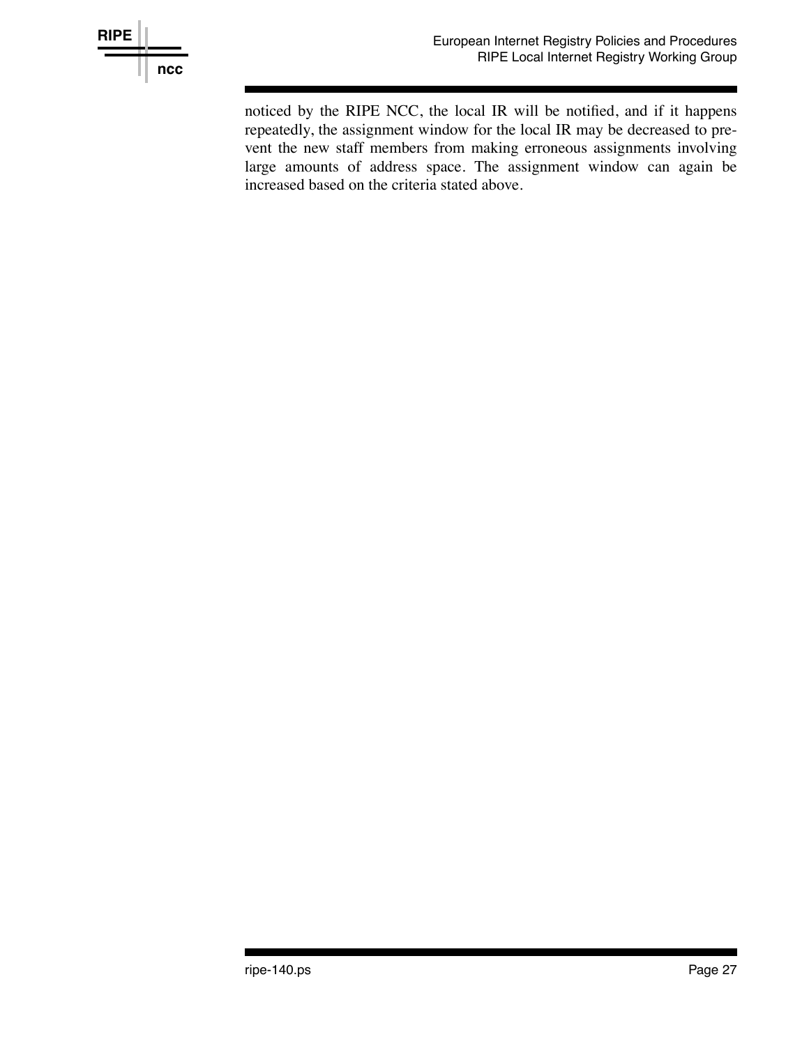noticed by the RIPE NCC, the local IR will be notified, and if it happens repeatedly, the assignment window for the local IR may be decreased to prevent the new staff members from making erroneous assignments involving large amounts of address space. The assignment window can again be increased based on the criteria stated above.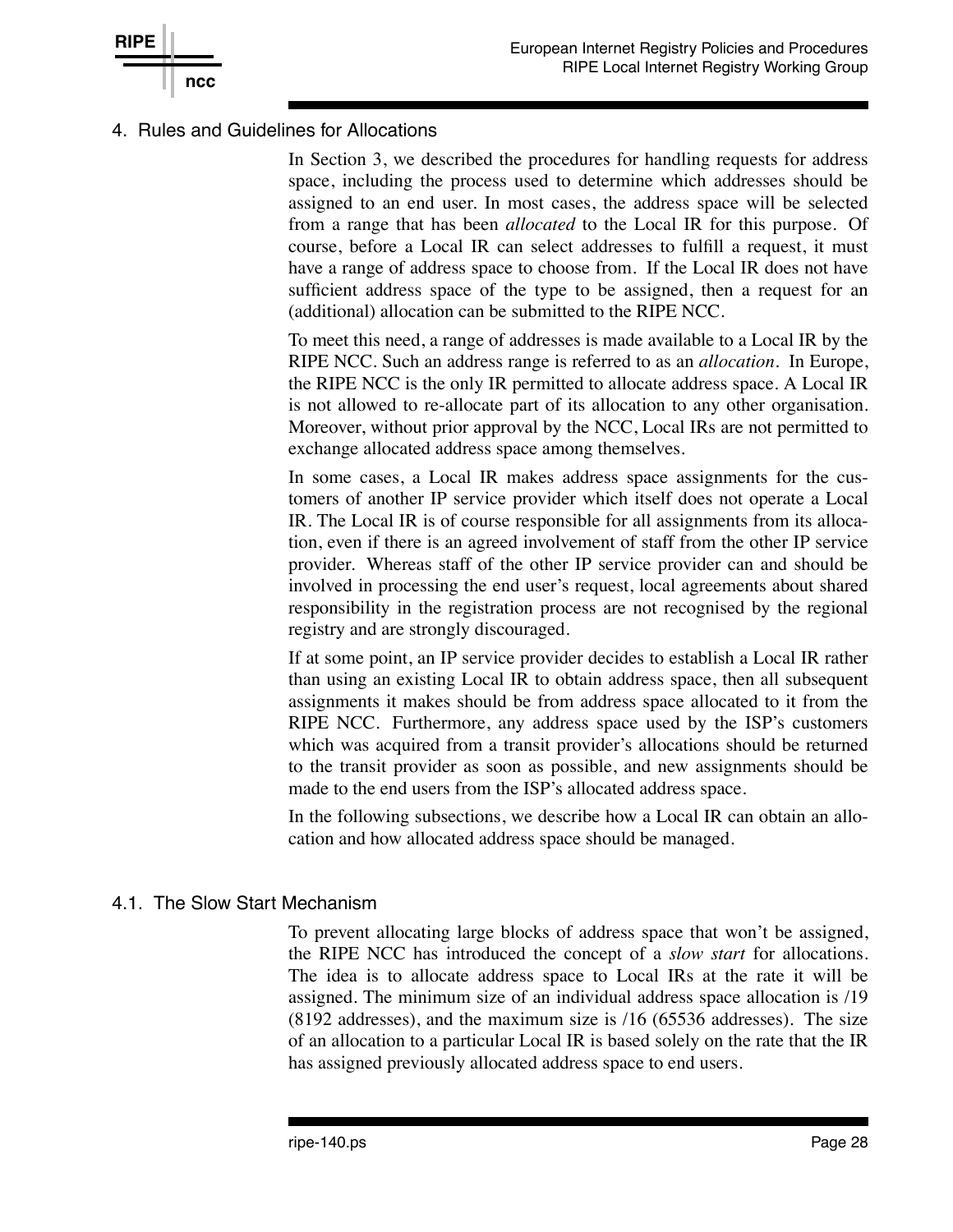# 4. Rules and Guidelines for Allocations

In Section 3, we described the procedures for handling requests for address space, including the process used to determine which addresses should be assigned to an end user. In most cases, the address space will be selected from a range that has been *allocated* to the Local IR for this purpose. Of course, before a Local IR can select addresses to fulfill a request, it must have a range of address space to choose from. If the Local IR does not have sufficient address space of the type to be assigned, then a request for an (additional) allocation can be submitted to the RIPE NCC.

To meet this need, a range of addresses is made available to a Local IR by the RIPE NCC. Such an address range is referred to as an *allocation*. In Europe, the RIPE NCC is the only IR permitted to allocate address space. A Local IR is not allowed to re-allocate part of its allocation to any other organisation. Moreover, without prior approval by the NCC, Local IRs are not permitted to exchange allocated address space among themselves.

In some cases, a Local IR makes address space assignments for the customers of another IP service provider which itself does not operate a Local IR. The Local IR is of course responsible for all assignments from its allocation, even if there is an agreed involvement of staff from the other IP service provider. Whereas staff of the other IP service provider can and should be involved in processing the end user's request, local agreements about shared responsibility in the registration process are not recognised by the regional registry and are strongly discouraged.

If at some point, an IP service provider decides to establish a Local IR rather than using an existing Local IR to obtain address space, then all subsequent assignments it makes should be from address space allocated to it from the RIPE NCC. Furthermore, any address space used by the ISP's customers which was acquired from a transit provider's allocations should be returned to the transit provider as soon as possible, and new assignments should be made to the end users from the ISP's allocated address space.

In the following subsections, we describe how a Local IR can obtain an allocation and how allocated address space should be managed.

## 4.1. The Slow Start Mechanism

To prevent allocating large blocks of address space that won't be assigned, the RIPE NCC has introduced the concept of a *slow start* for allocations. The idea is to allocate address space to Local IRs at the rate it will be assigned. The minimum size of an individual address space allocation is /19 (8192 addresses), and the maximum size is /16 (65536 addresses). The size of an allocation to a particular Local IR is based solely on the rate that the IR has assigned previously allocated address space to end users.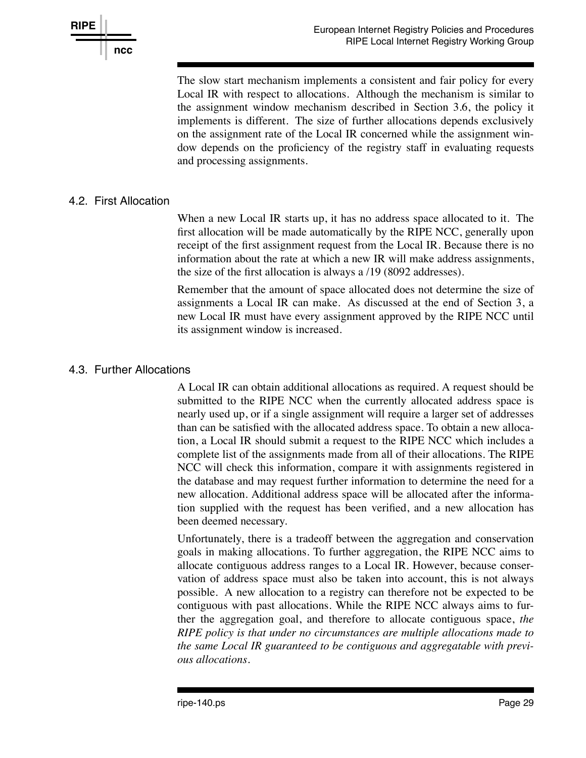The slow start mechanism implements a consistent and fair policy for every Local IR with respect to allocations. Although the mechanism is similar to the assignment window mechanism described in Section 3.6, the policy it implements is different. The size of further allocations depends exclusively on the assignment rate of the Local IR concerned while the assignment window depends on the proficiency of the registry staff in evaluating requests and processing assignments.

## 4.2. First Allocation

When a new Local IR starts up, it has no address space allocated to it. The first allocation will be made automatically by the RIPE NCC, generally upon receipt of the first assignment request from the Local IR. Because there is no information about the rate at which a new IR will make address assignments, the size of the first allocation is always a /19 (8092 addresses).

Remember that the amount of space allocated does not determine the size of assignments a Local IR can make. As discussed at the end of Section 3, a new Local IR must have every assignment approved by the RIPE NCC until its assignment window is increased.

## 4.3. Further Allocations

A Local IR can obtain additional allocations as required. A request should be submitted to the RIPE NCC when the currently allocated address space is nearly used up, or if a single assignment will require a larger set of addresses than can be satisfied with the allocated address space. To obtain a new allocation, a Local IR should submit a request to the RIPE NCC which includes a complete list of the assignments made from all of their allocations. The RIPE NCC will check this information, compare it with assignments registered in the database and may request further information to determine the need for a new allocation. Additional address space will be allocated after the information supplied with the request has been verified, and a new allocation has been deemed necessary.

Unfortunately, there is a tradeoff between the aggregation and conservation goals in making allocations. To further aggregation, the RIPE NCC aims to allocate contiguous address ranges to a Local IR. However, because conservation of address space must also be taken into account, this is not always possible. A new allocation to a registry can therefore not be expected to be contiguous with past allocations. While the RIPE NCC always aims to further the aggregation goal, and therefore to allocate contiguous space, *the RIPE policy is that under no circumstances are multiple allocations made to the same Local IR guaranteed to be contiguous and aggregatable with previous allocations.*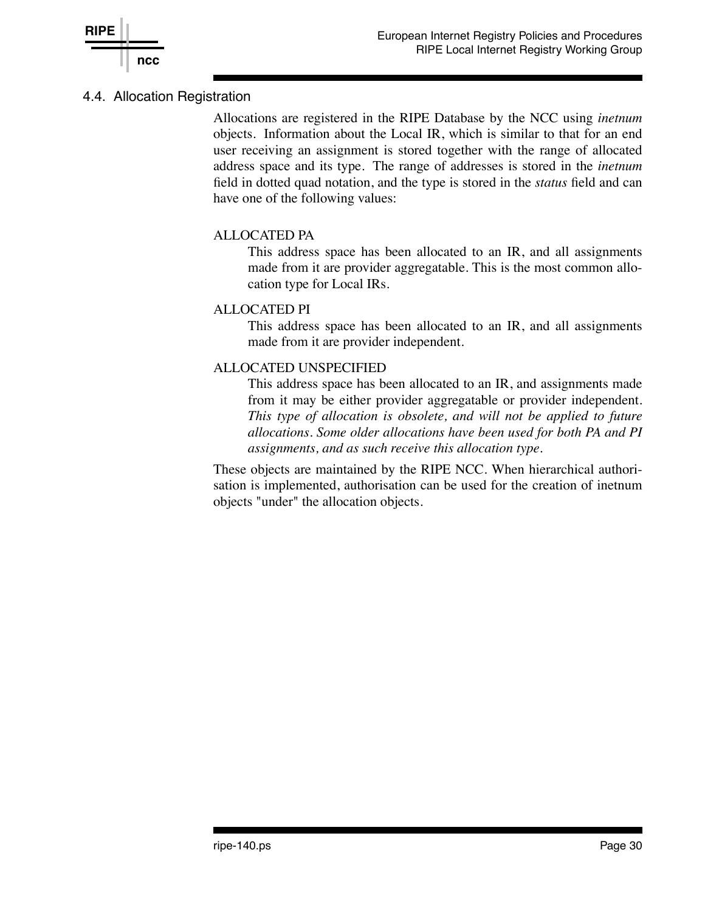## 4.4. Allocation Registration

Allocations are registered in the RIPE Database by the NCC using *inetnum* objects. Information about the Local IR, which is similar to that for an end user receiving an assignment is stored together with the range of allocated address space and its type. The range of addresses is stored in the *inetnum* field in dotted quad notation, and the type is stored in the *status* field and can have one of the following values:

ALLOCATED PA
: This address space has been allocated to an IR, and all assignments made from it are provider aggregatable. This is the most common allocation type for Local IRs.

ALLOCATED PI
: This address space has been allocated to an IR, and all assignments made from it are provider independent.

ALLOCATED UNSPECIFIED
: This address space has been allocated to an IR, and assignments made from it may be either provider aggregatable or provider independent. *This type of allocation is obsolete, and will not be applied to future allocations. Some older allocations have been used for both PA and PI assignments, and as such receive this allocation type.*

These objects are maintained by the RIPE NCC. When hierarchical authorisation is implemented, authorisation can be used for the creation of inetnum objects "under" the allocation objects.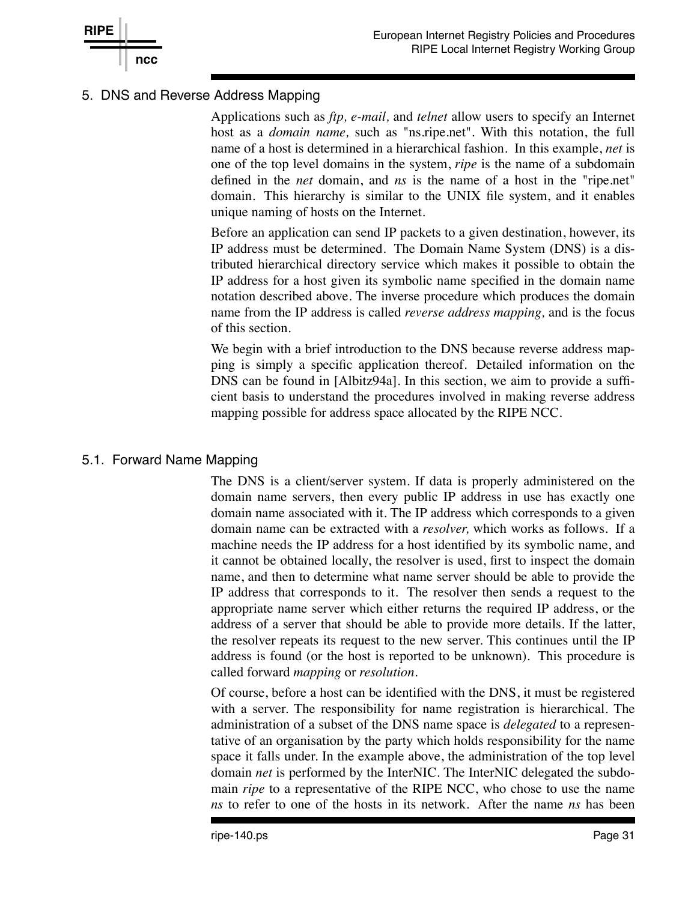## 5. DNS and Reverse Address Mapping

Applications such as *ftp, e-mail,* and *telnet* allow users to specify an Internet host as a *domain name,* such as "ns.ripe.net". With this notation, the full name of a host is determined in a hierarchical fashion. In this example, *net* is one of the top level domains in the system, *ripe* is the name of a subdomain defined in the *net* domain, and *ns* is the name of a host in the "ripe.net" domain. This hierarchy is similar to the UNIX file system, and it enables unique naming of hosts on the Internet.

Before an application can send IP packets to a given destination, however, its IP address must be determined. The Domain Name System (DNS) is a distributed hierarchical directory service which makes it possible to obtain the IP address for a host given its symbolic name specified in the domain name notation described above. The inverse procedure which produces the domain name from the IP address is called *reverse address mapping,* and is the focus of this section.

We begin with a brief introduction to the DNS because reverse address mapping is simply a specific application thereof. Detailed information on the DNS can be found in [Albitz94a]. In this section, we aim to provide a sufficient basis to understand the procedures involved in making reverse address mapping possible for address space allocated by the RIPE NCC.

### 5.1. Forward Name Mapping

The DNS is a client/server system. If data is properly administered on the domain name servers, then every public IP address in use has exactly one domain name associated with it. The IP address which corresponds to a given domain name can be extracted with a *resolver,* which works as follows. If a machine needs the IP address for a host identified by its symbolic name, and it cannot be obtained locally, the resolver is used, first to inspect the domain name, and then to determine what name server should be able to provide the IP address that corresponds to it. The resolver then sends a request to the appropriate name server which either returns the required IP address, or the address of a server that should be able to provide more details. If the latter, the resolver repeats its request to the new server. This continues until the IP address is found (or the host is reported to be unknown). This procedure is called forward *mapping* or *resolution*.

Of course, before a host can be identified with the DNS, it must be registered with a server. The responsibility for name registration is hierarchical. The administration of a subset of the DNS name space is *delegated* to a representative of an organisation by the party which holds responsibility for the name space it falls under. In the example above, the administration of the top level domain *net* is performed by the InterNIC. The InterNIC delegated the subdomain *ripe* to a representative of the RIPE NCC, who chose to use the name *ns* to refer to one of the hosts in its network. After the name *ns* has been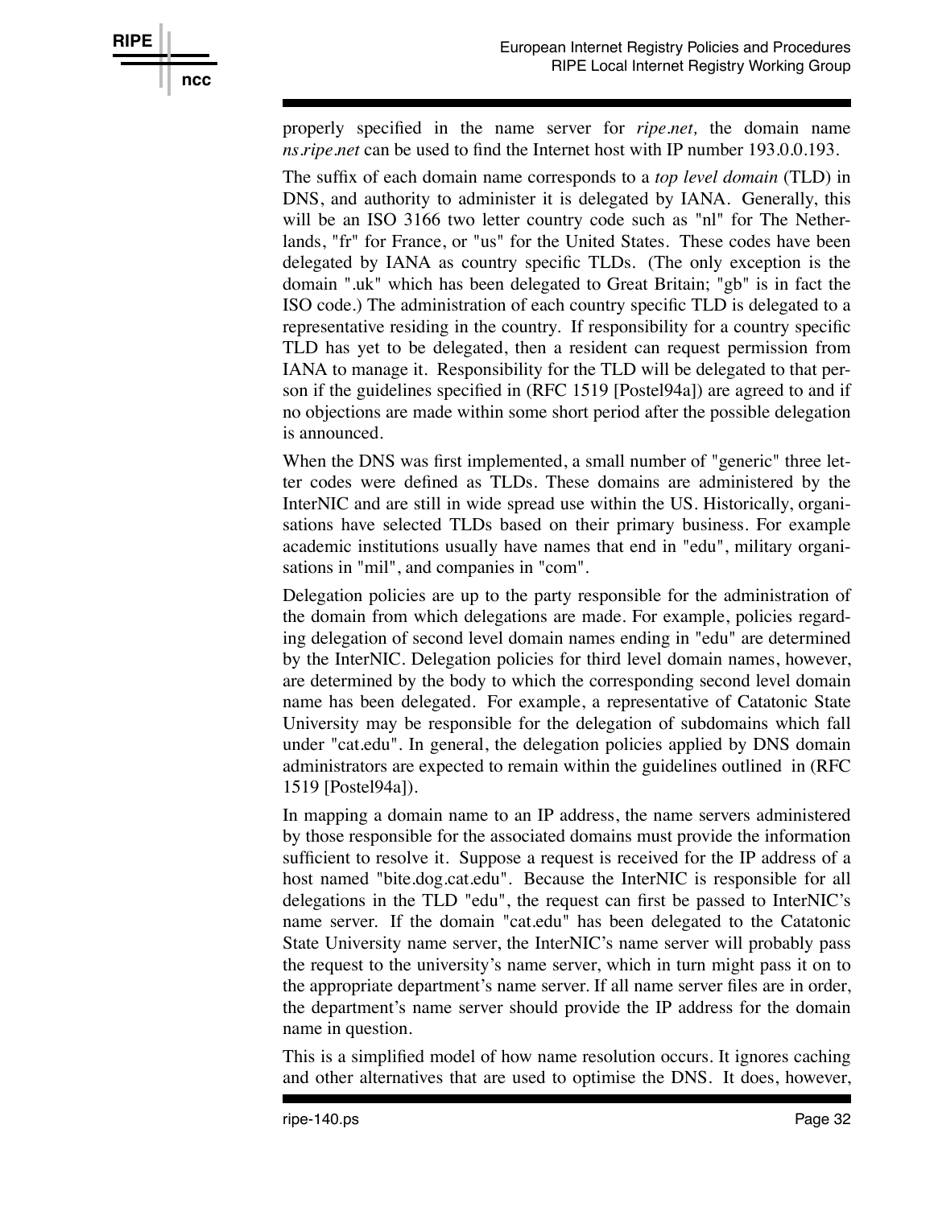properly specified in the name server for *ripe.net,* the domain name *ns.ripe.net* can be used to find the Internet host with IP number 193.0.0.193.

The suffix of each domain name corresponds to a *top level domain* (TLD) in DNS, and authority to administer it is delegated by IANA. Generally, this will be an ISO 3166 two letter country code such as "nl" for The Netherlands, "fr" for France, or "us" for the United States. These codes have been delegated by IANA as country specific TLDs. (The only exception is the domain ".uk" which has been delegated to Great Britain; "gb" is in fact the ISO code.) The administration of each country specific TLD is delegated to a representative residing in the country. If responsibility for a country specific TLD has yet to be delegated, then a resident can request permission from IANA to manage it. Responsibility for the TLD will be delegated to that person if the guidelines specified in (RFC 1519 [Postel94a]) are agreed to and if no objections are made within some short period after the possible delegation is announced.

When the DNS was first implemented, a small number of "generic" three letter codes were defined as TLDs. These domains are administered by the InterNIC and are still in wide spread use within the US. Historically, organisations have selected TLDs based on their primary business. For example academic institutions usually have names that end in "edu", military organisations in "mil", and companies in "com".

Delegation policies are up to the party responsible for the administration of the domain from which delegations are made. For example, policies regarding delegation of second level domain names ending in "edu" are determined by the InterNIC. Delegation policies for third level domain names, however, are determined by the body to which the corresponding second level domain name has been delegated. For example, a representative of Catatonic State University may be responsible for the delegation of subdomains which fall under "cat.edu". In general, the delegation policies applied by DNS domain administrators are expected to remain within the guidelines outlined in (RFC 1519 [Postel94a]).

In mapping a domain name to an IP address, the name servers administered by those responsible for the associated domains must provide the information sufficient to resolve it. Suppose a request is received for the IP address of a host named "bite.dog.cat.edu". Because the InterNIC is responsible for all delegations in the TLD "edu", the request can first be passed to InterNIC's name server. If the domain "cat.edu" has been delegated to the Catatonic State University name server, the InterNIC's name server will probably pass the request to the university's name server, which in turn might pass it on to the appropriate department's name server. If all name server files are in order, the department's name server should provide the IP address for the domain name in question.

This is a simplified model of how name resolution occurs. It ignores caching and other alternatives that are used to optimise the DNS. It does, however,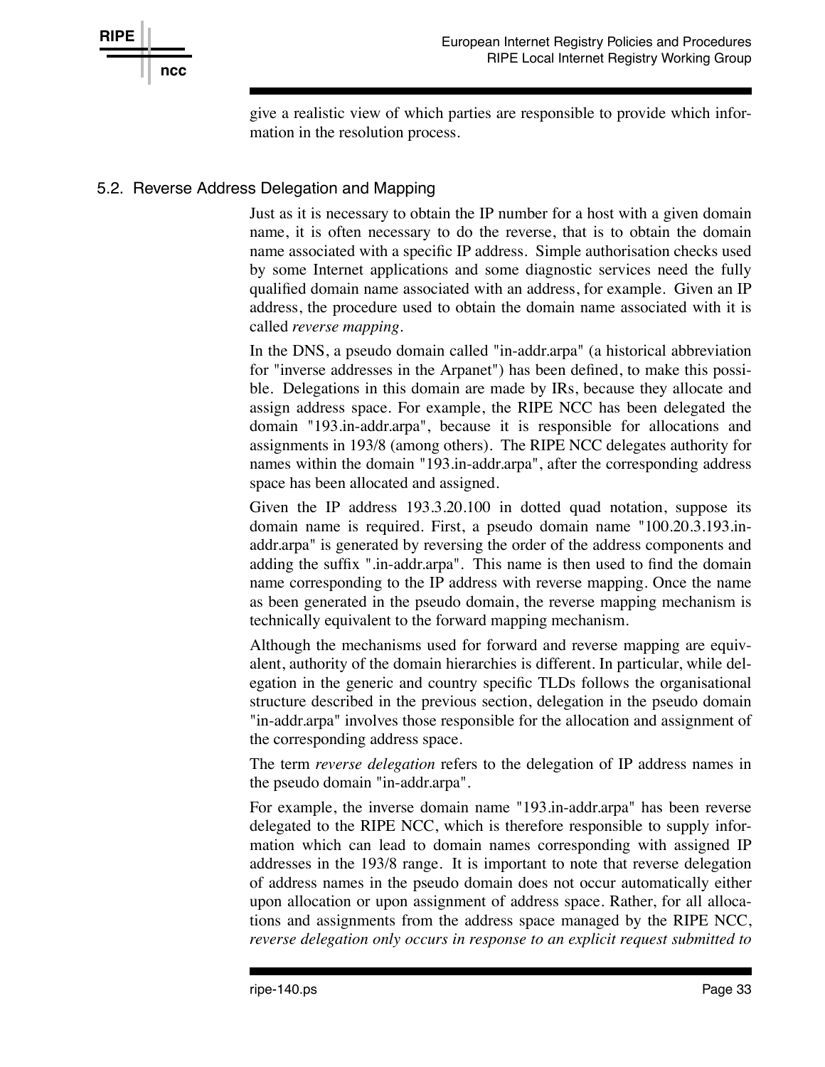give a realistic view of which parties are responsible to provide which information in the resolution process.

## 5.2. Reverse Address Delegation and Mapping

Just as it is necessary to obtain the IP number for a host with a given domain name, it is often necessary to do the reverse, that is to obtain the domain name associated with a specific IP address. Simple authorisation checks used by some Internet applications and some diagnostic services need the fully qualified domain name associated with an address, for example. Given an IP address, the procedure used to obtain the domain name associated with it is called *reverse mapping*.

In the DNS, a pseudo domain called "in-addr.arpa" (a historical abbreviation for "inverse addresses in the Arpanet") has been defined, to make this possible. Delegations in this domain are made by IRs, because they allocate and assign address space. For example, the RIPE NCC has been delegated the domain "193.in-addr.arpa", because it is responsible for allocations and assignments in 193/8 (among others). The RIPE NCC delegates authority for names within the domain "193.in-addr.arpa", after the corresponding address space has been allocated and assigned.

Given the IP address 193.3.20.100 in dotted quad notation, suppose its domain name is required. First, a pseudo domain name "100.20.3.193.in-addr.arpa" is generated by reversing the order of the address components and adding the suffix ".in-addr.arpa". This name is then used to find the domain name corresponding to the IP address with reverse mapping. Once the name as been generated in the pseudo domain, the reverse mapping mechanism is technically equivalent to the forward mapping mechanism.

Although the mechanisms used for forward and reverse mapping are equivalent, authority of the domain hierarchies is different. In particular, while delegation in the generic and country specific TLDs follows the organisational structure described in the previous section, delegation in the pseudo domain "in-addr.arpa" involves those responsible for the allocation and assignment of the corresponding address space.

The term *reverse delegation* refers to the delegation of IP address names in the pseudo domain "in-addr.arpa".

For example, the inverse domain name "193.in-addr.arpa" has been reverse delegated to the RIPE NCC, which is therefore responsible to supply information which can lead to domain names corresponding with assigned IP addresses in the 193/8 range. It is important to note that reverse delegation of address names in the pseudo domain does not occur automatically either upon allocation or upon assignment of address space. Rather, for all allocations and assignments from the address space managed by the RIPE NCC, *reverse delegation only occurs in response to an explicit request submitted to*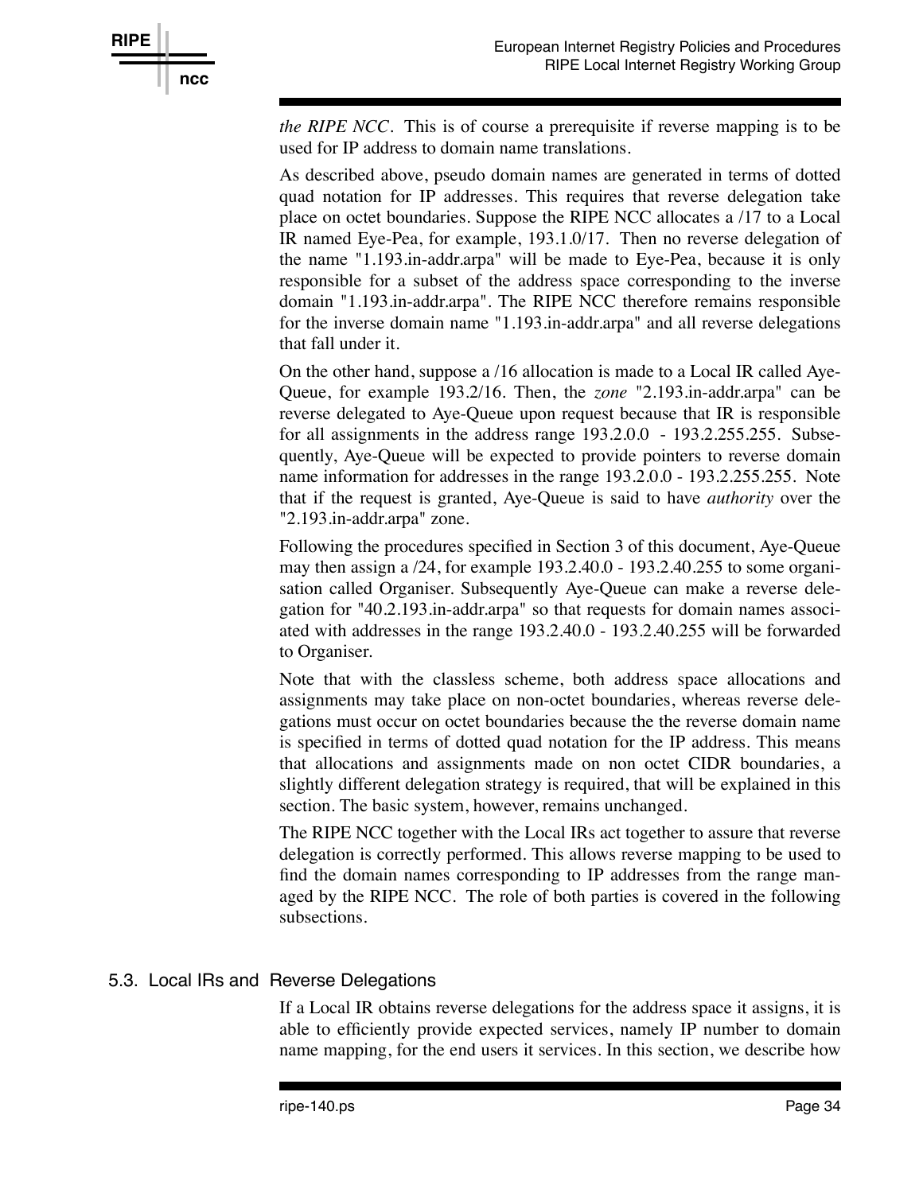*the RIPE NCC*. This is of course a prerequisite if reverse mapping is to be used for IP address to domain name translations.

As described above, pseudo domain names are generated in terms of dotted quad notation for IP addresses. This requires that reverse delegation take place on octet boundaries. Suppose the RIPE NCC allocates a /17 to a Local IR named Eye-Pea, for example, 193.1.0/17. Then no reverse delegation of the name "1.193.in-addr.arpa" will be made to Eye-Pea, because it is only responsible for a subset of the address space corresponding to the inverse domain "1.193.in-addr.arpa". The RIPE NCC therefore remains responsible for the inverse domain name "1.193.in-addr.arpa" and all reverse delegations that fall under it.

On the other hand, suppose a /16 allocation is made to a Local IR called Aye-Queue, for example 193.2/16. Then, the *zone* "2.193.in-addr.arpa" can be reverse delegated to Aye-Queue upon request because that IR is responsible for all assignments in the address range 193.2.0.0 - 193.2.255.255. Subsequently, Aye-Queue will be expected to provide pointers to reverse domain name information for addresses in the range 193.2.0.0 - 193.2.255.255. Note that if the request is granted, Aye-Queue is said to have *authority* over the "2.193.in-addr.arpa" zone.

Following the procedures specified in Section 3 of this document, Aye-Queue may then assign a /24, for example 193.2.40.0 - 193.2.40.255 to some organisation called Organiser. Subsequently Aye-Queue can make a reverse delegation for "40.2.193.in-addr.arpa" so that requests for domain names associated with addresses in the range 193.2.40.0 - 193.2.40.255 will be forwarded to Organiser.

Note that with the classless scheme, both address space allocations and assignments may take place on non-octet boundaries, whereas reverse delegations must occur on octet boundaries because the the reverse domain name is specified in terms of dotted quad notation for the IP address. This means that allocations and assignments made on non octet CIDR boundaries, a slightly different delegation strategy is required, that will be explained in this section. The basic system, however, remains unchanged.

The RIPE NCC together with the Local IRs act together to assure that reverse delegation is correctly performed. This allows reverse mapping to be used to find the domain names corresponding to IP addresses from the range managed by the RIPE NCC. The role of both parties is covered in the following subsections.

## 5.3. Local IRs and Reverse Delegations

If a Local IR obtains reverse delegations for the address space it assigns, it is able to efficiently provide expected services, namely IP number to domain name mapping, for the end users it services. In this section, we describe how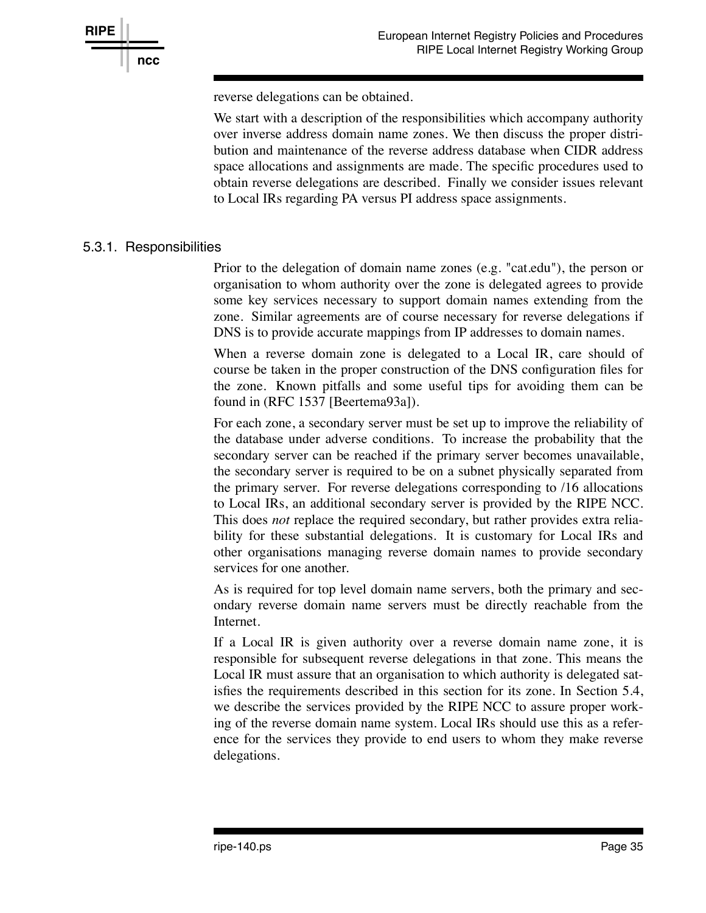reverse delegations can be obtained.

We start with a description of the responsibilities which accompany authority over inverse address domain name zones. We then discuss the proper distribution and maintenance of the reverse address database when CIDR address space allocations and assignments are made. The specific procedures used to obtain reverse delegations are described. Finally we consider issues relevant to Local IRs regarding PA versus PI address space assignments.

### 5.3.1. Responsibilities

Prior to the delegation of domain name zones (e.g. "cat.edu"), the person or organisation to whom authority over the zone is delegated agrees to provide some key services necessary to support domain names extending from the zone. Similar agreements are of course necessary for reverse delegations if DNS is to provide accurate mappings from IP addresses to domain names.

When a reverse domain zone is delegated to a Local IR, care should of course be taken in the proper construction of the DNS configuration files for the zone. Known pitfalls and some useful tips for avoiding them can be found in (RFC 1537 [Beertema93a]).

For each zone, a secondary server must be set up to improve the reliability of the database under adverse conditions. To increase the probability that the secondary server can be reached if the primary server becomes unavailable, the secondary server is required to be on a subnet physically separated from the primary server. For reverse delegations corresponding to /16 allocations to Local IRs, an additional secondary server is provided by the RIPE NCC. This does *not* replace the required secondary, but rather provides extra reliability for these substantial delegations. It is customary for Local IRs and other organisations managing reverse domain names to provide secondary services for one another.

As is required for top level domain name servers, both the primary and secondary reverse domain name servers must be directly reachable from the Internet.

If a Local IR is given authority over a reverse domain name zone, it is responsible for subsequent reverse delegations in that zone. This means the Local IR must assure that an organisation to which authority is delegated satisfies the requirements described in this section for its zone. In Section 5.4, we describe the services provided by the RIPE NCC to assure proper working of the reverse domain name system. Local IRs should use this as a reference for the services they provide to end users to whom they make reverse delegations.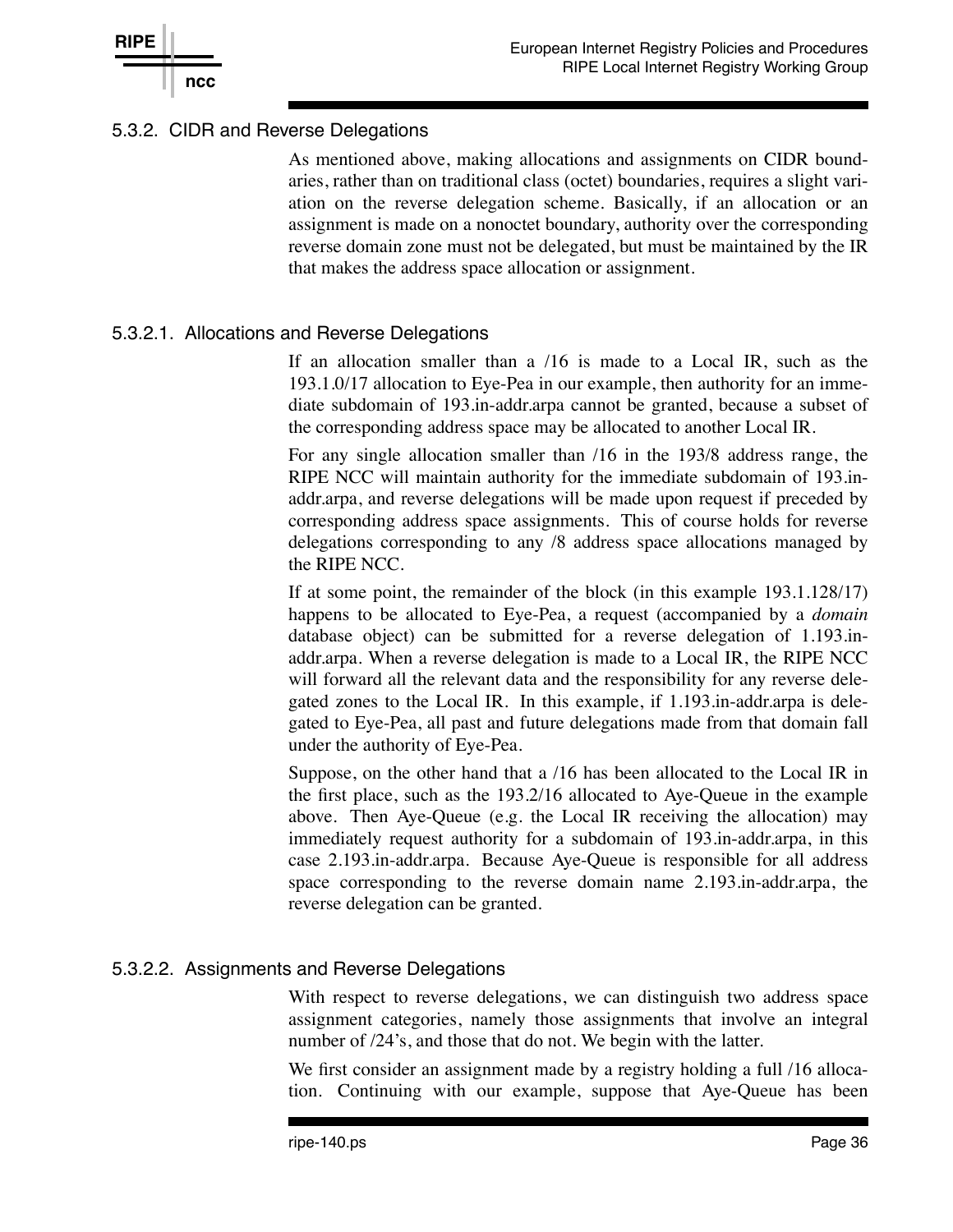### 5.3.2. CIDR and Reverse Delegations

As mentioned above, making allocations and assignments on CIDR boundaries, rather than on traditional class (octet) boundaries, requires a slight variation on the reverse delegation scheme. Basically, if an allocation or an assignment is made on a nonoctet boundary, authority over the corresponding reverse domain zone must not be delegated, but must be maintained by the IR that makes the address space allocation or assignment.

#### 5.3.2.1. Allocations and Reverse Delegations

If an allocation smaller than a /16 is made to a Local IR, such as the 193.1.0/17 allocation to Eye-Pea in our example, then authority for an immediate subdomain of 193.in-addr.arpa cannot be granted, because a subset of the corresponding address space may be allocated to another Local IR.

For any single allocation smaller than /16 in the 193/8 address range, the RIPE NCC will maintain authority for the immediate subdomain of 193.in-addr.arpa, and reverse delegations will be made upon request if preceded by corresponding address space assignments. This of course holds for reverse delegations corresponding to any /8 address space allocations managed by the RIPE NCC.

If at some point, the remainder of the block (in this example 193.1.128/17) happens to be allocated to Eye-Pea, a request (accompanied by a *domain* database object) can be submitted for a reverse delegation of 1.193.in-addr.arpa. When a reverse delegation is made to a Local IR, the RIPE NCC will forward all the relevant data and the responsibility for any reverse delegated zones to the Local IR. In this example, if 1.193.in-addr.arpa is delegated to Eye-Pea, all past and future delegations made from that domain fall under the authority of Eye-Pea.

Suppose, on the other hand that a /16 has been allocated to the Local IR in the first place, such as the 193.2/16 allocated to Aye-Queue in the example above. Then Aye-Queue (e.g. the Local IR receiving the allocation) may immediately request authority for a subdomain of 193.in-addr.arpa, in this case 2.193.in-addr.arpa. Because Aye-Queue is responsible for all address space corresponding to the reverse domain name 2.193.in-addr.arpa, the reverse delegation can be granted.

#### 5.3.2.2. Assignments and Reverse Delegations

With respect to reverse delegations, we can distinguish two address space assignment categories, namely those assignments that involve an integral number of /24's, and those that do not. We begin with the latter.

We first consider an assignment made by a registry holding a full /16 allocation. Continuing with our example, suppose that Aye-Queue has been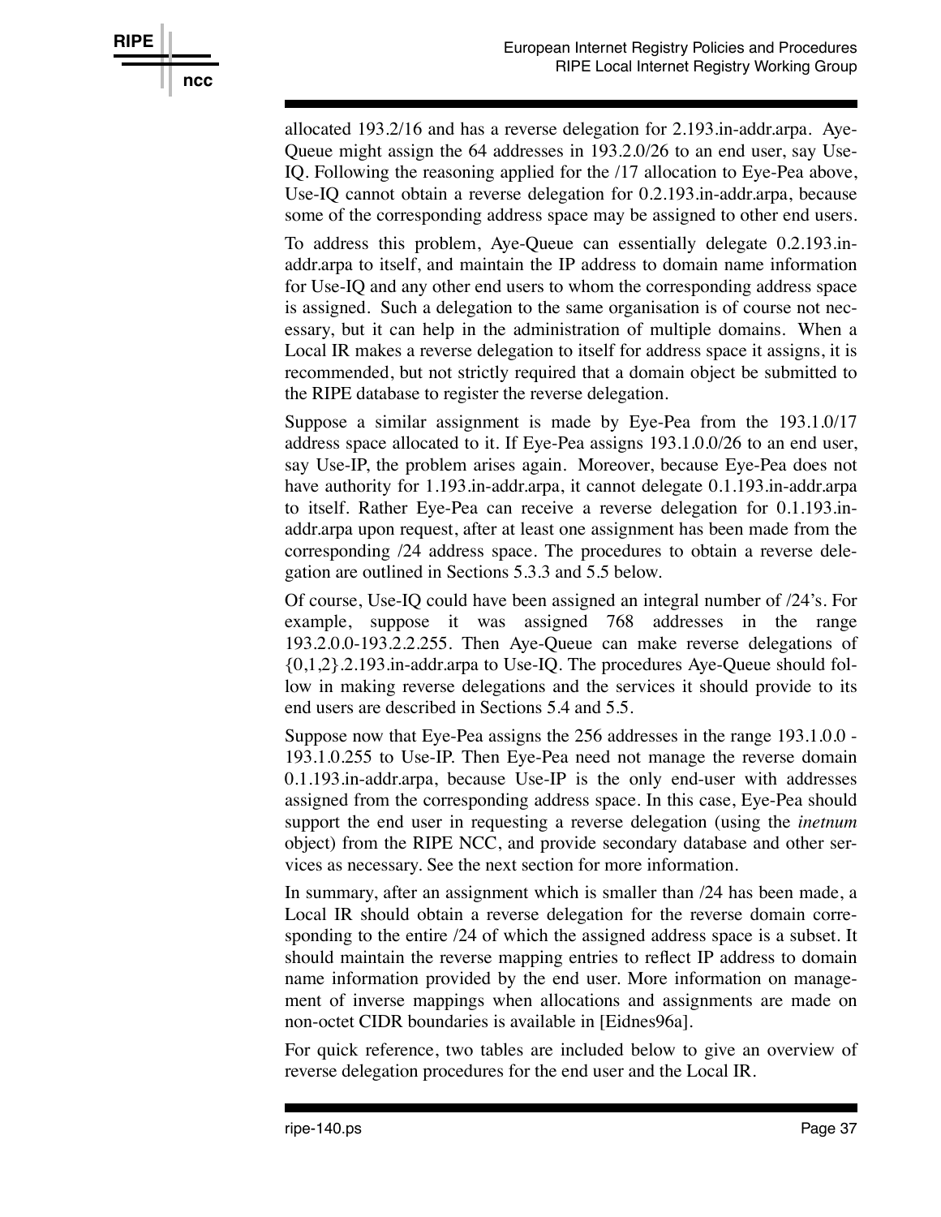allocated 193.2/16 and has a reverse delegation for 2.193.in-addr.arpa. Aye-Queue might assign the 64 addresses in 193.2.0/26 to an end user, say Use-IQ. Following the reasoning applied for the /17 allocation to Eye-Pea above, Use-IQ cannot obtain a reverse delegation for 0.2.193.in-addr.arpa, because some of the corresponding address space may be assigned to other end users.

To address this problem, Aye-Queue can essentially delegate 0.2.193.in-addr.arpa to itself, and maintain the IP address to domain name information for Use-IQ and any other end users to whom the corresponding address space is assigned. Such a delegation to the same organisation is of course not necessary, but it can help in the administration of multiple domains. When a Local IR makes a reverse delegation to itself for address space it assigns, it is recommended, but not strictly required that a domain object be submitted to the RIPE database to register the reverse delegation.

Suppose a similar assignment is made by Eye-Pea from the 193.1.0/17 address space allocated to it. If Eye-Pea assigns 193.1.0.0/26 to an end user, say Use-IP, the problem arises again. Moreover, because Eye-Pea does not have authority for 1.193.in-addr.arpa, it cannot delegate 0.1.193.in-addr.arpa to itself. Rather Eye-Pea can receive a reverse delegation for 0.1.193.in-addr.arpa upon request, after at least one assignment has been made from the corresponding /24 address space. The procedures to obtain a reverse delegation are outlined in Sections 5.3.3 and 5.5 below.

Of course, Use-IQ could have been assigned an integral number of /24's. For example, suppose it was assigned 768 addresses in the range 193.2.0.0-193.2.2.255. Then Aye-Queue can make reverse delegations of {0,1,2}.2.193.in-addr.arpa to Use-IQ. The procedures Aye-Queue should follow in making reverse delegations and the services it should provide to its end users are described in Sections 5.4 and 5.5.

Suppose now that Eye-Pea assigns the 256 addresses in the range 193.1.0.0 - 193.1.0.255 to Use-IP. Then Eye-Pea need not manage the reverse domain 0.1.193.in-addr.arpa, because Use-IP is the only end-user with addresses assigned from the corresponding address space. In this case, Eye-Pea should support the end user in requesting a reverse delegation (using the *inetnum* object) from the RIPE NCC, and provide secondary database and other services as necessary. See the next section for more information.

In summary, after an assignment which is smaller than /24 has been made, a Local IR should obtain a reverse delegation for the reverse domain corresponding to the entire /24 of which the assigned address space is a subset. It should maintain the reverse mapping entries to reflect IP address to domain name information provided by the end user. More information on management of inverse mappings when allocations and assignments are made on non-octet CIDR boundaries is available in [Eidnes96a].

For quick reference, two tables are included below to give an overview of reverse delegation procedures for the end user and the Local IR.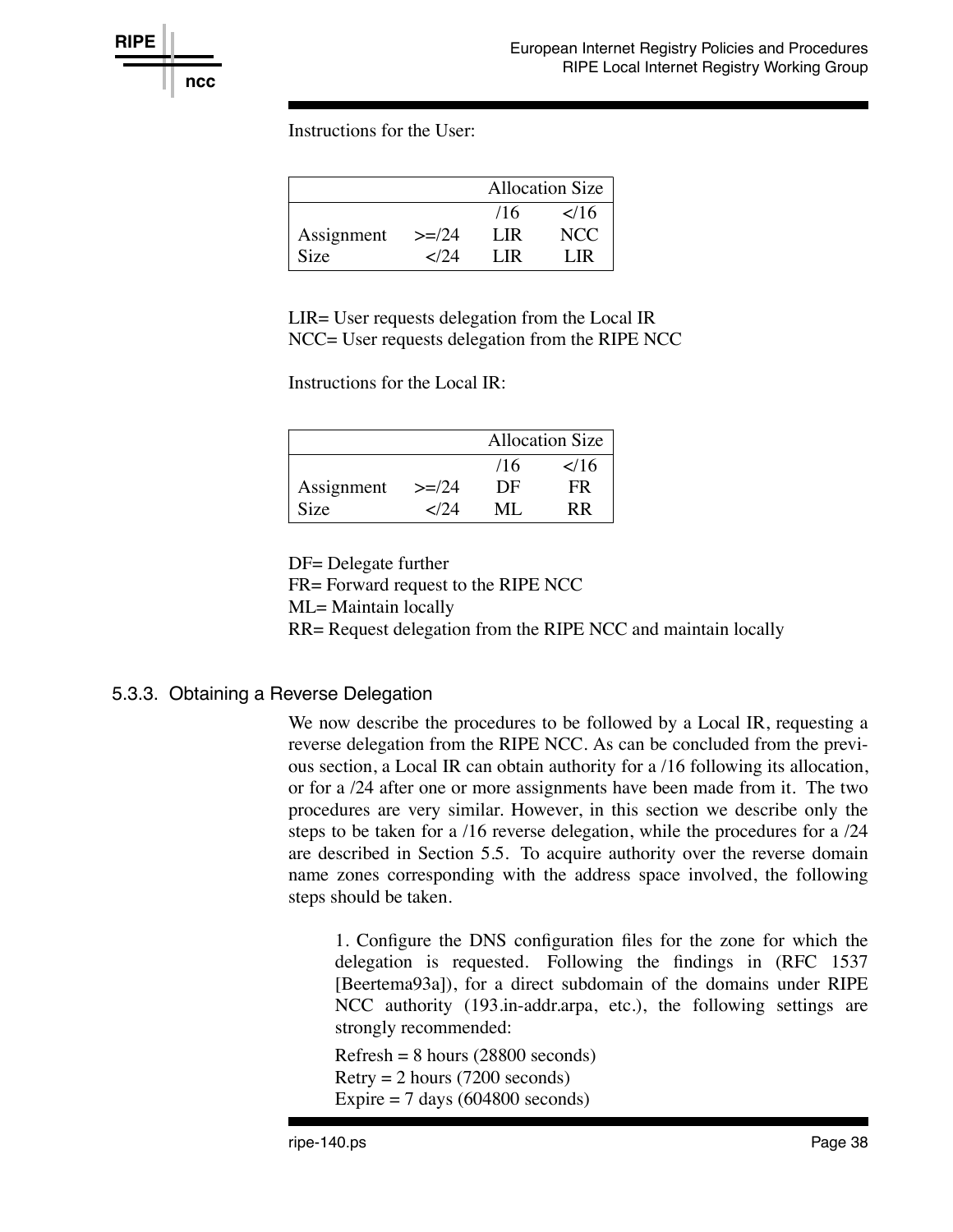Instructions for the User:

| | | Allocation Size | |
|---|---|---|---|
| | | /16 | </16 |
| Assignment | >=/24 | LIR | NCC |
| Size | </24 | LIR | LIR |

LIR= User requests delegation from the Local IR
NCC= User requests delegation from the RIPE NCC

Instructions for the Local IR:

| | | Allocation Size | |
|---|---|---|---|
| | | /16 | </16 |
| Assignment | >=/24 | DF | FR |
| Size | </24 | ML | RR |

DF= Delegate further
FR= Forward request to the RIPE NCC
ML= Maintain locally
RR= Request delegation from the RIPE NCC and maintain locally

### 5.3.3. Obtaining a Reverse Delegation

We now describe the procedures to be followed by a Local IR, requesting a reverse delegation from the RIPE NCC. As can be concluded from the previous section, a Local IR can obtain authority for a /16 following its allocation, or for a /24 after one or more assignments have been made from it. The two procedures are very similar. However, in this section we describe only the steps to be taken for a /16 reverse delegation, while the procedures for a /24 are described in Section 5.5. To acquire authority over the reverse domain name zones corresponding with the address space involved, the following steps should be taken.

1. Configure the DNS configuration files for the zone for which the delegation is requested. Following the findings in (RFC 1537 [Beertema93a]), for a direct subdomain of the domains under RIPE NCC authority (193.in-addr.arpa, etc.), the following settings are strongly recommended:

   Refresh = 8 hours (28800 seconds)
   Retry = 2 hours (7200 seconds)
   Expire = 7 days (604800 seconds)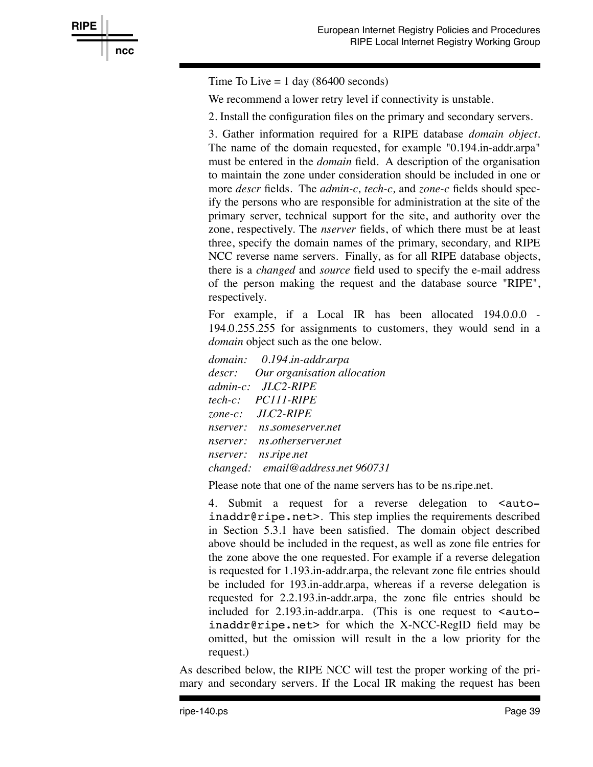Time To Live = 1 day (86400 seconds)

We recommend a lower retry level if connectivity is unstable.

2. Install the configuration files on the primary and secondary servers.

3. Gather information required for a RIPE database *domain object*. The name of the domain requested, for example "0.194.in-addr.arpa" must be entered in the *domain* field. A description of the organisation to maintain the zone under consideration should be included in one or more *descr* fields. The *admin-c, tech-c,* and *zone-c* fields should specify the persons who are responsible for administration at the site of the primary server, technical support for the site, and authority over the zone, respectively. The *nserver* fields, of which there must be at least three, specify the domain names of the primary, secondary, and RIPE NCC reverse name servers. Finally, as for all RIPE database objects, there is a *changed* and *source* field used to specify the e-mail address of the person making the request and the database source "RIPE", respectively.

For example, if a Local IR has been allocated 194.0.0.0 - 194.0.255.255 for assignments to customers, they would send in a *domain* object such as the one below.

*domain: 0.194.in-addr.arpa*
*descr: Our organisation allocation*
*admin-c: JLC2-RIPE*
*tech-c: PC111-RIPE*
*zone-c: JLC2-RIPE*
*nserver: ns.someserver.net*
*nserver: ns.otherserver.net*
*nserver: ns.ripe.net*
*changed: email@address.net 960731*

Please note that one of the name servers has to be ns.ripe.net.

4. Submit a request for a reverse delegation to `<auto-inaddr@ripe.net>`. This step implies the requirements described in Section 5.3.1 have been satisfied. The domain object described above should be included in the request, as well as zone file entries for the zone above the one requested. For example if a reverse delegation is requested for 1.193.in-addr.arpa, the relevant zone file entries should be included for 193.in-addr.arpa, whereas if a reverse delegation is requested for 2.2.193.in-addr.arpa, the zone file entries should be included for 2.193.in-addr.arpa. (This is one request to `<auto-inaddr@ripe.net>` for which the X-NCC-RegID field may be omitted, but the omission will result in the a low priority for the request.)

As described below, the RIPE NCC will test the proper working of the primary and secondary servers. If the Local IR making the request has been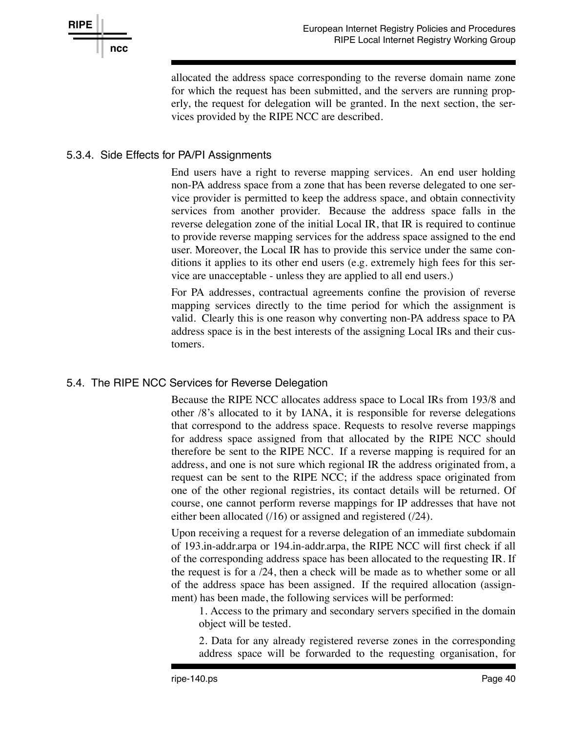allocated the address space corresponding to the reverse domain name zone for which the request has been submitted, and the servers are running properly, the request for delegation will be granted. In the next section, the services provided by the RIPE NCC are described.

### 5.3.4. Side Effects for PA/PI Assignments

End users have a right to reverse mapping services. An end user holding non-PA address space from a zone that has been reverse delegated to one service provider is permitted to keep the address space, and obtain connectivity services from another provider. Because the address space falls in the reverse delegation zone of the initial Local IR, that IR is required to continue to provide reverse mapping services for the address space assigned to the end user. Moreover, the Local IR has to provide this service under the same conditions it applies to its other end users (e.g. extremely high fees for this service are unacceptable - unless they are applied to all end users.)

For PA addresses, contractual agreements confine the provision of reverse mapping services directly to the time period for which the assignment is valid. Clearly this is one reason why converting non-PA address space to PA address space is in the best interests of the assigning Local IRs and their customers.

## 5.4. The RIPE NCC Services for Reverse Delegation

Because the RIPE NCC allocates address space to Local IRs from 193/8 and other /8's allocated to it by IANA, it is responsible for reverse delegations that correspond to the address space. Requests to resolve reverse mappings for address space assigned from that allocated by the RIPE NCC should therefore be sent to the RIPE NCC. If a reverse mapping is required for an address, and one is not sure which regional IR the address originated from, a request can be sent to the RIPE NCC; if the address space originated from one of the other regional registries, its contact details will be returned. Of course, one cannot perform reverse mappings for IP addresses that have not either been allocated (/16) or assigned and registered (/24).

Upon receiving a request for a reverse delegation of an immediate subdomain of 193.in-addr.arpa or 194.in-addr.arpa, the RIPE NCC will first check if all of the corresponding address space has been allocated to the requesting IR. If the request is for a /24, then a check will be made as to whether some or all of the address space has been assigned. If the required allocation (assignment) has been made, the following services will be performed:

1. Access to the primary and secondary servers specified in the domain object will be tested.

2. Data for any already registered reverse zones in the corresponding address space will be forwarded to the requesting organisation, for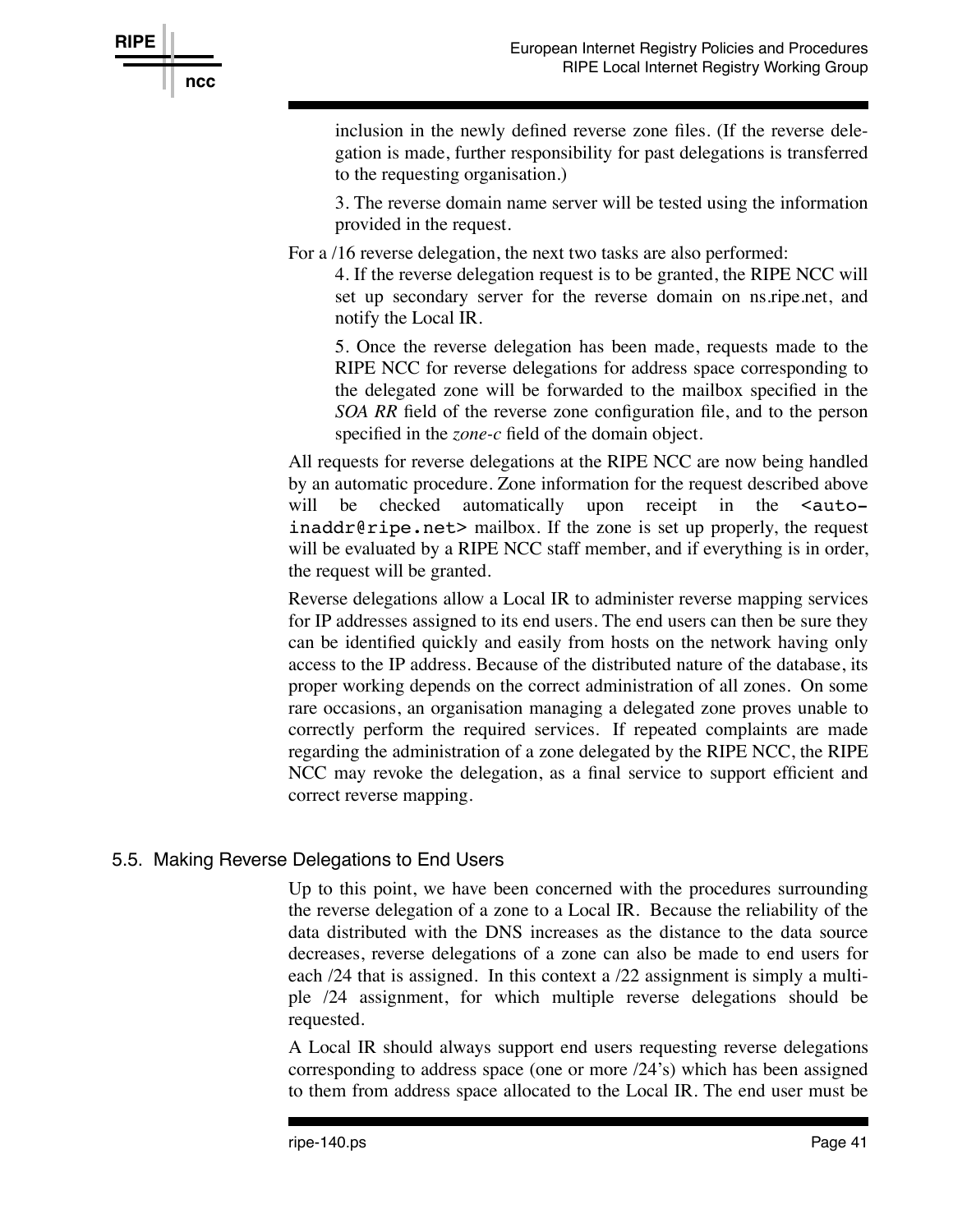inclusion in the newly defined reverse zone files. (If the reverse delegation is made, further responsibility for past delegations is transferred to the requesting organisation.)

3. The reverse domain name server will be tested using the information provided in the request.

For a /16 reverse delegation, the next two tasks are also performed:

4. If the reverse delegation request is to be granted, the RIPE NCC will set up secondary server for the reverse domain on ns.ripe.net, and notify the Local IR.

5. Once the reverse delegation has been made, requests made to the RIPE NCC for reverse delegations for address space corresponding to the delegated zone will be forwarded to the mailbox specified in the *SOA RR* field of the reverse zone configuration file, and to the person specified in the *zone-c* field of the domain object.

All requests for reverse delegations at the RIPE NCC are now being handled by an automatic procedure. Zone information for the request described above will be checked automatically upon receipt in the `<auto-inaddr@ripe.net>` mailbox. If the zone is set up properly, the request will be evaluated by a RIPE NCC staff member, and if everything is in order, the request will be granted.

Reverse delegations allow a Local IR to administer reverse mapping services for IP addresses assigned to its end users. The end users can then be sure they can be identified quickly and easily from hosts on the network having only access to the IP address. Because of the distributed nature of the database, its proper working depends on the correct administration of all zones. On some rare occasions, an organisation managing a delegated zone proves unable to correctly perform the required services. If repeated complaints are made regarding the administration of a zone delegated by the RIPE NCC, the RIPE NCC may revoke the delegation, as a final service to support efficient and correct reverse mapping.

## 5.5. Making Reverse Delegations to End Users

Up to this point, we have been concerned with the procedures surrounding the reverse delegation of a zone to a Local IR. Because the reliability of the data distributed with the DNS increases as the distance to the data source decreases, reverse delegations of a zone can also be made to end users for each /24 that is assigned. In this context a /22 assignment is simply a multiple /24 assignment, for which multiple reverse delegations should be requested.

A Local IR should always support end users requesting reverse delegations corresponding to address space (one or more /24's) which has been assigned to them from address space allocated to the Local IR. The end user must be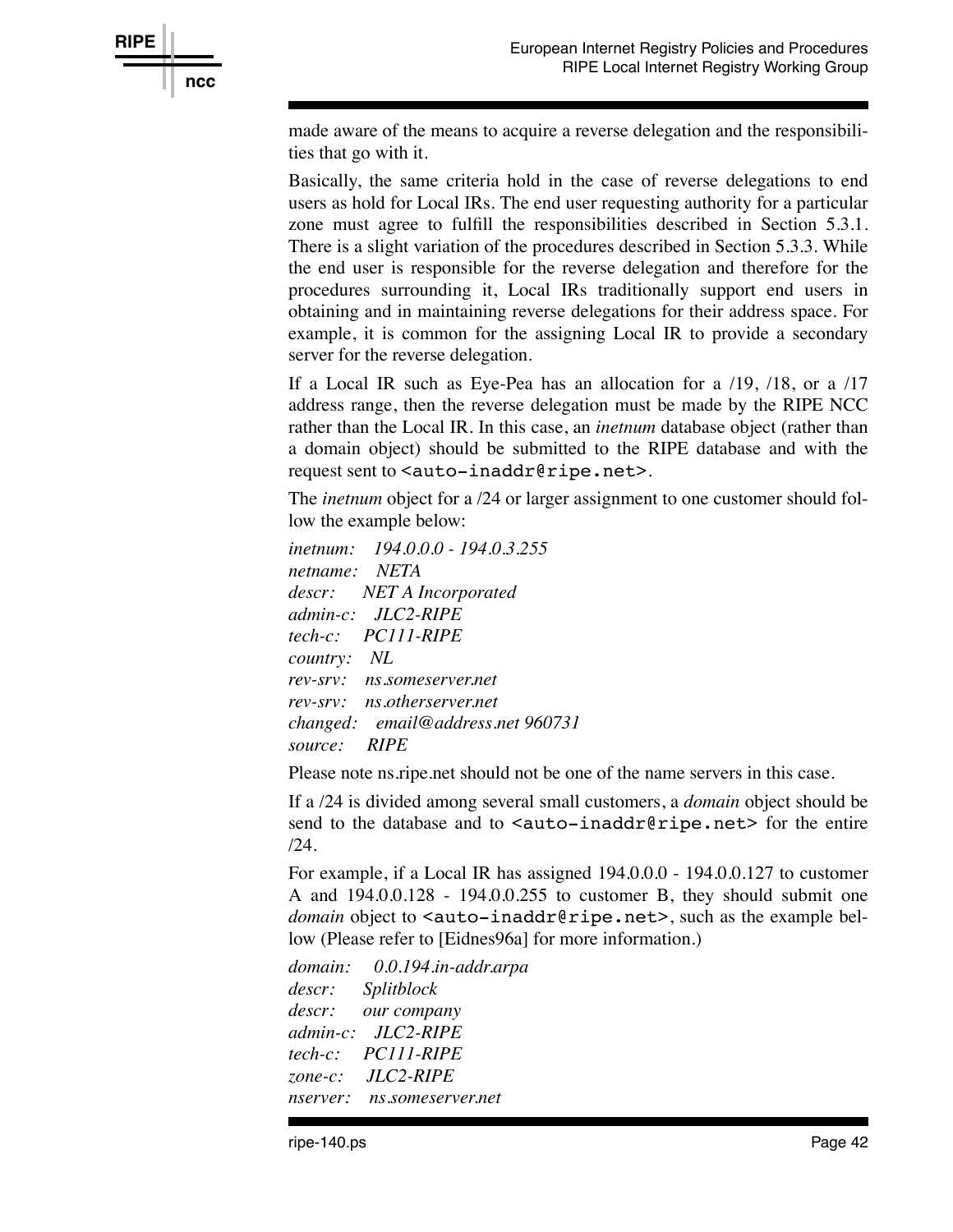made aware of the means to acquire a reverse delegation and the responsibilities that go with it.

Basically, the same criteria hold in the case of reverse delegations to end users as hold for Local IRs. The end user requesting authority for a particular zone must agree to fulfill the responsibilities described in Section 5.3.1. There is a slight variation of the procedures described in Section 5.3.3. While the end user is responsible for the reverse delegation and therefore for the procedures surrounding it, Local IRs traditionally support end users in obtaining and in maintaining reverse delegations for their address space. For example, it is common for the assigning Local IR to provide a secondary server for the reverse delegation.

If a Local IR such as Eye-Pea has an allocation for a /19, /18, or a /17 address range, then the reverse delegation must be made by the RIPE NCC rather than the Local IR. In this case, an *inetnum* database object (rather than a domain object) should be submitted to the RIPE database and with the request sent to `<auto-inaddr@ripe.net>`.

The *inetnum* object for a /24 or larger assignment to one customer should follow the example below:

*inetnum: 194.0.0.0 - 194.0.3.255*
*netname: NETA*
*descr: NET A Incorporated*
*admin-c: JLC2-RIPE*
*tech-c: PC111-RIPE*
*country: NL*
*rev-srv: ns.someserver.net*
*rev-srv: ns.otherserver.net*
*changed: email@address.net 960731*
*source: RIPE*

Please note ns.ripe.net should not be one of the name servers in this case.

If a /24 is divided among several small customers, a *domain* object should be send to the database and to `<auto-inaddr@ripe.net>` for the entire /24.

For example, if a Local IR has assigned 194.0.0.0 - 194.0.0.127 to customer A and 194.0.0.128 - 194.0.0.255 to customer B, they should submit one *domain* object to `<auto-inaddr@ripe.net>`, such as the example bellow (Please refer to [Eidnes96a] for more information.)

*domain: 0.0.194.in-addr.arpa*
*descr: Splitblock*
*descr: our company*
*admin-c: JLC2-RIPE*
*tech-c: PC111-RIPE*
*zone-c: JLC2-RIPE*
*nserver: ns.someserver.net*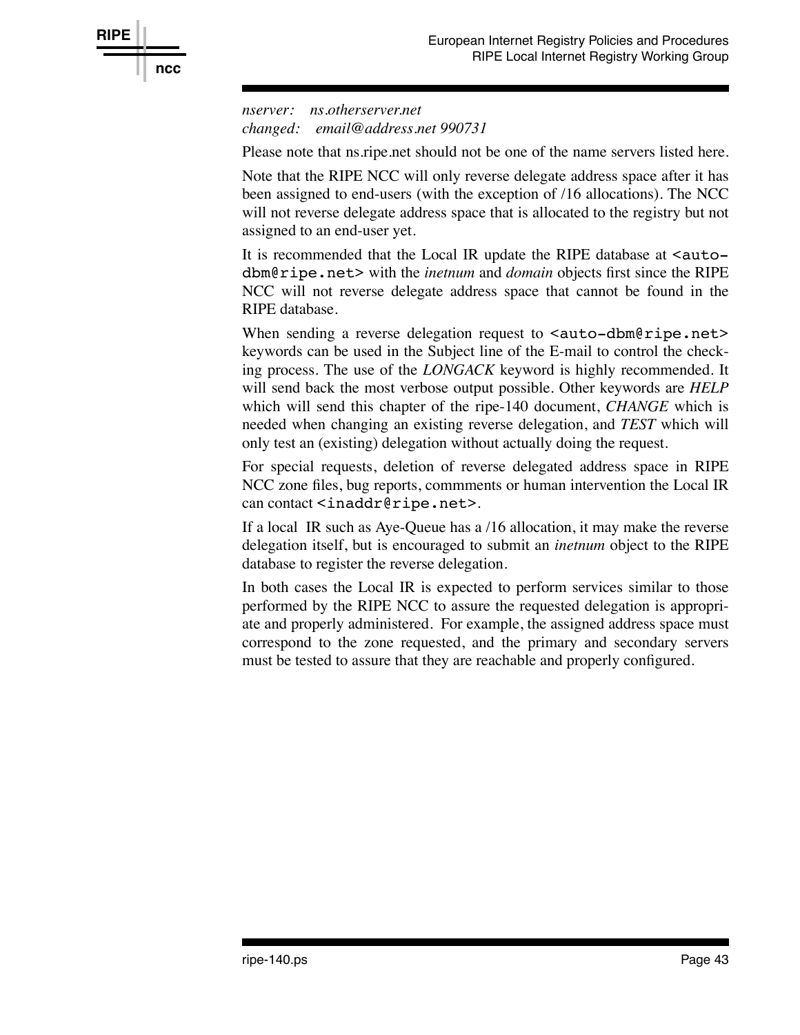*nserver: ns.otherserver.net*
*changed: email@address.net 990731*

Please note that ns.ripe.net should not be one of the name servers listed here.

Note that the RIPE NCC will only reverse delegate address space after it has been assigned to end-users (with the exception of /16 allocations). The NCC will not reverse delegate address space that is allocated to the registry but not assigned to an end-user yet.

It is recommended that the Local IR update the RIPE database at `<auto-dbm@ripe.net>` with the *inetnum* and *domain* objects first since the RIPE NCC will not reverse delegate address space that cannot be found in the RIPE database.

When sending a reverse delegation request to `<auto-dbm@ripe.net>` keywords can be used in the Subject line of the E-mail to control the checking process. The use of the *LONGACK* keyword is highly recommended. It will send back the most verbose output possible. Other keywords are *HELP* which will send this chapter of the ripe-140 document, *CHANGE* which is needed when changing an existing reverse delegation, and *TEST* which will only test an (existing) delegation without actually doing the request.

For special requests, deletion of reverse delegated address space in RIPE NCC zone files, bug reports, commments or human intervention the Local IR can contact `<inaddr@ripe.net>`.

If a local IR such as Aye-Queue has a /16 allocation, it may make the reverse delegation itself, but is encouraged to submit an *inetnum* object to the RIPE database to register the reverse delegation.

In both cases the Local IR is expected to perform services similar to those performed by the RIPE NCC to assure the requested delegation is appropriate and properly administered. For example, the assigned address space must correspond to the zone requested, and the primary and secondary servers must be tested to assure that they are reachable and properly configured.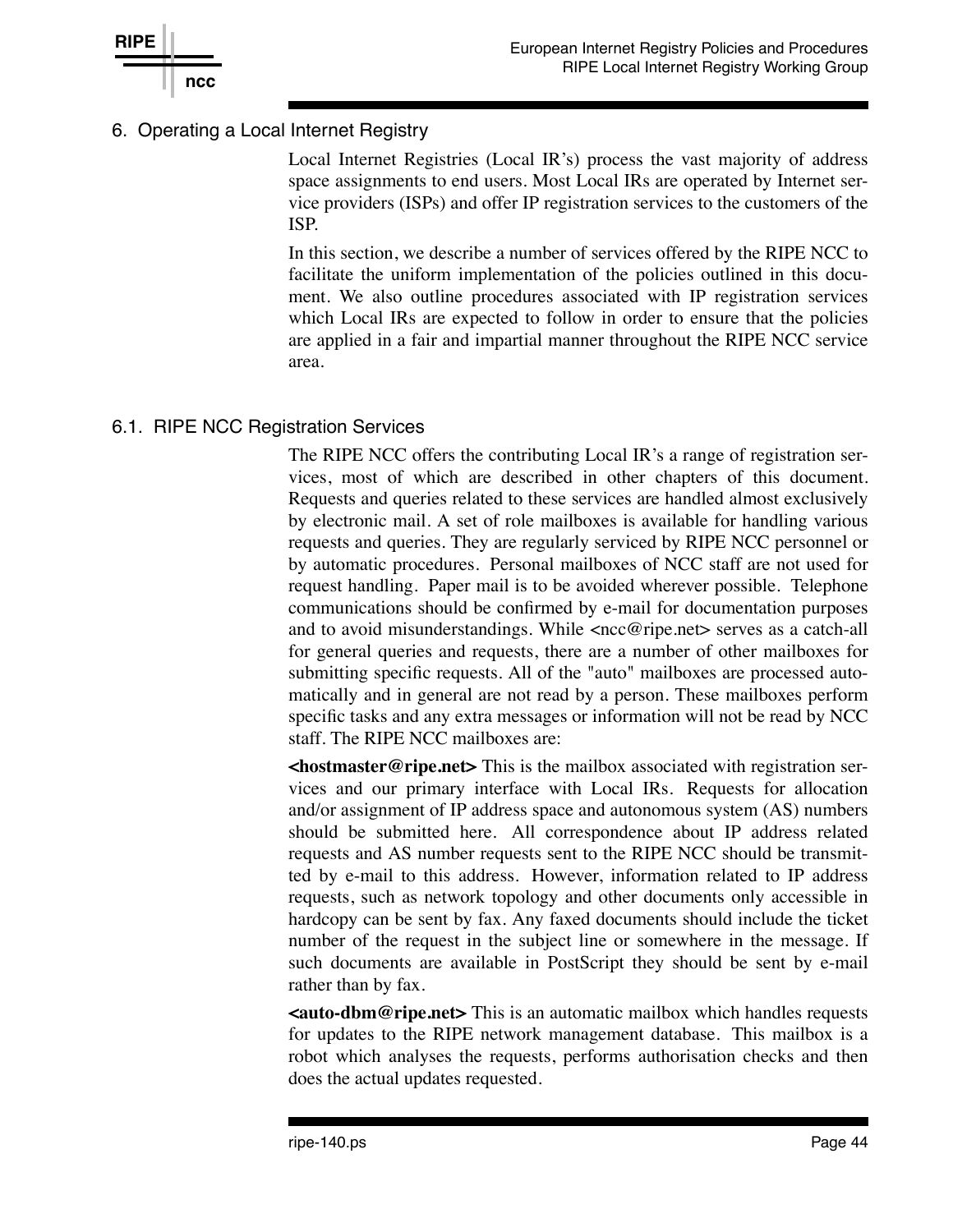# 6. Operating a Local Internet Registry

Local Internet Registries (Local IR's) process the vast majority of address space assignments to end users. Most Local IRs are operated by Internet service providers (ISPs) and offer IP registration services to the customers of the ISP.

In this section, we describe a number of services offered by the RIPE NCC to facilitate the uniform implementation of the policies outlined in this document. We also outline procedures associated with IP registration services which Local IRs are expected to follow in order to ensure that the policies are applied in a fair and impartial manner throughout the RIPE NCC service area.

## 6.1. RIPE NCC Registration Services

The RIPE NCC offers the contributing Local IR's a range of registration services, most of which are described in other chapters of this document. Requests and queries related to these services are handled almost exclusively by electronic mail. A set of role mailboxes is available for handling various requests and queries. They are regularly serviced by RIPE NCC personnel or by automatic procedures. Personal mailboxes of NCC staff are not used for request handling. Paper mail is to be avoided wherever possible. Telephone communications should be confirmed by e-mail for documentation purposes and to avoid misunderstandings. While <ncc@ripe.net> serves as a catch-all for general queries and requests, there are a number of other mailboxes for submitting specific requests. All of the "auto" mailboxes are processed automatically and in general are not read by a person. These mailboxes perform specific tasks and any extra messages or information will not be read by NCC staff. The RIPE NCC mailboxes are:

**<hostmaster@ripe.net>** This is the mailbox associated with registration services and our primary interface with Local IRs. Requests for allocation and/or assignment of IP address space and autonomous system (AS) numbers should be submitted here. All correspondence about IP address related requests and AS number requests sent to the RIPE NCC should be transmitted by e-mail to this address. However, information related to IP address requests, such as network topology and other documents only accessible in hardcopy can be sent by fax. Any faxed documents should include the ticket number of the request in the subject line or somewhere in the message. If such documents are available in PostScript they should be sent by e-mail rather than by fax.

**<auto-dbm@ripe.net>** This is an automatic mailbox which handles requests for updates to the RIPE network management database. This mailbox is a robot which analyses the requests, performs authorisation checks and then does the actual updates requested.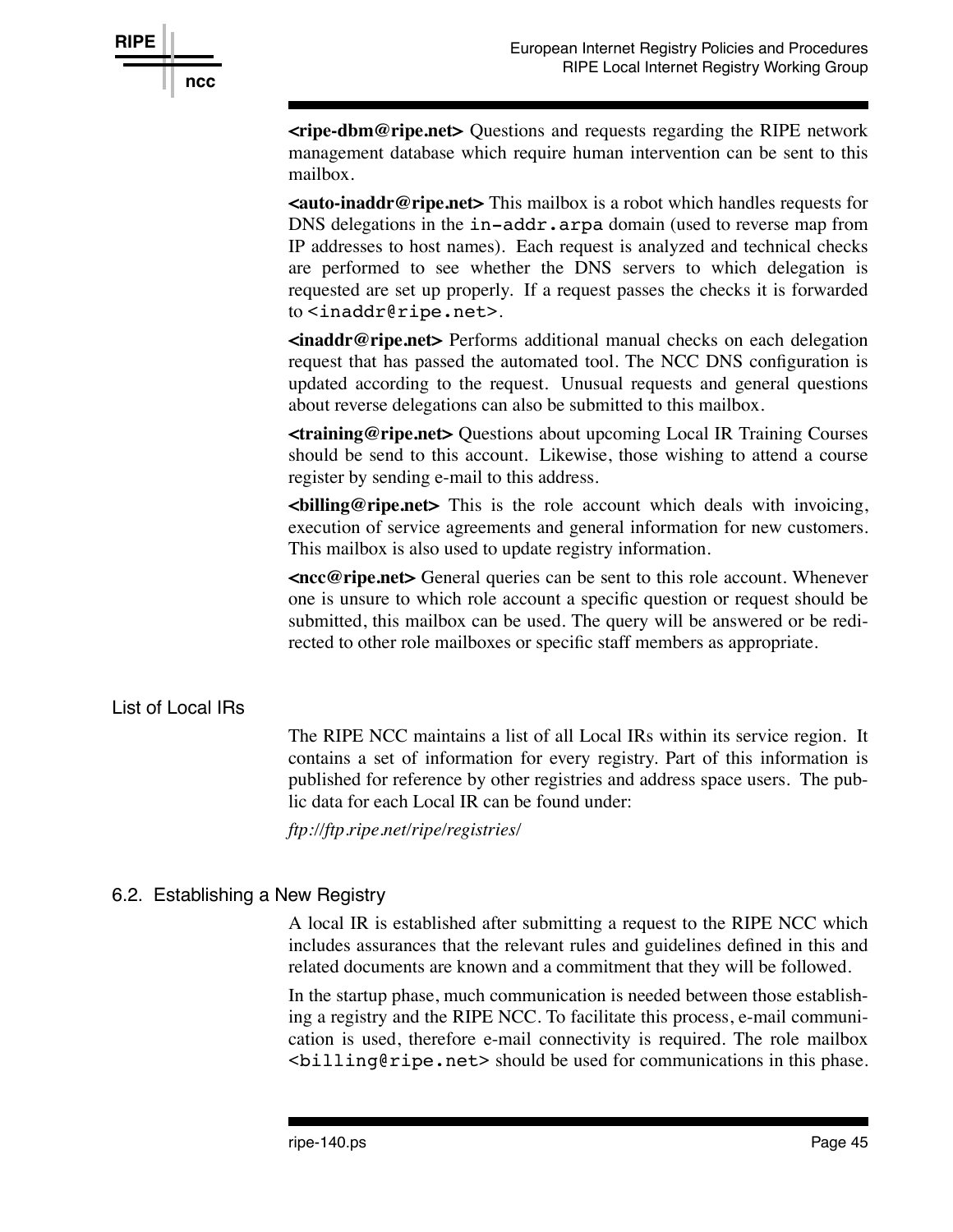**<ripe-dbm@ripe.net>** Questions and requests regarding the RIPE network management database which require human intervention can be sent to this mailbox.

**<auto-inaddr@ripe.net>** This mailbox is a robot which handles requests for DNS delegations in the `in-addr.arpa` domain (used to reverse map from IP addresses to host names). Each request is analyzed and technical checks are performed to see whether the DNS servers to which delegation is requested are set up properly. If a request passes the checks it is forwarded to `<inaddr@ripe.net>`.

**<inaddr@ripe.net>** Performs additional manual checks on each delegation request that has passed the automated tool. The NCC DNS configuration is updated according to the request. Unusual requests and general questions about reverse delegations can also be submitted to this mailbox.

**<training@ripe.net>** Questions about upcoming Local IR Training Courses should be send to this account. Likewise, those wishing to attend a course register by sending e-mail to this address.

**<billing@ripe.net>** This is the role account which deals with invoicing, execution of service agreements and general information for new customers. This mailbox is also used to update registry information.

**<ncc@ripe.net>** General queries can be sent to this role account. Whenever one is unsure to which role account a specific question or request should be submitted, this mailbox can be used. The query will be answered or be redirected to other role mailboxes or specific staff members as appropriate.

### List of Local IRs

The RIPE NCC maintains a list of all Local IRs within its service region. It contains a set of information for every registry. Part of this information is published for reference by other registries and address space users. The public data for each Local IR can be found under:

*ftp://ftp.ripe.net/ripe/registries/*

## 6.2. Establishing a New Registry

A local IR is established after submitting a request to the RIPE NCC which includes assurances that the relevant rules and guidelines defined in this and related documents are known and a commitment that they will be followed.

In the startup phase, much communication is needed between those establishing a registry and the RIPE NCC. To facilitate this process, e-mail communication is used, therefore e-mail connectivity is required. The role mailbox `<billing@ripe.net>` should be used for communications in this phase.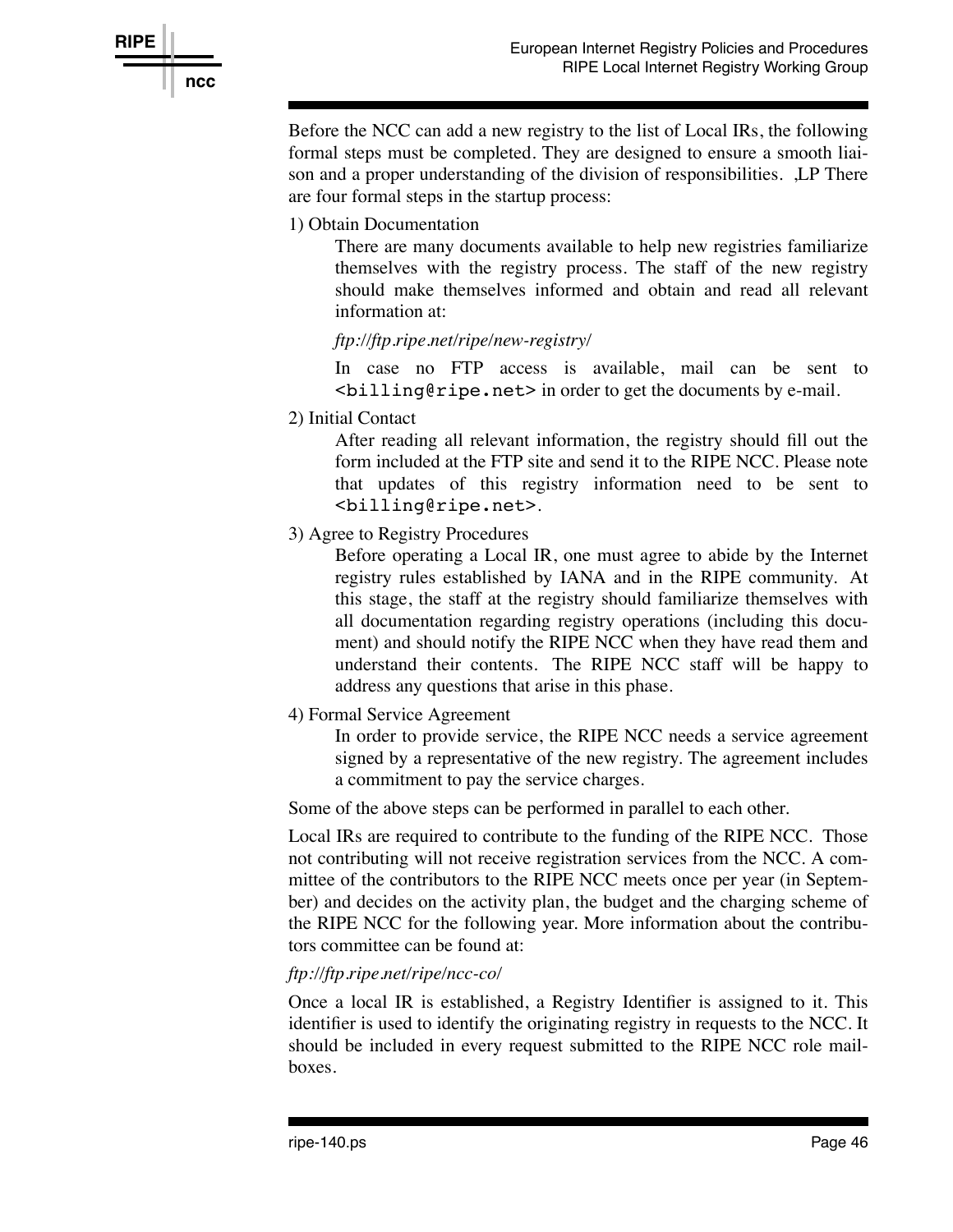Before the NCC can add a new registry to the list of Local IRs, the following formal steps must be completed. They are designed to ensure a smooth liaison and a proper understanding of the division of responsibilities. ,LP There are four formal steps in the startup process:

1) Obtain Documentation

   There are many documents available to help new registries familiarize themselves with the registry process. The staff of the new registry should make themselves informed and obtain and read all relevant information at:

   *ftp://ftp.ripe.net/ripe/new-registry/*

   In case no FTP access is available, mail can be sent to `<billing@ripe.net>` in order to get the documents by e-mail.

2) Initial Contact

   After reading all relevant information, the registry should fill out the form included at the FTP site and send it to the RIPE NCC. Please note that updates of this registry information need to be sent to `<billing@ripe.net>`.

3) Agree to Registry Procedures

   Before operating a Local IR, one must agree to abide by the Internet registry rules established by IANA and in the RIPE community. At this stage, the staff at the registry should familiarize themselves with all documentation regarding registry operations (including this document) and should notify the RIPE NCC when they have read them and understand their contents. The RIPE NCC staff will be happy to address any questions that arise in this phase.

4) Formal Service Agreement

   In order to provide service, the RIPE NCC needs a service agreement signed by a representative of the new registry. The agreement includes a commitment to pay the service charges.

Some of the above steps can be performed in parallel to each other.

Local IRs are required to contribute to the funding of the RIPE NCC. Those not contributing will not receive registration services from the NCC. A committee of the contributors to the RIPE NCC meets once per year (in September) and decides on the activity plan, the budget and the charging scheme of the RIPE NCC for the following year. More information about the contributors committee can be found at:

*ftp://ftp.ripe.net/ripe/ncc-co/*

Once a local IR is established, a Registry Identifier is assigned to it. This identifier is used to identify the originating registry in requests to the NCC. It should be included in every request submitted to the RIPE NCC role mailboxes.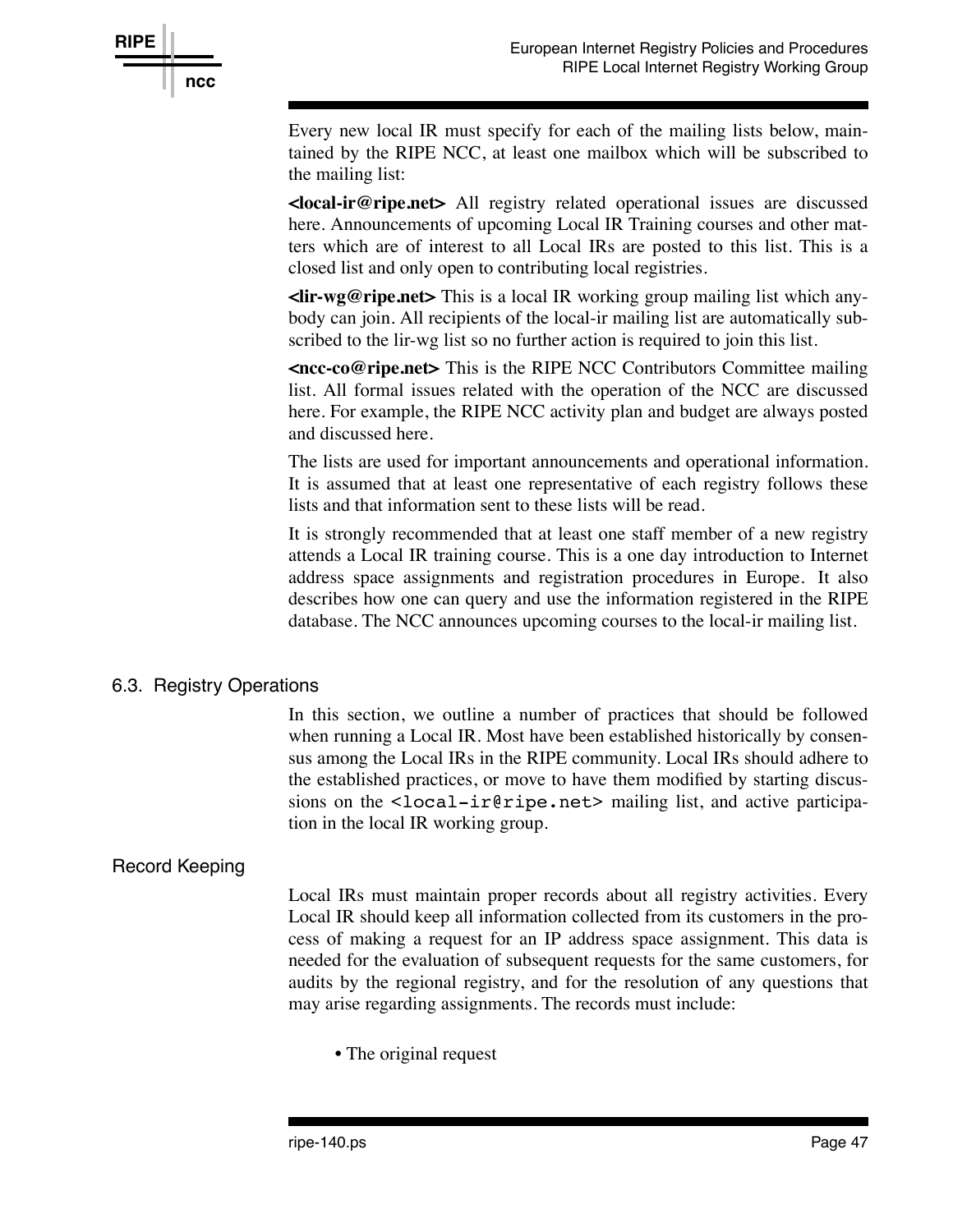Every new local IR must specify for each of the mailing lists below, maintained by the RIPE NCC, at least one mailbox which will be subscribed to the mailing list:

**<local-ir@ripe.net>** All registry related operational issues are discussed here. Announcements of upcoming Local IR Training courses and other matters which are of interest to all Local IRs are posted to this list. This is a closed list and only open to contributing local registries.

**<lir-wg@ripe.net>** This is a local IR working group mailing list which anybody can join. All recipients of the local-ir mailing list are automatically subscribed to the lir-wg list so no further action is required to join this list.

**<ncc-co@ripe.net>** This is the RIPE NCC Contributors Committee mailing list. All formal issues related with the operation of the NCC are discussed here. For example, the RIPE NCC activity plan and budget are always posted and discussed here.

The lists are used for important announcements and operational information. It is assumed that at least one representative of each registry follows these lists and that information sent to these lists will be read.

It is strongly recommended that at least one staff member of a new registry attends a Local IR training course. This is a one day introduction to Internet address space assignments and registration procedures in Europe. It also describes how one can query and use the information registered in the RIPE database. The NCC announces upcoming courses to the local-ir mailing list.

## 6.3. Registry Operations

In this section, we outline a number of practices that should be followed when running a Local IR. Most have been established historically by consensus among the Local IRs in the RIPE community. Local IRs should adhere to the established practices, or move to have them modified by starting discussions on the `<local-ir@ripe.net>` mailing list, and active participation in the local IR working group.

### Record Keeping

Local IRs must maintain proper records about all registry activities. Every Local IR should keep all information collected from its customers in the process of making a request for an IP address space assignment. This data is needed for the evaluation of subsequent requests for the same customers, for audits by the regional registry, and for the resolution of any questions that may arise regarding assignments. The records must include:

- The original request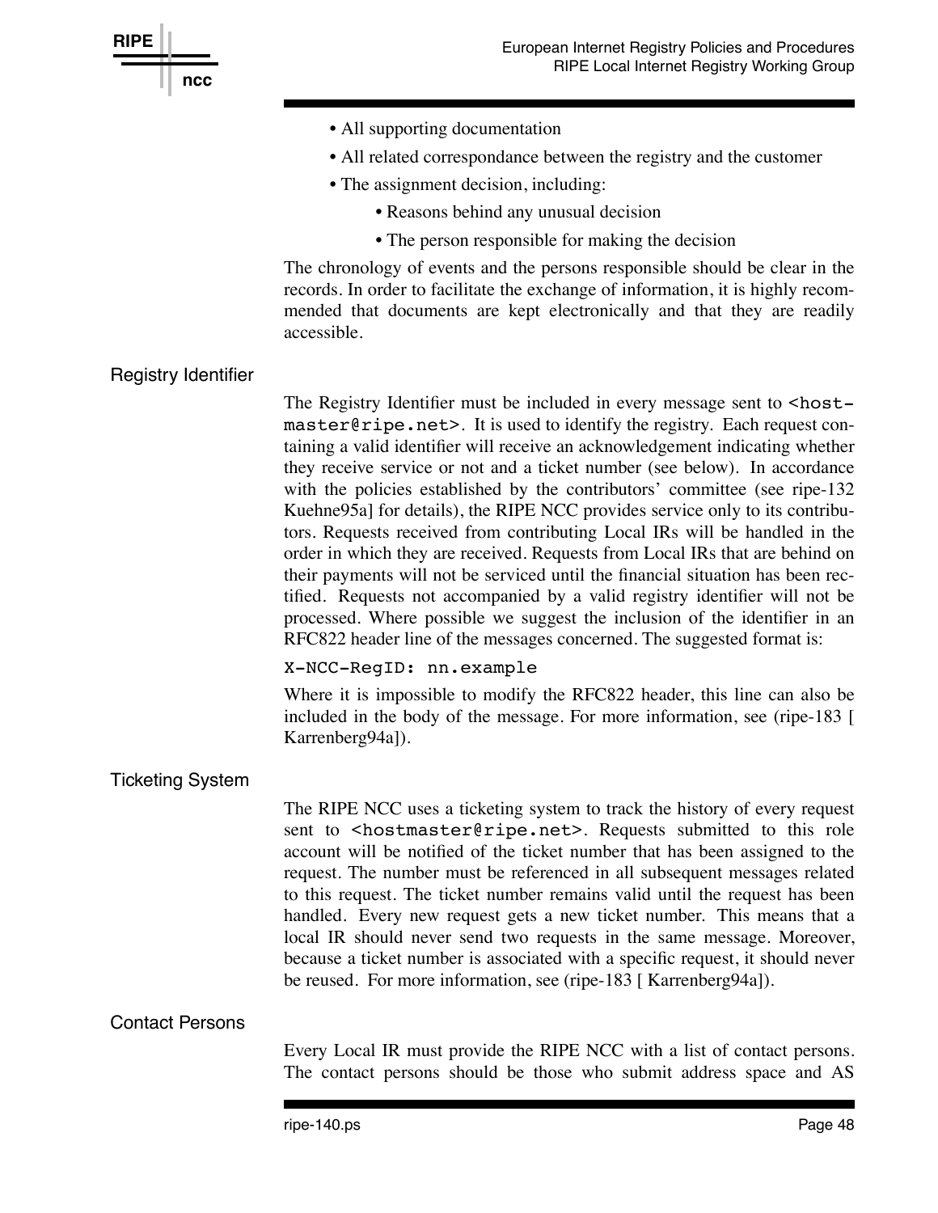- All supporting documentation
- All related correspondance between the registry and the customer
- The assignment decision, including:
    - Reasons behind any unusual decision
    - The person responsible for making the decision

The chronology of events and the persons responsible should be clear in the records. In order to facilitate the exchange of information, it is highly recommended that documents are kept electronically and that they are readily accessible.

### Registry Identifier

The Registry Identifier must be included in every message sent to `<hostmaster@ripe.net>`. It is used to identify the registry. Each request containing a valid identifier will receive an acknowledgement indicating whether they receive service or not and a ticket number (see below). In accordance with the policies established by the contributors' committee (see ripe-132 Kuehne95a] for details), the RIPE NCC provides service only to its contributors. Requests received from contributing Local IRs will be handled in the order in which they are received. Requests from Local IRs that are behind on their payments will not be serviced until the financial situation has been rectified. Requests not accompanied by a valid registry identifier will not be processed. Where possible we suggest the inclusion of the identifier in an RFC822 header line of the messages concerned. The suggested format is:

```
X-NCC-RegID: nn.example
```

Where it is impossible to modify the RFC822 header, this line can also be included in the body of the message. For more information, see (ripe-183 [ Karrenberg94a]).

### Ticketing System

The RIPE NCC uses a ticketing system to track the history of every request sent to `<hostmaster@ripe.net>`. Requests submitted to this role account will be notified of the ticket number that has been assigned to the request. The number must be referenced in all subsequent messages related to this request. The ticket number remains valid until the request has been handled. Every new request gets a new ticket number. This means that a local IR should never send two requests in the same message. Moreover, because a ticket number is associated with a specific request, it should never be reused. For more information, see (ripe-183 [ Karrenberg94a]).

### Contact Persons

Every Local IR must provide the RIPE NCC with a list of contact persons. The contact persons should be those who submit address space and AS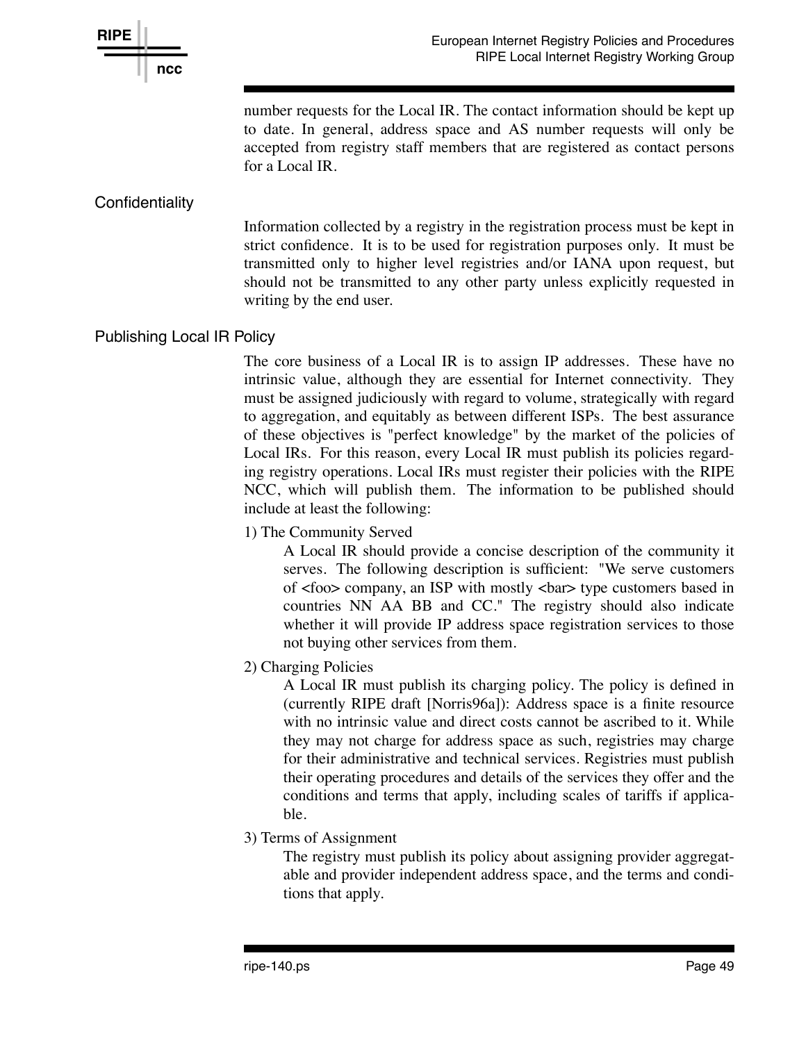number requests for the Local IR. The contact information should be kept up to date. In general, address space and AS number requests will only be accepted from registry staff members that are registered as contact persons for a Local IR.

## Confidentiality

Information collected by a registry in the registration process must be kept in strict confidence. It is to be used for registration purposes only. It must be transmitted only to higher level registries and/or IANA upon request, but should not be transmitted to any other party unless explicitly requested in writing by the end user.

## Publishing Local IR Policy

The core business of a Local IR is to assign IP addresses. These have no intrinsic value, although they are essential for Internet connectivity. They must be assigned judiciously with regard to volume, strategically with regard to aggregation, and equitably as between different ISPs. The best assurance of these objectives is "perfect knowledge" by the market of the policies of Local IRs. For this reason, every Local IR must publish its policies regarding registry operations. Local IRs must register their policies with the RIPE NCC, which will publish them. The information to be published should include at least the following:

1) The Community Served

A Local IR should provide a concise description of the community it serves. The following description is sufficient: "We serve customers of <foo> company, an ISP with mostly <bar> type customers based in countries NN AA BB and CC." The registry should also indicate whether it will provide IP address space registration services to those not buying other services from them.

2) Charging Policies

A Local IR must publish its charging policy. The policy is defined in (currently RIPE draft [Norris96a]): Address space is a finite resource with no intrinsic value and direct costs cannot be ascribed to it. While they may not charge for address space as such, registries may charge for their administrative and technical services. Registries must publish their operating procedures and details of the services they offer and the conditions and terms that apply, including scales of tariffs if applicable.

3) Terms of Assignment

The registry must publish its policy about assigning provider aggregatable and provider independent address space, and the terms and conditions that apply.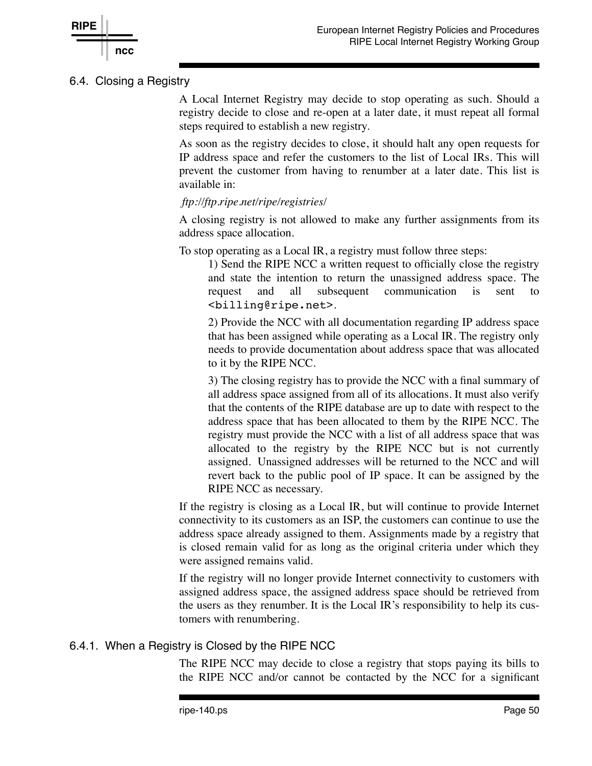### 6.4. Closing a Registry

A Local Internet Registry may decide to stop operating as such. Should a registry decide to close and re-open at a later date, it must repeat all formal steps required to establish a new registry.

As soon as the registry decides to close, it should halt any open requests for IP address space and refer the customers to the list of Local IRs. This will prevent the customer from having to renumber at a later date. This list is available in:

*ftp://ftp.ripe.net/ripe/registries/*

A closing registry is not allowed to make any further assignments from its address space allocation.

To stop operating as a Local IR, a registry must follow three steps:

1) Send the RIPE NCC a written request to officially close the registry and state the intention to return the unassigned address space. The request and all subsequent communication is sent to `<billing@ripe.net>`.

2) Provide the NCC with all documentation regarding IP address space that has been assigned while operating as a Local IR. The registry only needs to provide documentation about address space that was allocated to it by the RIPE NCC.

3) The closing registry has to provide the NCC with a final summary of all address space assigned from all of its allocations. It must also verify that the contents of the RIPE database are up to date with respect to the address space that has been allocated to them by the RIPE NCC. The registry must provide the NCC with a list of all address space that was allocated to the registry by the RIPE NCC but is not currently assigned. Unassigned addresses will be returned to the NCC and will revert back to the public pool of IP space. It can be assigned by the RIPE NCC as necessary.

If the registry is closing as a Local IR, but will continue to provide Internet connectivity to its customers as an ISP, the customers can continue to use the address space already assigned to them. Assignments made by a registry that is closed remain valid for as long as the original criteria under which they were assigned remains valid.

If the registry will no longer provide Internet connectivity to customers with assigned address space, the assigned address space should be retrieved from the users as they renumber. It is the Local IR's responsibility to help its customers with renumbering.

#### 6.4.1. When a Registry is Closed by the RIPE NCC

The RIPE NCC may decide to close a registry that stops paying its bills to the RIPE NCC and/or cannot be contacted by the NCC for a significant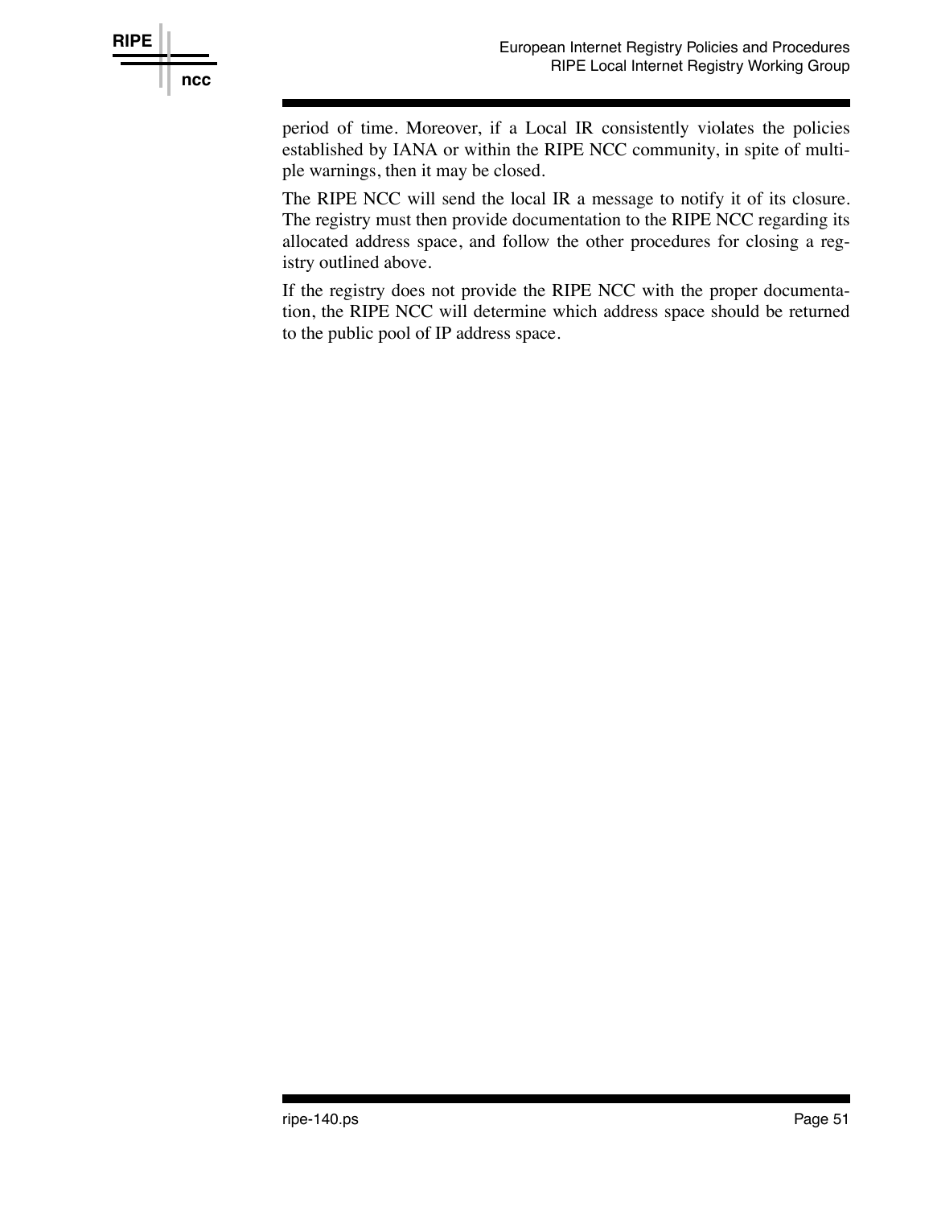period of time. Moreover, if a Local IR consistently violates the policies established by IANA or within the RIPE NCC community, in spite of multiple warnings, then it may be closed.

The RIPE NCC will send the local IR a message to notify it of its closure. The registry must then provide documentation to the RIPE NCC regarding its allocated address space, and follow the other procedures for closing a registry outlined above.

If the registry does not provide the RIPE NCC with the proper documentation, the RIPE NCC will determine which address space should be returned to the public pool of IP address space.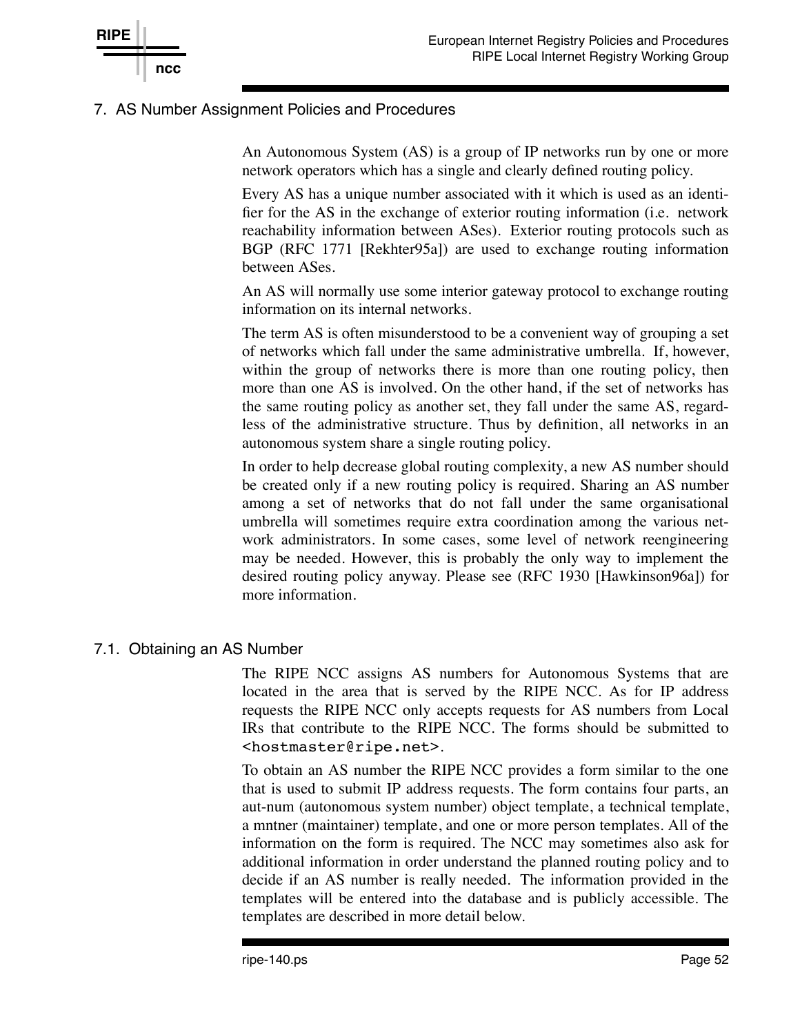# 7. AS Number Assignment Policies and Procedures

An Autonomous System (AS) is a group of IP networks run by one or more network operators which has a single and clearly defined routing policy.

Every AS has a unique number associated with it which is used as an identifier for the AS in the exchange of exterior routing information (i.e. network reachability information between ASes). Exterior routing protocols such as BGP (RFC 1771 [Rekhter95a]) are used to exchange routing information between ASes.

An AS will normally use some interior gateway protocol to exchange routing information on its internal networks.

The term AS is often misunderstood to be a convenient way of grouping a set of networks which fall under the same administrative umbrella. If, however, within the group of networks there is more than one routing policy, then more than one AS is involved. On the other hand, if the set of networks has the same routing policy as another set, they fall under the same AS, regardless of the administrative structure. Thus by definition, all networks in an autonomous system share a single routing policy.

In order to help decrease global routing complexity, a new AS number should be created only if a new routing policy is required. Sharing an AS number among a set of networks that do not fall under the same organisational umbrella will sometimes require extra coordination among the various network administrators. In some cases, some level of network reengineering may be needed. However, this is probably the only way to implement the desired routing policy anyway. Please see (RFC 1930 [Hawkinson96a]) for more information.

## 7.1. Obtaining an AS Number

The RIPE NCC assigns AS numbers for Autonomous Systems that are located in the area that is served by the RIPE NCC. As for IP address requests the RIPE NCC only accepts requests for AS numbers from Local IRs that contribute to the RIPE NCC. The forms should be submitted to `<hostmaster@ripe.net>`.

To obtain an AS number the RIPE NCC provides a form similar to the one that is used to submit IP address requests. The form contains four parts, an aut-num (autonomous system number) object template, a technical template, a mntner (maintainer) template, and one or more person templates. All of the information on the form is required. The NCC may sometimes also ask for additional information in order understand the planned routing policy and to decide if an AS number is really needed. The information provided in the templates will be entered into the database and is publicly accessible. The templates are described in more detail below.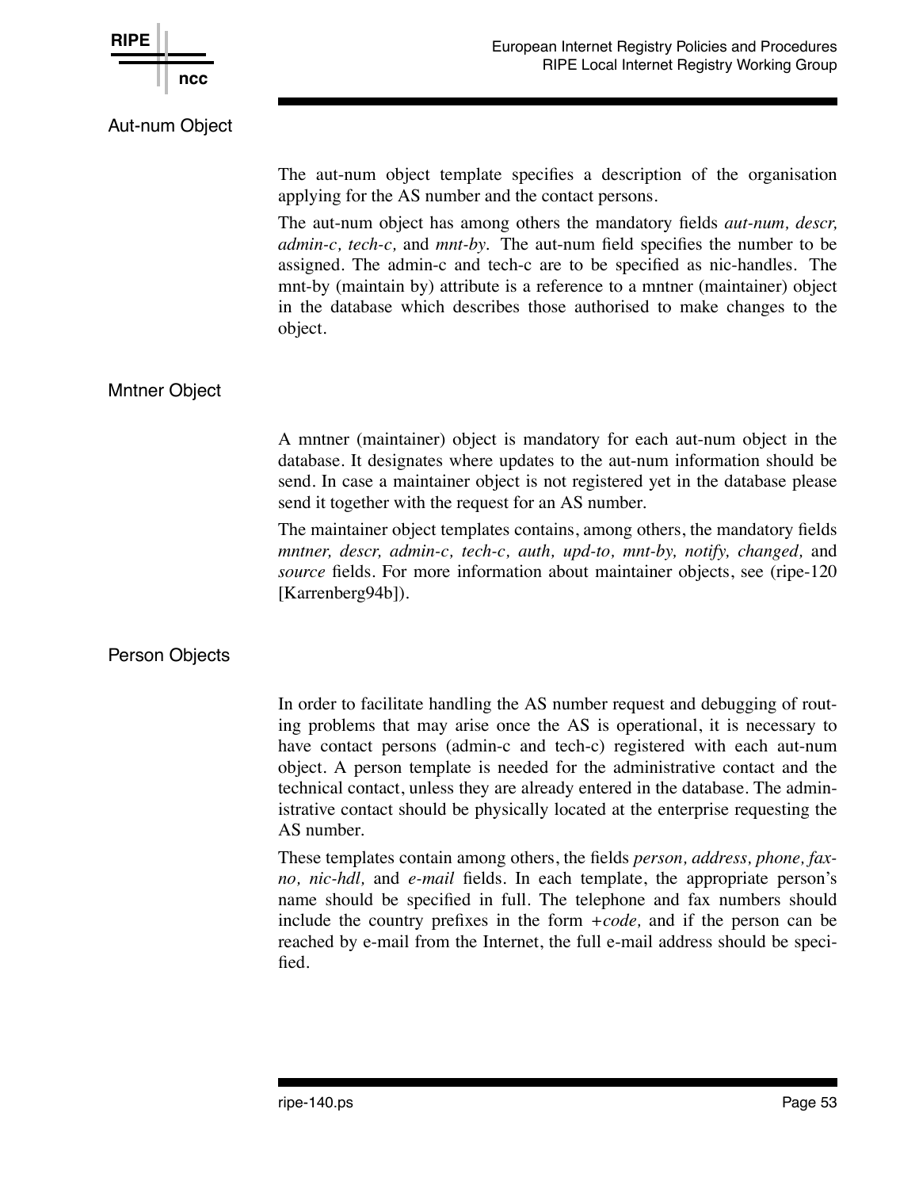## Aut-num Object

The aut-num object template specifies a description of the organisation applying for the AS number and the contact persons.

The aut-num object has among others the mandatory fields *aut-num, descr, admin-c, tech-c,* and *mnt-by.* The aut-num field specifies the number to be assigned. The admin-c and tech-c are to be specified as nic-handles. The mnt-by (maintain by) attribute is a reference to a mntner (maintainer) object in the database which describes those authorised to make changes to the object.

## Mntner Object

A mntner (maintainer) object is mandatory for each aut-num object in the database. It designates where updates to the aut-num information should be send. In case a maintainer object is not registered yet in the database please send it together with the request for an AS number.

The maintainer object templates contains, among others, the mandatory fields *mntner, descr, admin-c, tech-c, auth, upd-to, mnt-by, notify, changed,* and *source* fields. For more information about maintainer objects, see (ripe-120 [Karrenberg94b]).

## Person Objects

In order to facilitate handling the AS number request and debugging of routing problems that may arise once the AS is operational, it is necessary to have contact persons (admin-c and tech-c) registered with each aut-num object. A person template is needed for the administrative contact and the technical contact, unless they are already entered in the database. The administrative contact should be physically located at the enterprise requesting the AS number.

These templates contain among others, the fields *person, address, phone, fax-no, nic-hdl,* and *e-mail* fields. In each template, the appropriate person's name should be specified in full. The telephone and fax numbers should include the country prefixes in the form *+code,* and if the person can be reached by e-mail from the Internet, the full e-mail address should be specified.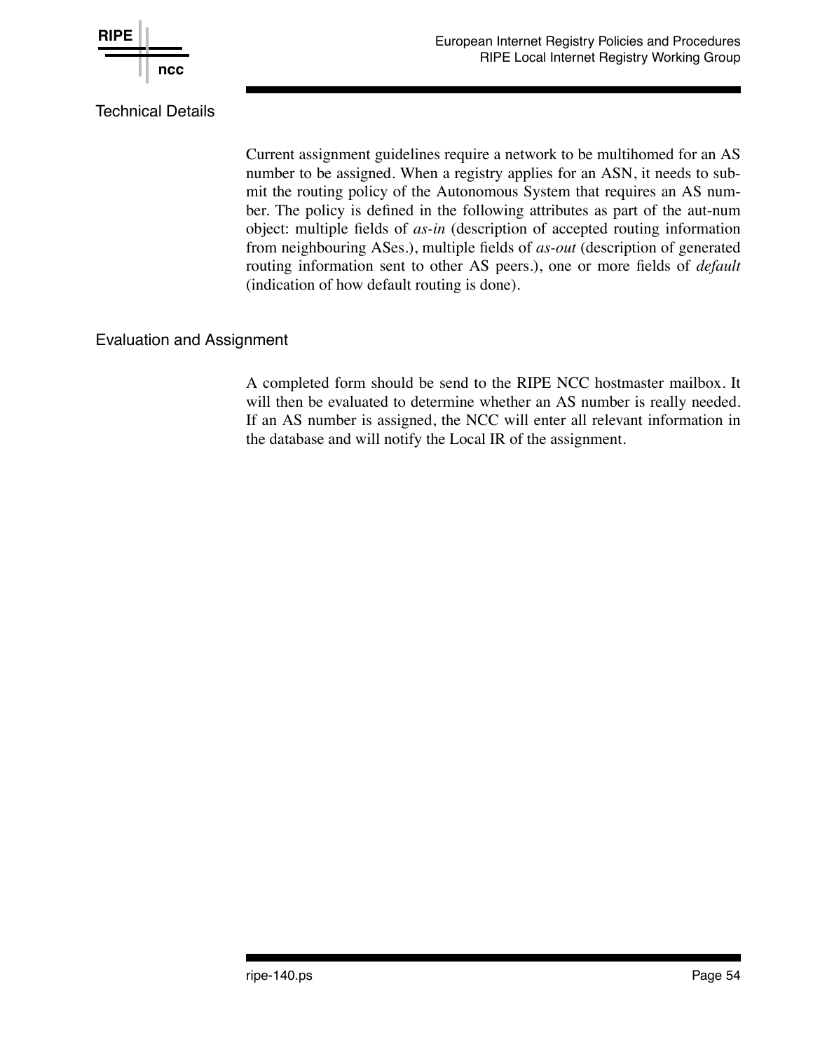## Technical Details

Current assignment guidelines require a network to be multihomed for an AS number to be assigned. When a registry applies for an ASN, it needs to submit the routing policy of the Autonomous System that requires an AS number. The policy is defined in the following attributes as part of the aut-num object: multiple fields of *as-in* (description of accepted routing information from neighbouring ASes.), multiple fields of *as-out* (description of generated routing information sent to other AS peers.), one or more fields of *default* (indication of how default routing is done).

## Evaluation and Assignment

A completed form should be send to the RIPE NCC hostmaster mailbox. It will then be evaluated to determine whether an AS number is really needed. If an AS number is assigned, the NCC will enter all relevant information in the database and will notify the Local IR of the assignment.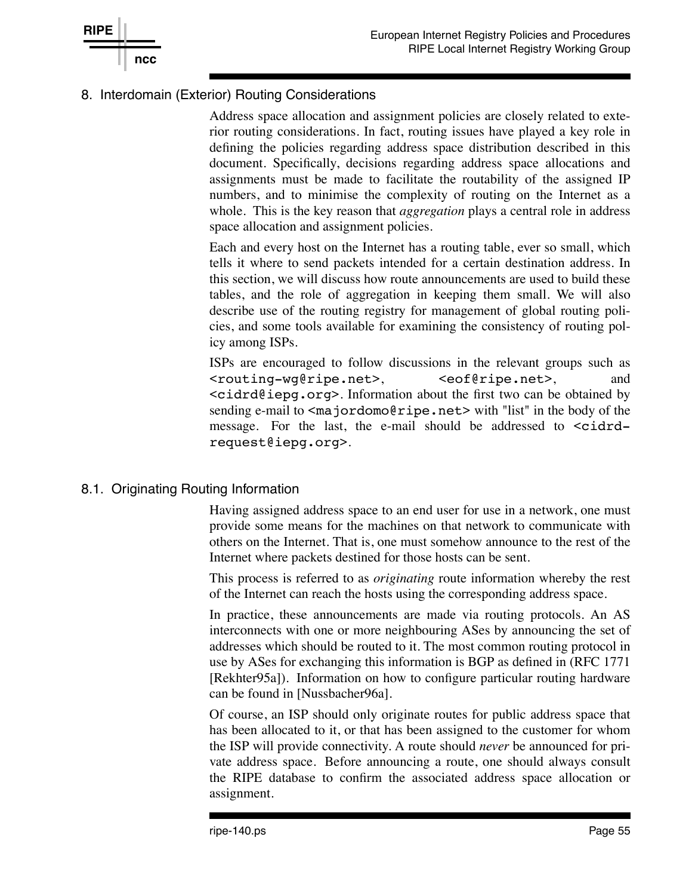## 8. Interdomain (Exterior) Routing Considerations

Address space allocation and assignment policies are closely related to exterior routing considerations. In fact, routing issues have played a key role in defining the policies regarding address space distribution described in this document. Specifically, decisions regarding address space allocations and assignments must be made to facilitate the routability of the assigned IP numbers, and to minimise the complexity of routing on the Internet as a whole. This is the key reason that *aggregation* plays a central role in address space allocation and assignment policies.

Each and every host on the Internet has a routing table, ever so small, which tells it where to send packets intended for a certain destination address. In this section, we will discuss how route announcements are used to build these tables, and the role of aggregation in keeping them small. We will also describe use of the routing registry for management of global routing policies, and some tools available for examining the consistency of routing policy among ISPs.

ISPs are encouraged to follow discussions in the relevant groups such as `<routing-wg@ripe.net>`, `<eof@ripe.net>`, and `<cidrd@iepg.org>`. Information about the first two can be obtained by sending e-mail to `<majordomo@ripe.net>` with "list" in the body of the message. For the last, the e-mail should be addressed to `<cidrd-request@iepg.org>`.

### 8.1. Originating Routing Information

Having assigned address space to an end user for use in a network, one must provide some means for the machines on that network to communicate with others on the Internet. That is, one must somehow announce to the rest of the Internet where packets destined for those hosts can be sent.

This process is referred to as *originating* route information whereby the rest of the Internet can reach the hosts using the corresponding address space.

In practice, these announcements are made via routing protocols. An AS interconnects with one or more neighbouring ASes by announcing the set of addresses which should be routed to it. The most common routing protocol in use by ASes for exchanging this information is BGP as defined in (RFC 1771 [Rekhter95a]). Information on how to configure particular routing hardware can be found in [Nussbacher96a].

Of course, an ISP should only originate routes for public address space that has been allocated to it, or that has been assigned to the customer for whom the ISP will provide connectivity. A route should *never* be announced for private address space. Before announcing a route, one should always consult the RIPE database to confirm the associated address space allocation or assignment.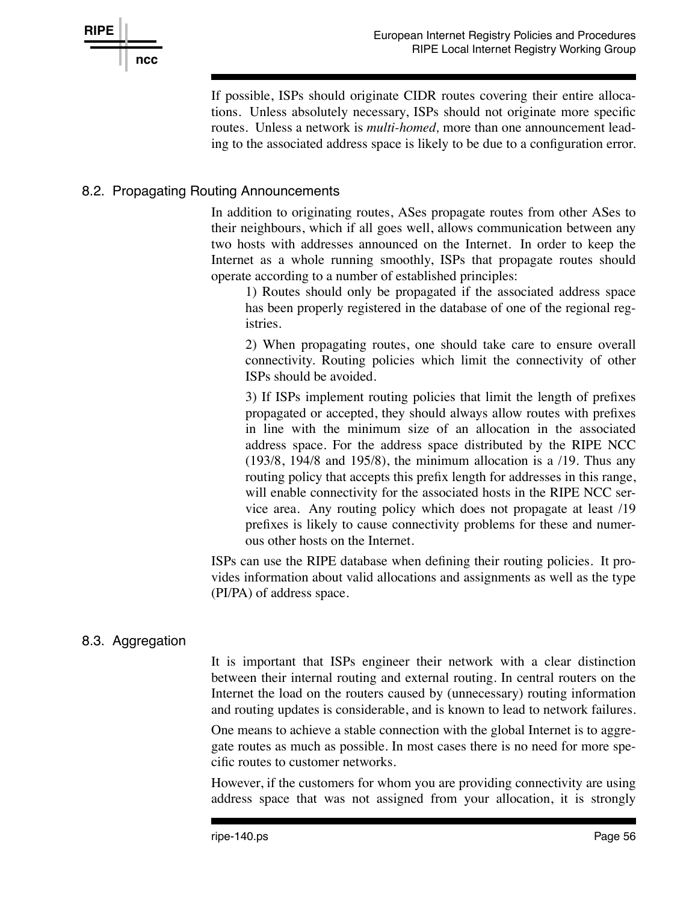If possible, ISPs should originate CIDR routes covering their entire allocations. Unless absolutely necessary, ISPs should not originate more specific routes. Unless a network is *multi-homed,* more than one announcement leading to the associated address space is likely to be due to a configuration error.

## 8.2. Propagating Routing Announcements

In addition to originating routes, ASes propagate routes from other ASes to their neighbours, which if all goes well, allows communication between any two hosts with addresses announced on the Internet. In order to keep the Internet as a whole running smoothly, ISPs that propagate routes should operate according to a number of established principles:

1) Routes should only be propagated if the associated address space has been properly registered in the database of one of the regional registries.

2) When propagating routes, one should take care to ensure overall connectivity. Routing policies which limit the connectivity of other ISPs should be avoided.

3) If ISPs implement routing policies that limit the length of prefixes propagated or accepted, they should always allow routes with prefixes in line with the minimum size of an allocation in the associated address space. For the address space distributed by the RIPE NCC (193/8, 194/8 and 195/8), the minimum allocation is a /19. Thus any routing policy that accepts this prefix length for addresses in this range, will enable connectivity for the associated hosts in the RIPE NCC service area. Any routing policy which does not propagate at least /19 prefixes is likely to cause connectivity problems for these and numerous other hosts on the Internet.

ISPs can use the RIPE database when defining their routing policies. It provides information about valid allocations and assignments as well as the type (PI/PA) of address space.

## 8.3. Aggregation

It is important that ISPs engineer their network with a clear distinction between their internal routing and external routing. In central routers on the Internet the load on the routers caused by (unnecessary) routing information and routing updates is considerable, and is known to lead to network failures.

One means to achieve a stable connection with the global Internet is to aggregate routes as much as possible. In most cases there is no need for more specific routes to customer networks.

However, if the customers for whom you are providing connectivity are using address space that was not assigned from your allocation, it is strongly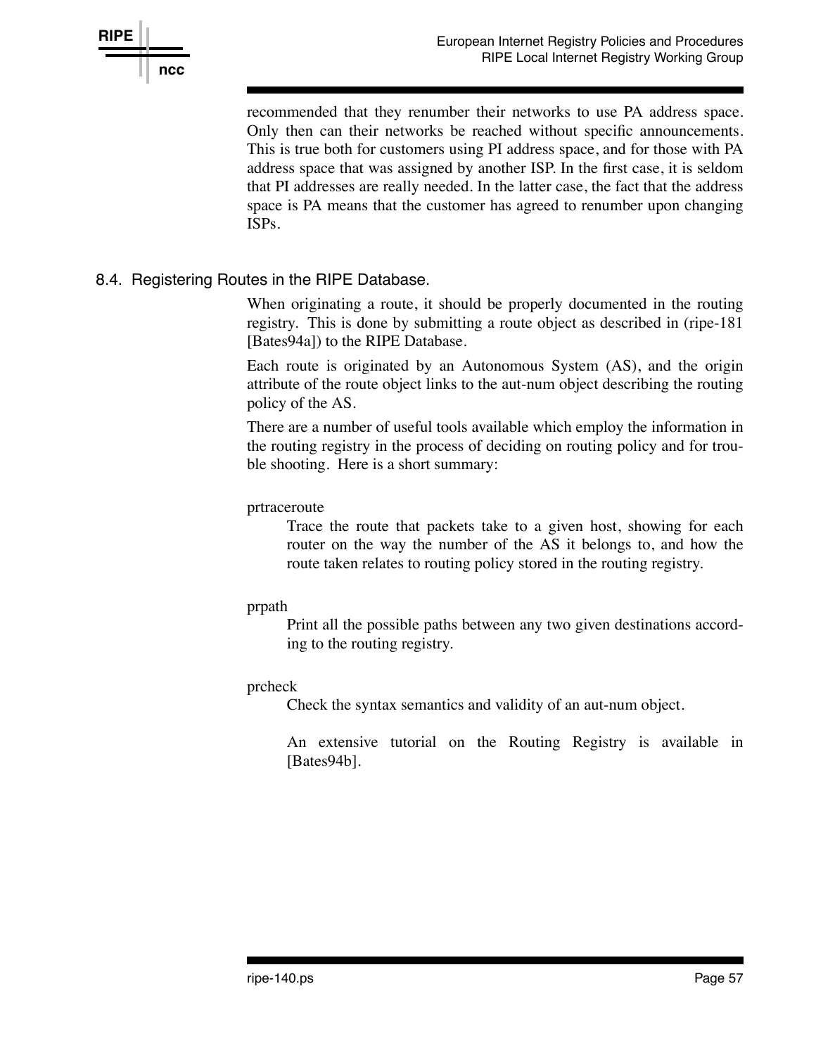recommended that they renumber their networks to use PA address space. Only then can their networks be reached without specific announcements. This is true both for customers using PI address space, and for those with PA address space that was assigned by another ISP. In the first case, it is seldom that PI addresses are really needed. In the latter case, the fact that the address space is PA means that the customer has agreed to renumber upon changing ISPs.

## 8.4. Registering Routes in the RIPE Database.

When originating a route, it should be properly documented in the routing registry. This is done by submitting a route object as described in (ripe-181 [Bates94a]) to the RIPE Database.

Each route is originated by an Autonomous System (AS), and the origin attribute of the route object links to the aut-num object describing the routing policy of the AS.

There are a number of useful tools available which employ the information in the routing registry in the process of deciding on routing policy and for trouble shooting. Here is a short summary:

prtraceroute
: Trace the route that packets take to a given host, showing for each router on the way the number of the AS it belongs to, and how the route taken relates to routing policy stored in the routing registry.

prpath
: Print all the possible paths between any two given destinations according to the routing registry.

prcheck
: Check the syntax semantics and validity of an aut-num object.

An extensive tutorial on the Routing Registry is available in [Bates94b].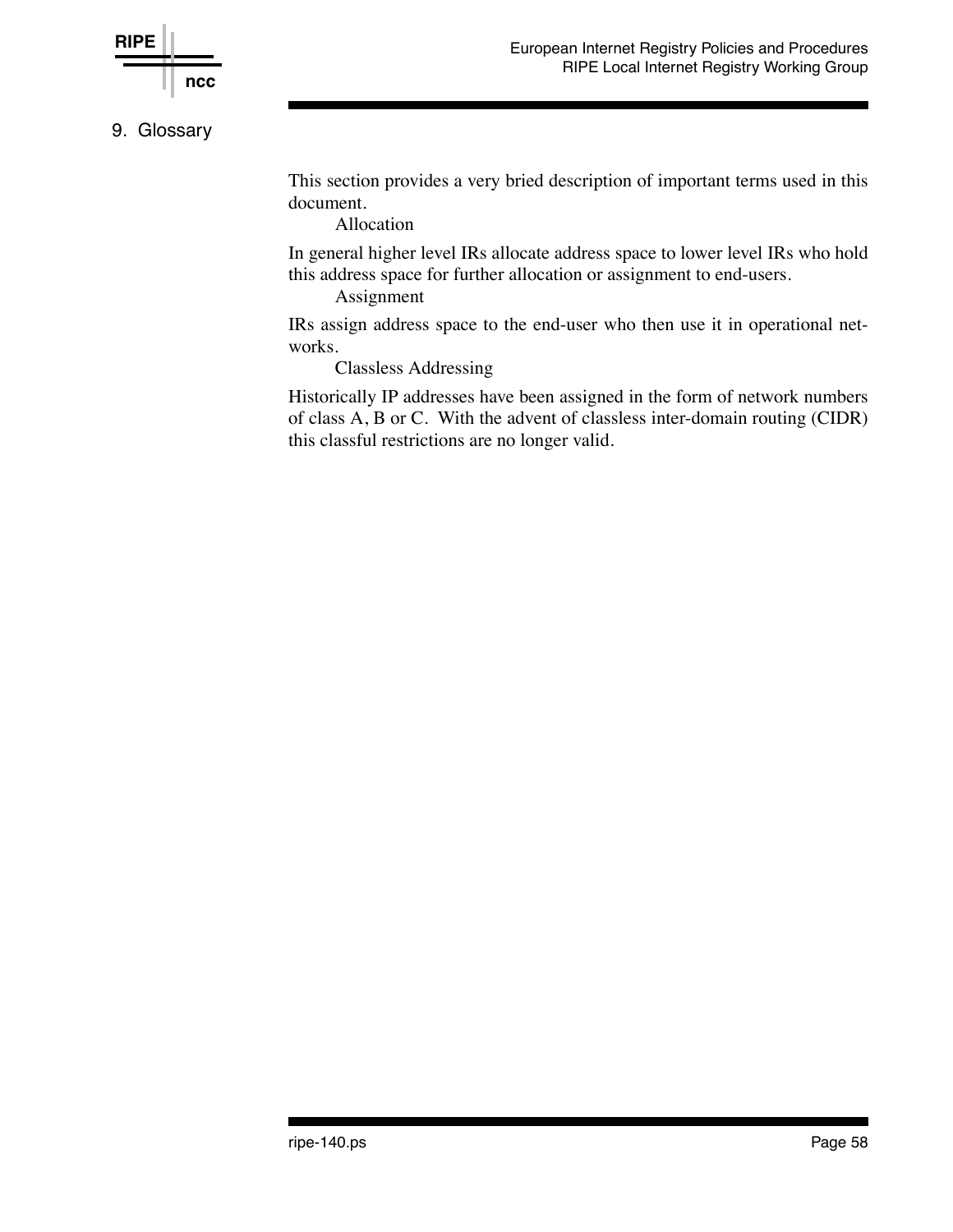# 9. Glossary

This section provides a very bried description of important terms used in this document.

Allocation

In general higher level IRs allocate address space to lower level IRs who hold this address space for further allocation or assignment to end-users.

Assignment

IRs assign address space to the end-user who then use it in operational networks.

Classless Addressing

Historically IP addresses have been assigned in the form of network numbers of class A, B or C. With the advent of classless inter-domain routing (CIDR) this classful restrictions are no longer valid.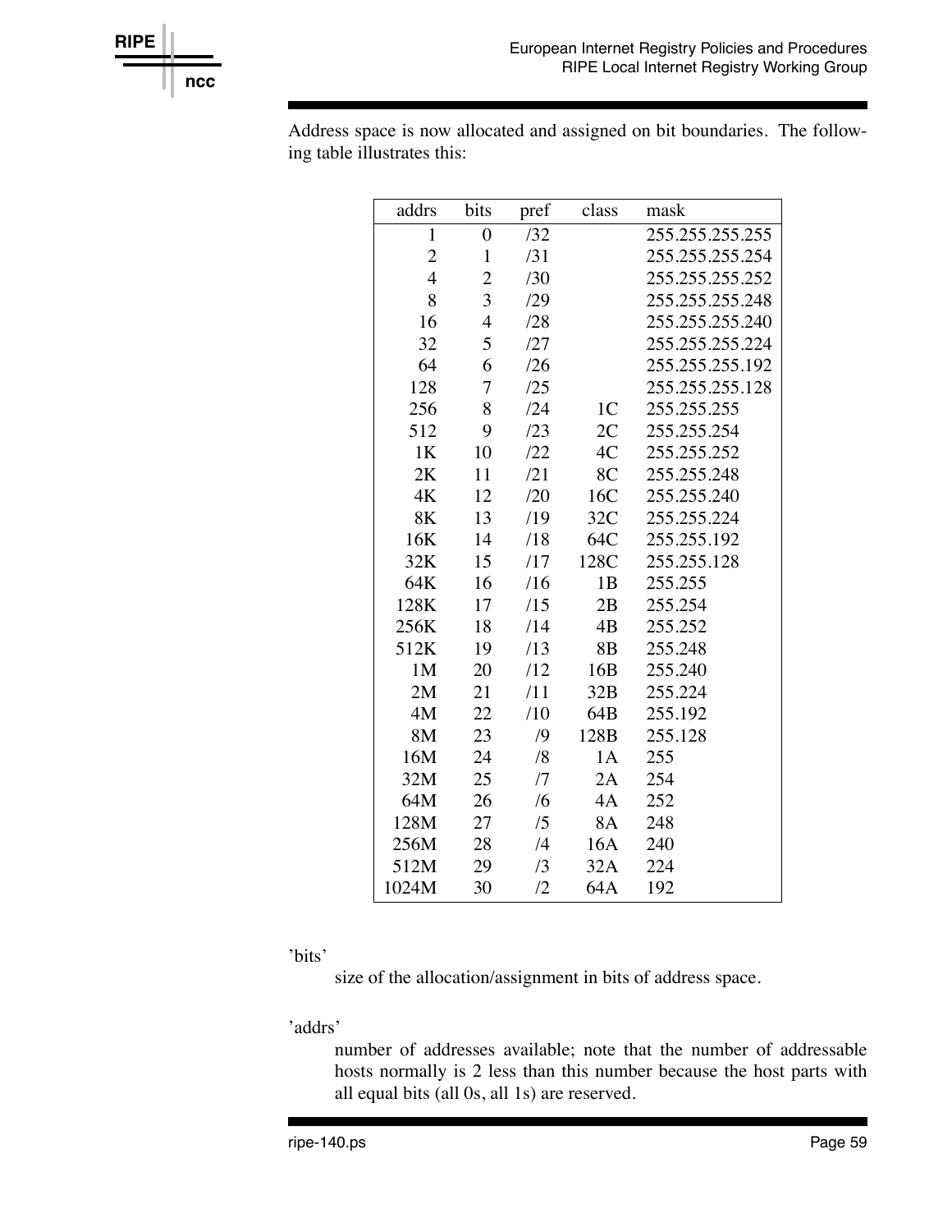Address space is now allocated and assigned on bit boundaries. The following table illustrates this:

| addrs | bits | pref | class | mask |
|---|---|---|---|---|
| 1 | 0 | /32 | | 255.255.255.255 |
| 2 | 1 | /31 | | 255.255.255.254 |
| 4 | 2 | /30 | | 255.255.255.252 |
| 8 | 3 | /29 | | 255.255.255.248 |
| 16 | 4 | /28 | | 255.255.255.240 |
| 32 | 5 | /27 | | 255.255.255.224 |
| 64 | 6 | /26 | | 255.255.255.192 |
| 128 | 7 | /25 | | 255.255.255.128 |
| 256 | 8 | /24 | 1C | 255.255.255 |
| 512 | 9 | /23 | 2C | 255.255.254 |
| 1K | 10 | /22 | 4C | 255.255.252 |
| 2K | 11 | /21 | 8C | 255.255.248 |
| 4K | 12 | /20 | 16C | 255.255.240 |
| 8K | 13 | /19 | 32C | 255.255.224 |
| 16K | 14 | /18 | 64C | 255.255.192 |
| 32K | 15 | /17 | 128C | 255.255.128 |
| 64K | 16 | /16 | 1B | 255.255 |
| 128K | 17 | /15 | 2B | 255.254 |
| 256K | 18 | /14 | 4B | 255.252 |
| 512K | 19 | /13 | 8B | 255.248 |
| 1M | 20 | /12 | 16B | 255.240 |
| 2M | 21 | /11 | 32B | 255.224 |
| 4M | 22 | /10 | 64B | 255.192 |
| 8M | 23 | /9 | 128B | 255.128 |
| 16M | 24 | /8 | 1A | 255 |
| 32M | 25 | /7 | 2A | 254 |
| 64M | 26 | /6 | 4A | 252 |
| 128M | 27 | /5 | 8A | 248 |
| 256M | 28 | /4 | 16A | 240 |
| 512M | 29 | /3 | 32A | 224 |
| 1024M | 30 | /2 | 64A | 192 |

'bits'

size of the allocation/assignment in bits of address space.

'addrs'

number of addresses available; note that the number of addressable hosts normally is 2 less than this number because the host parts with all equal bits (all 0s, all 1s) are reserved.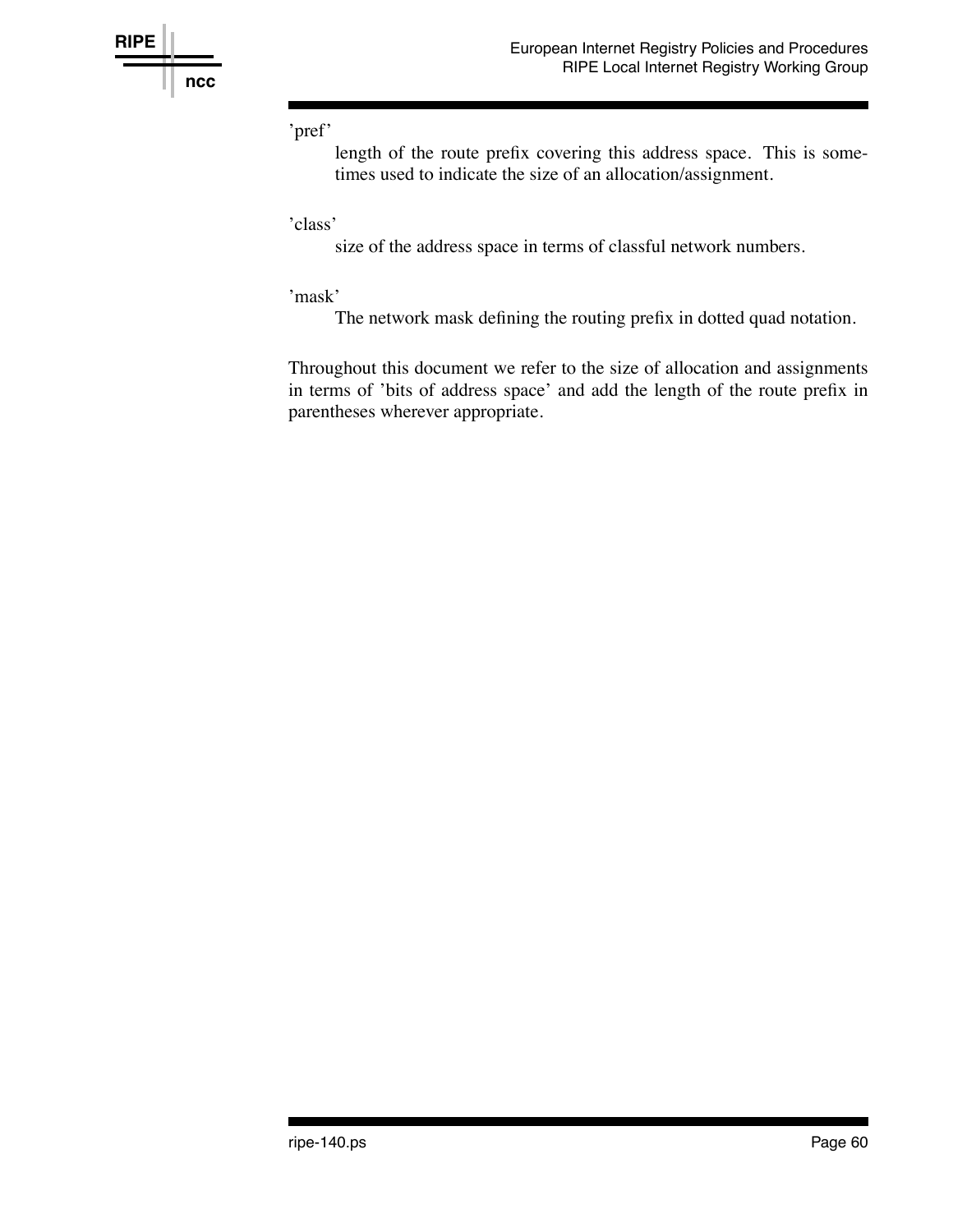'pref'

: length of the route prefix covering this address space. This is sometimes used to indicate the size of an allocation/assignment.

'class'

: size of the address space in terms of classful network numbers.

'mask'

: The network mask defining the routing prefix in dotted quad notation.

Throughout this document we refer to the size of allocation and assignments in terms of 'bits of address space' and add the length of the route prefix in parentheses wherever appropriate.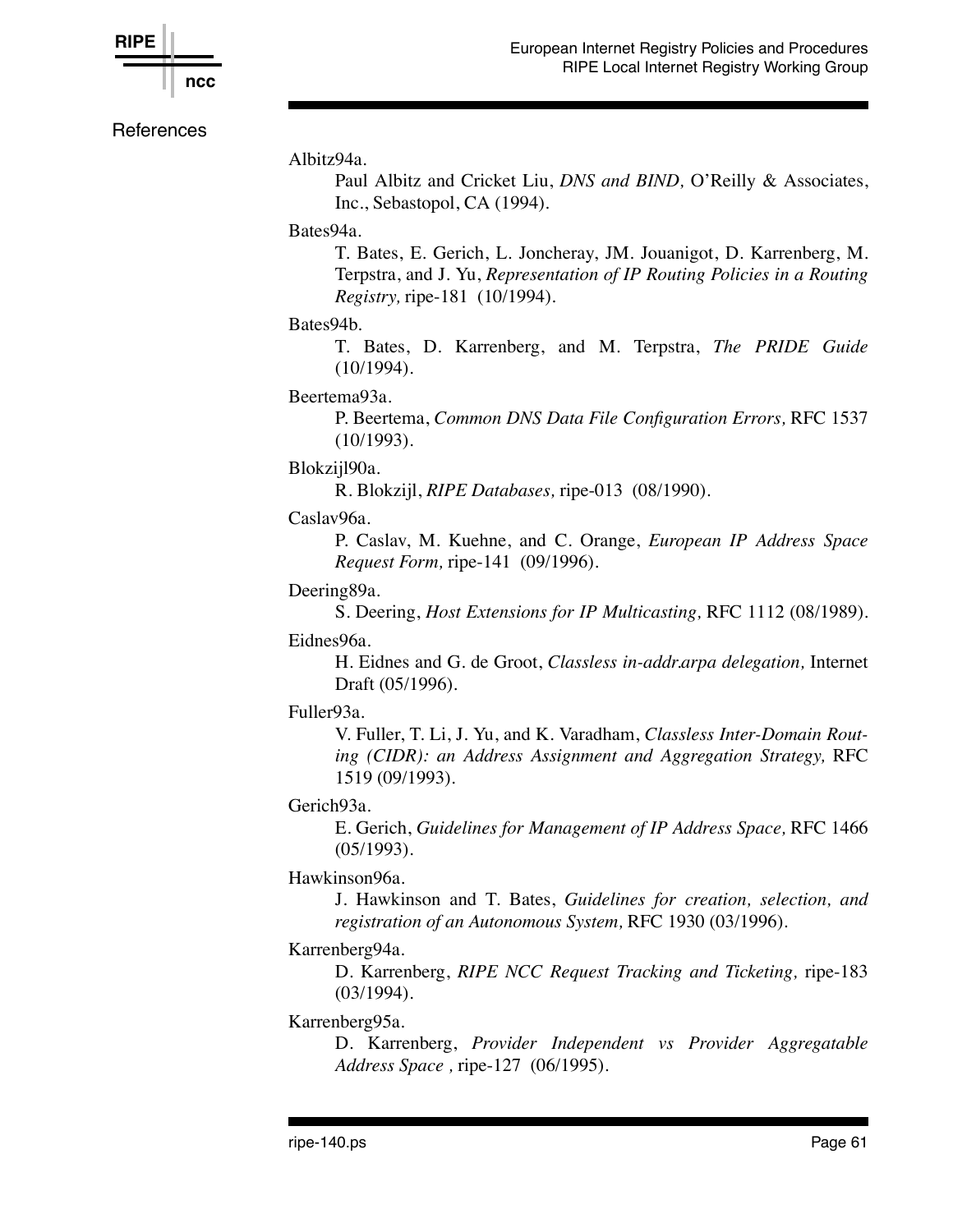## References

Albitz94a.
: Paul Albitz and Cricket Liu, *DNS and BIND,* O'Reilly & Associates, Inc., Sebastopol, CA (1994).

Bates94a.
: T. Bates, E. Gerich, L. Joncheray, JM. Jouanigot, D. Karrenberg, M. Terpstra, and J. Yu, *Representation of IP Routing Policies in a Routing Registry,* ripe-181 (10/1994).

Bates94b.
: T. Bates, D. Karrenberg, and M. Terpstra, *The PRIDE Guide* (10/1994).

Beertema93a.
: P. Beertema, *Common DNS Data File Configuration Errors,* RFC 1537 (10/1993).

Blokzijl90a.
: R. Blokzijl, *RIPE Databases,* ripe-013 (08/1990).

Caslav96a.
: P. Caslav, M. Kuehne, and C. Orange, *European IP Address Space Request Form,* ripe-141 (09/1996).

Deering89a.
: S. Deering, *Host Extensions for IP Multicasting,* RFC 1112 (08/1989).

Eidnes96a.
: H. Eidnes and G. de Groot, *Classless in-addr.arpa delegation,* Internet Draft (05/1996).

Fuller93a.
: V. Fuller, T. Li, J. Yu, and K. Varadham, *Classless Inter-Domain Routing (CIDR): an Address Assignment and Aggregation Strategy,* RFC 1519 (09/1993).

Gerich93a.
: E. Gerich, *Guidelines for Management of IP Address Space,* RFC 1466 (05/1993).

Hawkinson96a.
: J. Hawkinson and T. Bates, *Guidelines for creation, selection, and registration of an Autonomous System,* RFC 1930 (03/1996).

Karrenberg94a.
: D. Karrenberg, *RIPE NCC Request Tracking and Ticketing,* ripe-183 (03/1994).

Karrenberg95a.
: D. Karrenberg, *Provider Independent vs Provider Aggregatable Address Space ,* ripe-127 (06/1995).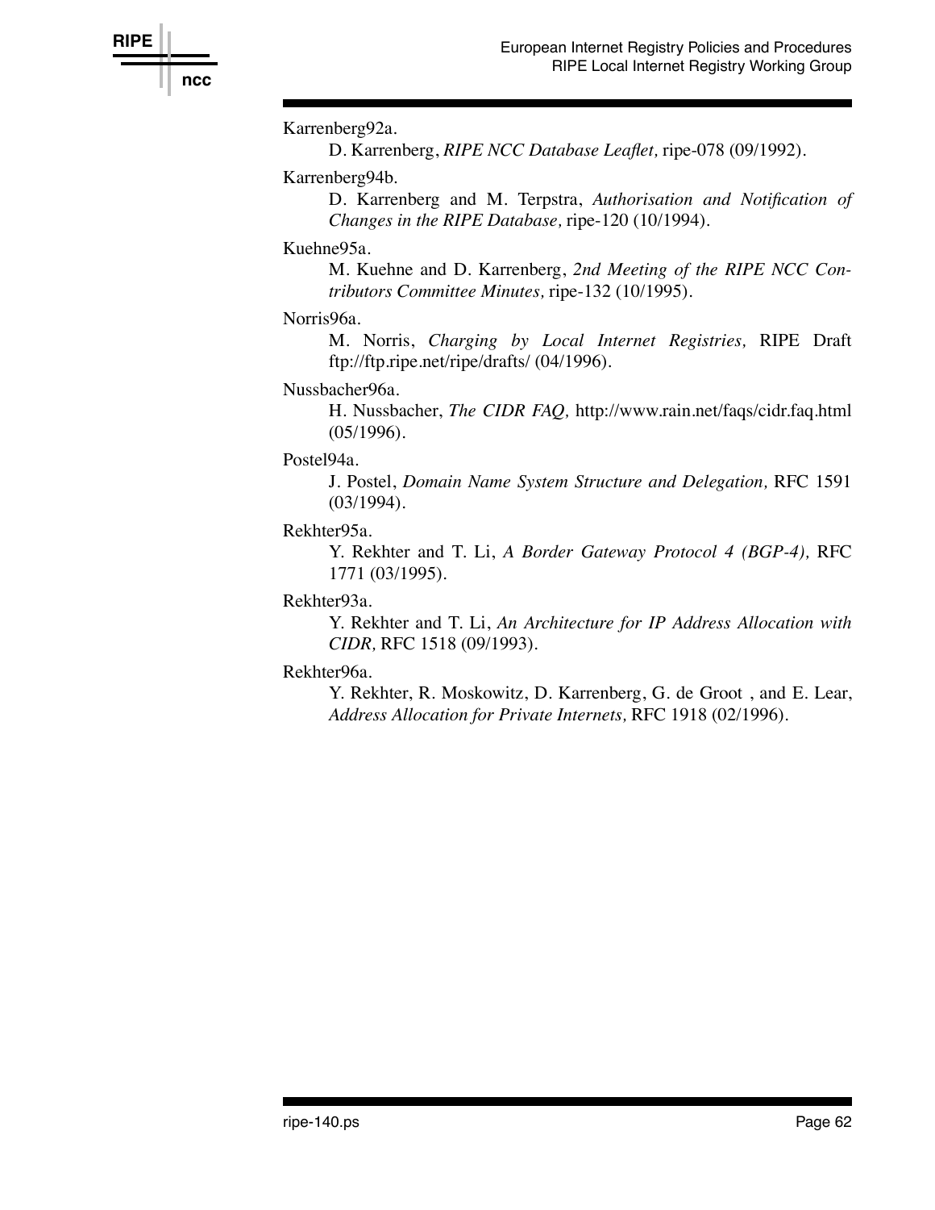Karrenberg92a.

D. Karrenberg, *RIPE NCC Database Leaflet,* ripe-078 (09/1992).

Karrenberg94b.

D. Karrenberg and M. Terpstra, *Authorisation and Notification of Changes in the RIPE Database,* ripe-120 (10/1994).

Kuehne95a.

M. Kuehne and D. Karrenberg, *2nd Meeting of the RIPE NCC Contributors Committee Minutes,* ripe-132 (10/1995).

Norris96a.

M. Norris, *Charging by Local Internet Registries,* RIPE Draft ftp://ftp.ripe.net/ripe/drafts/ (04/1996).

Nussbacher96a.

H. Nussbacher, *The CIDR FAQ,* http://www.rain.net/faqs/cidr.faq.html (05/1996).

Postel94a.

J. Postel, *Domain Name System Structure and Delegation,* RFC 1591 (03/1994).

Rekhter95a.

Y. Rekhter and T. Li, *A Border Gateway Protocol 4 (BGP-4),* RFC 1771 (03/1995).

Rekhter93a.

Y. Rekhter and T. Li, *An Architecture for IP Address Allocation with CIDR,* RFC 1518 (09/1993).

Rekhter96a.

Y. Rekhter, R. Moskowitz, D. Karrenberg, G. de Groot , and E. Lear, *Address Allocation for Private Internets,* RFC 1918 (02/1996).